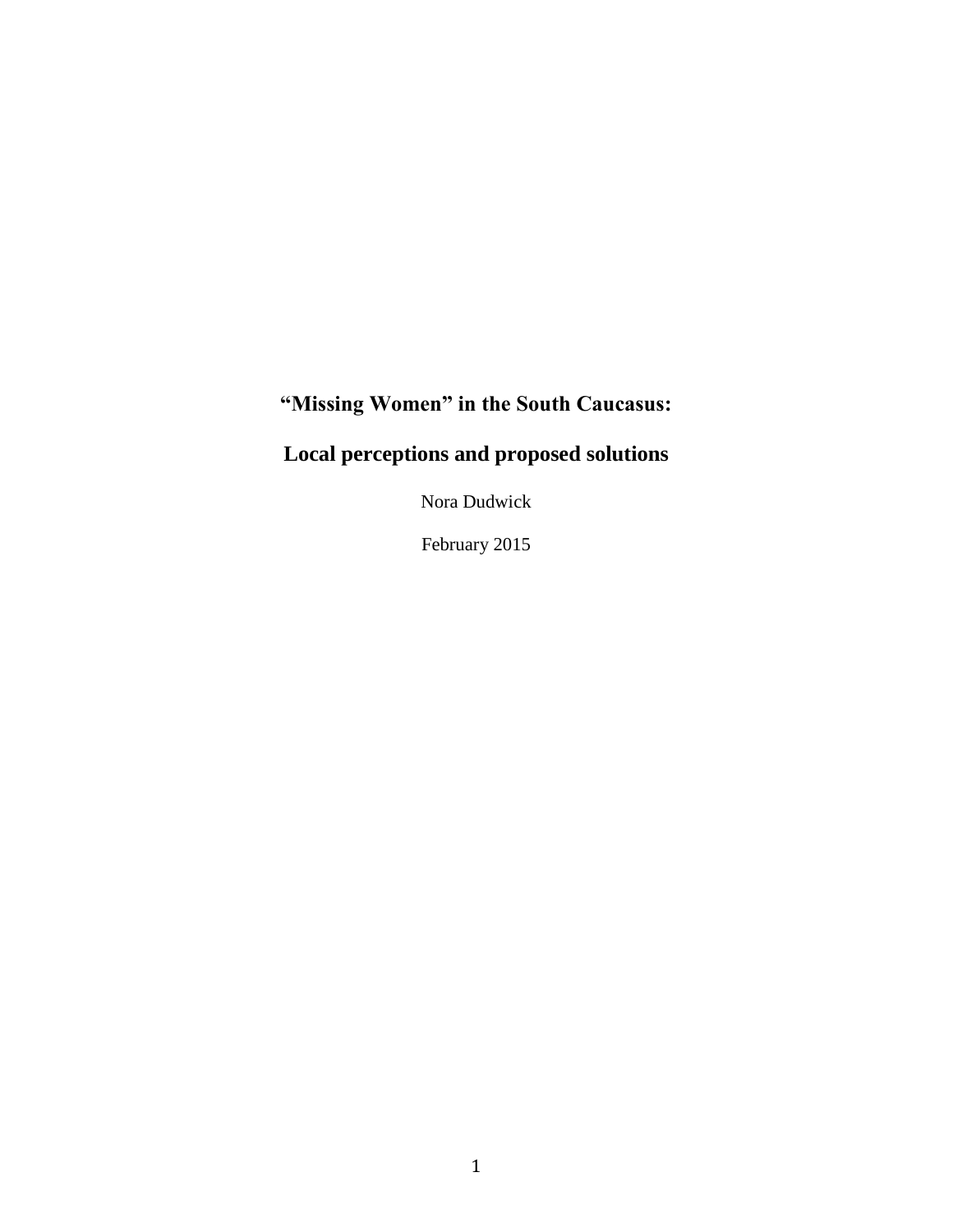# "Missing Women" in the South Caucasus:

# Local perceptions and proposed solutions

Nora Dudwick

February 2015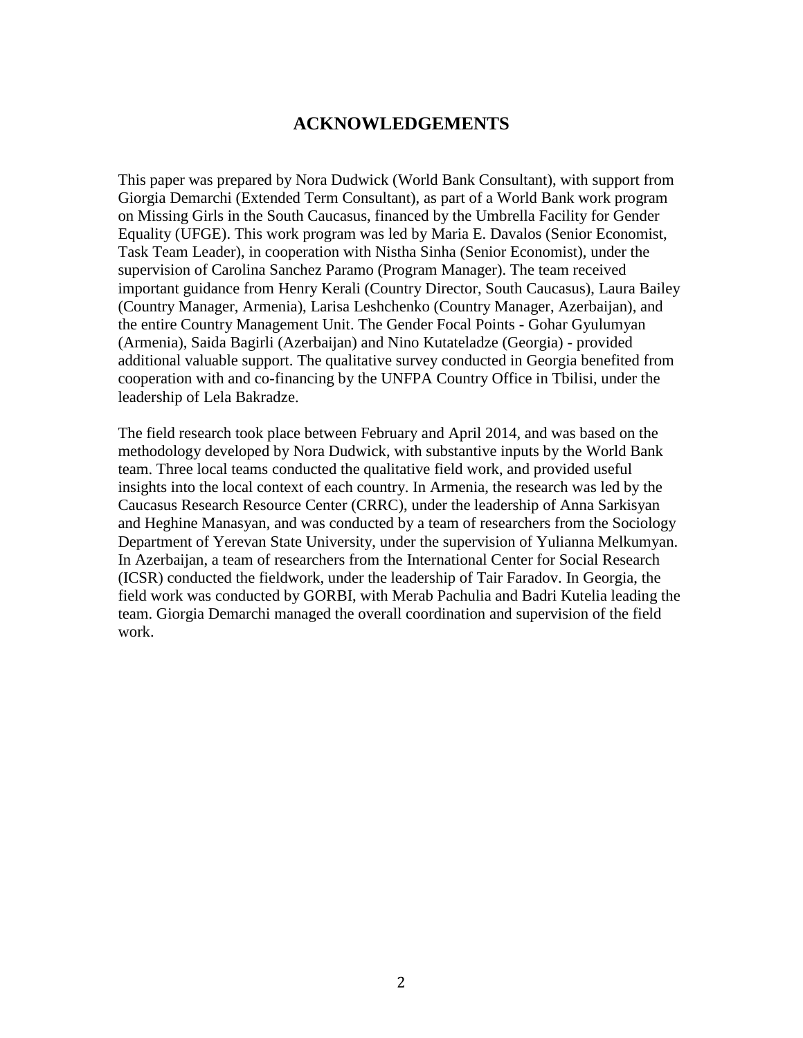## ACKNOWLEDGEMENTS

This paper was prepared by Nora Dudwick (World Bank Consultant), with support from Giorgia Demarchi (Extended Term Consultant), as part of a World Bank work program on Missing Girls in the South Caucasus, financed by the Umbrella Facility for Gender Equality (UFGE). This work program was led by Maria E. Davalos (Senior Economist, Task Team Leader), in cooperation with Nistha Sinha (Senior Economist), under the supervision of Carolina Sanchez Paramo (Program Manager). The team received important guidance from Henry Kerali (Country Director, South Caucasus), Laura Bailey (Country Manager, Armenia), Larisa Leshchenko (Country Manager, Azerbaijan), and the entire Country Management Unit. The Gender Focal Points - Gohar Gyulumyan (Armenia), Saida Bagirli (Azerbaijan) and Nino Kutateladze (Georgia) - provided additional valuable support. The qualitative survey conducted in Georgia benefited from cooperation with and co-financing by the UNFPA Country Office in Tbilisi, under the leadership of Lela Bakradze.

The field research took place between February and April 2014, and was based on the methodology developed by Nora Dudwick, with substantive inputs by the World Bank team. Three local teams conducted the qualitative field work, and provided useful insights into the local context of each country. In Armenia, the research was led by the Caucasus Research Resource Center (CRRC), under the leadership of Anna Sarkisyan and Heghine Manasyan, and was conducted by a team of researchers from the Sociology Department of Yerevan State University, under the supervision of Yulianna Melkumyan. In Azerbaijan, a team of researchers from the International Center for Social Research (ICSR) conducted the fieldwork, under the leadership of Tair Faradov. In Georgia, the field work was conducted by GORBI, with Merab Pachulia and Badri Kutelia leading the team. Giorgia Demarchi managed the overall coordination and supervision of the field work.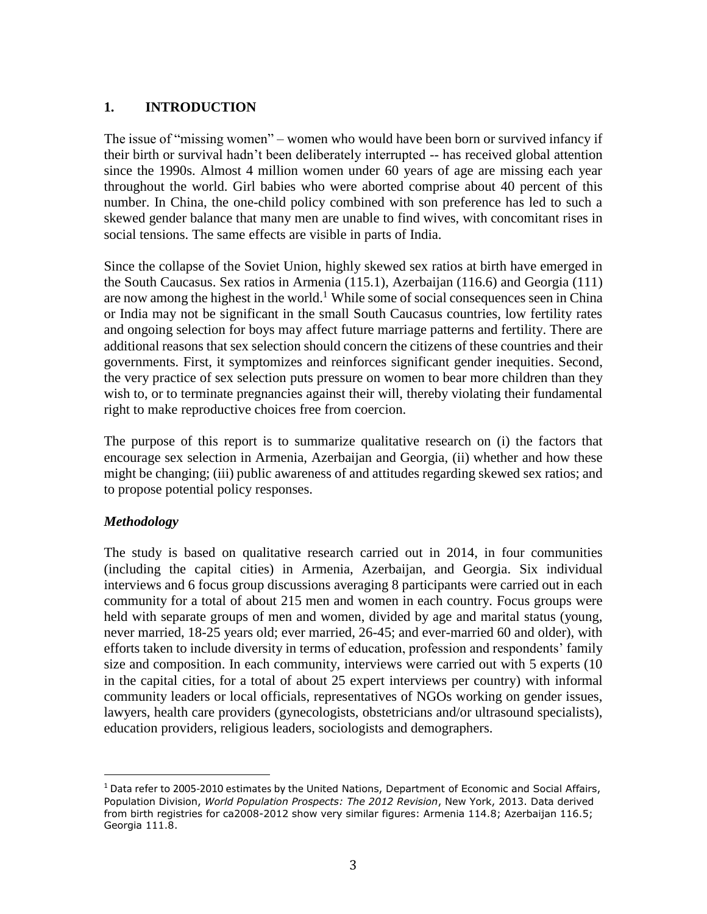## 1. INTRODUCTION

The issue of "missing women" – women who would have been born or survived infancy if their birth or survival hadn't been deliberately interrupted -- has received global attention since the 1990s. Almost 4 million women under 60 years of age are missing each year throughout the world. Girl babies who were aborted comprise about 40 percent of this number. In China, the one-child policy combined with son preference has led to such a skewed gender balance that many men are unable to find wives, with concomitant rises in social tensions. The same effects are visible in parts of India.

Since the collapse of the Soviet Union, highly skewed sex ratios at birth have emerged in the South Caucasus. Sex ratios in Armenia (115.1), Azerbaijan (116.6) and Georgia (111) are now among the highest in the world.[1] While some of social consequences seen in China or India may not be significant in the small South Caucasus countries, low fertility rates and ongoing selection for boys may affect future marriage patterns and fertility. There are additional reasons that sex selection should concern the citizens of these countries and their governments. First, it symptomizes and reinforces significant gender inequities. Second, the very practice of sex selection puts pressure on women to bear more children than they wish to, or to terminate pregnancies against their will, thereby violating their fundamental right to make reproductive choices free from coercion.

The purpose of this report is to summarize qualitative research on (i) the factors that encourage sex selection in Armenia, Azerbaijan and Georgia, (ii) whether and how these might be changing; (iii) public awareness of and attitudes regarding skewed sex ratios; and to propose potential policy responses.

### *Methodology*

The study is based on qualitative research carried out in 2014, in four communities (including the capital cities) in Armenia, Azerbaijan, and Georgia. Six individual interviews and 6 focus group discussions averaging 8 participants were carried out in each community for a total of about 215 men and women in each country. Focus groups were held with separate groups of men and women, divided by age and marital status (young, never married, 18-25 years old; ever married, 26-45; and ever-married 60 and older), with efforts taken to include diversity in terms of education, profession and respondents' family size and composition. In each community, interviews were carried out with 5 experts (10 in the capital cities, for a total of about 25 expert interviews per country) with informal community leaders or local officials, representatives of NGOs working on gender issues, lawyers, health care providers (gynecologists, obstetricians and/or ultrasound specialists), education providers, religious leaders, sociologists and demographers.

---

[1] Data refer to 2005-2010 estimates by the United Nations, Department of Economic and Social Affairs, Population Division, *World Population Prospects: The 2012 Revision*, New York, 2013. Data derived from birth registries for ca2008-2012 show very similar figures: Armenia 114.8; Azerbaijan 116.5; Georgia 111.8.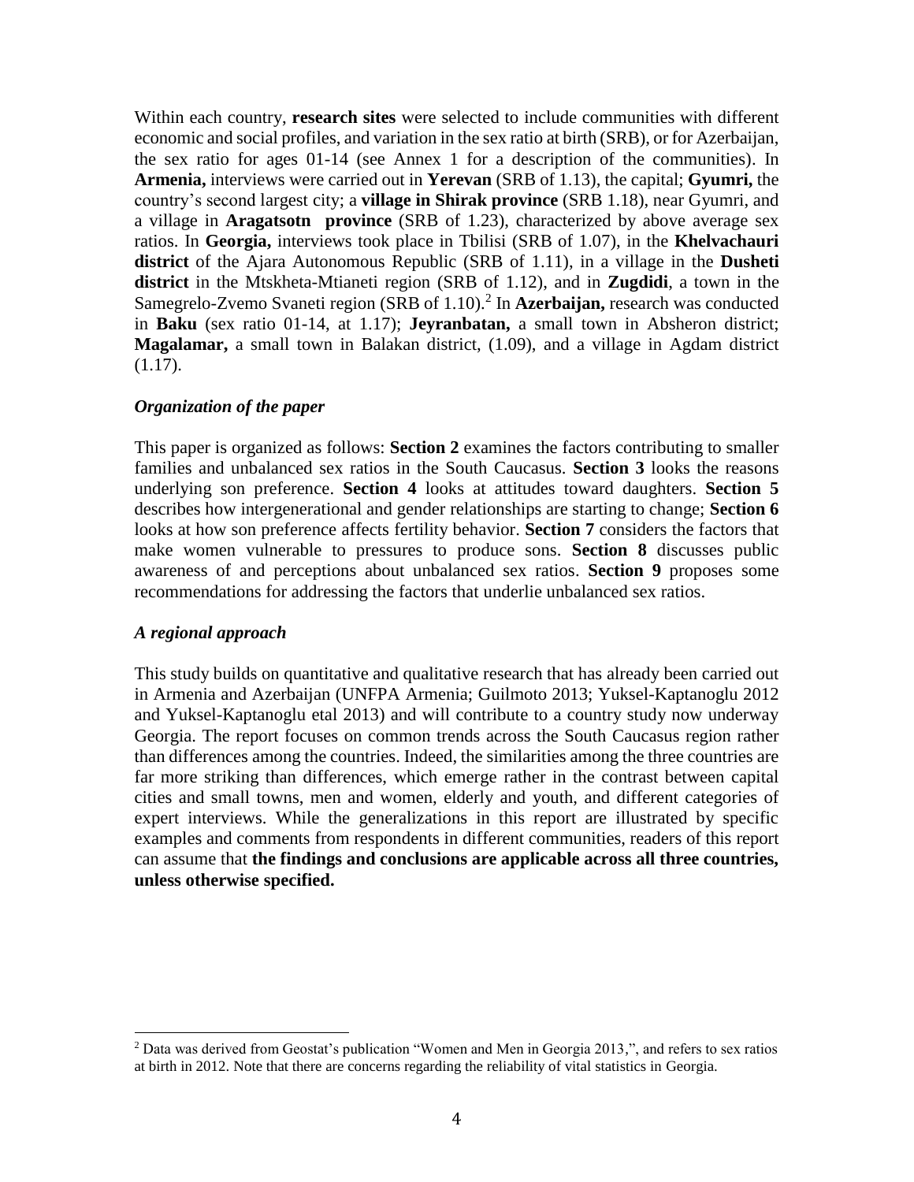Within each country, **research sites** were selected to include communities with different economic and social profiles, and variation in the sex ratio at birth (SRB), or for Azerbaijan, the sex ratio for ages 01-14 (see Annex 1 for a description of the communities). In **Armenia,** interviews were carried out in **Yerevan** (SRB of 1.13), the capital; **Gyumri,** the country's second largest city; a **village in Shirak province** (SRB 1.18), near Gyumri, and a village in **Aragatsotn province** (SRB of 1.23), characterized by above average sex ratios. In **Georgia,** interviews took place in Tbilisi (SRB of 1.07), in the **Khelvachauri district** of the Ajara Autonomous Republic (SRB of 1.11), in a village in the **Dusheti district** in the Mtskheta-Mtianeti region (SRB of 1.12), and in **Zugdidi**, a town in the Samegrelo-Zvemo Svaneti region (SRB of 1.10).[2] In **Azerbaijan,** research was conducted in **Baku** (sex ratio 01-14, at 1.17); **Jeyranbatan,** a small town in Absheron district; **Magalamar,** a small town in Balakan district, (1.09), and a village in Agdam district (1.17).

### *Organization of the paper*

This paper is organized as follows: **Section 2** examines the factors contributing to smaller families and unbalanced sex ratios in the South Caucasus. **Section 3** looks the reasons underlying son preference. **Section 4** looks at attitudes toward daughters. **Section 5** describes how intergenerational and gender relationships are starting to change; **Section 6** looks at how son preference affects fertility behavior. **Section 7** considers the factors that make women vulnerable to pressures to produce sons. **Section 8** discusses public awareness of and perceptions about unbalanced sex ratios. **Section 9** proposes some recommendations for addressing the factors that underlie unbalanced sex ratios.

### *A regional approach*

This study builds on quantitative and qualitative research that has already been carried out in Armenia and Azerbaijan (UNFPA Armenia; Guilmoto 2013; Yuksel-Kaptanoglu 2012 and Yuksel-Kaptanoglu etal 2013) and will contribute to a country study now underway Georgia. The report focuses on common trends across the South Caucasus region rather than differences among the countries. Indeed, the similarities among the three countries are far more striking than differences, which emerge rather in the contrast between capital cities and small towns, men and women, elderly and youth, and different categories of expert interviews. While the generalizations in this report are illustrated by specific examples and comments from respondents in different communities, readers of this report can assume that **the findings and conclusions are applicable across all three countries, unless otherwise specified.**

---

[2] Data was derived from Geostat's publication "Women and Men in Georgia 2013,", and refers to sex ratios at birth in 2012. Note that there are concerns regarding the reliability of vital statistics in Georgia.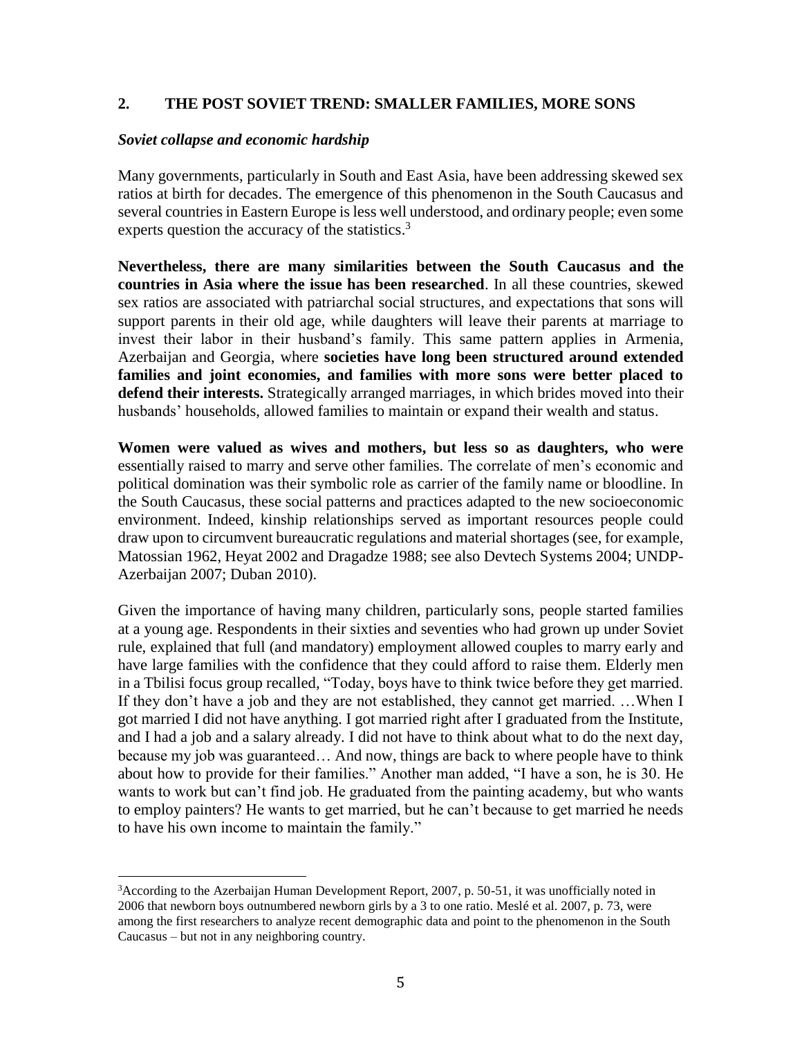## 2. THE POST SOVIET TREND: SMALLER FAMILIES, MORE SONS

### *Soviet collapse and economic hardship*

Many governments, particularly in South and East Asia, have been addressing skewed sex ratios at birth for decades. The emergence of this phenomenon in the South Caucasus and several countries in Eastern Europe is less well understood, and ordinary people; even some experts question the accuracy of the statistics.[3]

**Nevertheless, there are many similarities between the South Caucasus and the countries in Asia where the issue has been researched**. In all these countries, skewed sex ratios are associated with patriarchal social structures, and expectations that sons will support parents in their old age, while daughters will leave their parents at marriage to invest their labor in their husband's family. This same pattern applies in Armenia, Azerbaijan and Georgia, where **societies have long been structured around extended families and joint economies, and families with more sons were better placed to defend their interests.** Strategically arranged marriages, in which brides moved into their husbands' households, allowed families to maintain or expand their wealth and status.

**Women were valued as wives and mothers, but less so as daughters, who were** essentially raised to marry and serve other families. The correlate of men's economic and political domination was their symbolic role as carrier of the family name or bloodline. In the South Caucasus, these social patterns and practices adapted to the new socioeconomic environment. Indeed, kinship relationships served as important resources people could draw upon to circumvent bureaucratic regulations and material shortages (see, for example, Matossian 1962, Heyat 2002 and Dragadze 1988; see also Devtech Systems 2004; UNDP-Azerbaijan 2007; Duban 2010).

Given the importance of having many children, particularly sons, people started families at a young age. Respondents in their sixties and seventies who had grown up under Soviet rule, explained that full (and mandatory) employment allowed couples to marry early and have large families with the confidence that they could afford to raise them. Elderly men in a Tbilisi focus group recalled, "Today, boys have to think twice before they get married. If they don't have a job and they are not established, they cannot get married. …When I got married I did not have anything. I got married right after I graduated from the Institute, and I had a job and a salary already. I did not have to think about what to do the next day, because my job was guaranteed… And now, things are back to where people have to think about how to provide for their families." Another man added, "I have a son, he is 30. He wants to work but can't find job. He graduated from the painting academy, but who wants to employ painters? He wants to get married, but he can't because to get married he needs to have his own income to maintain the family."

---

[3] According to the Azerbaijan Human Development Report, 2007, p. 50-51, it was unofficially noted in 2006 that newborn boys outnumbered newborn girls by a 3 to one ratio. Meslé et al. 2007, p. 73, were among the first researchers to analyze recent demographic data and point to the phenomenon in the South Caucasus – but not in any neighboring country.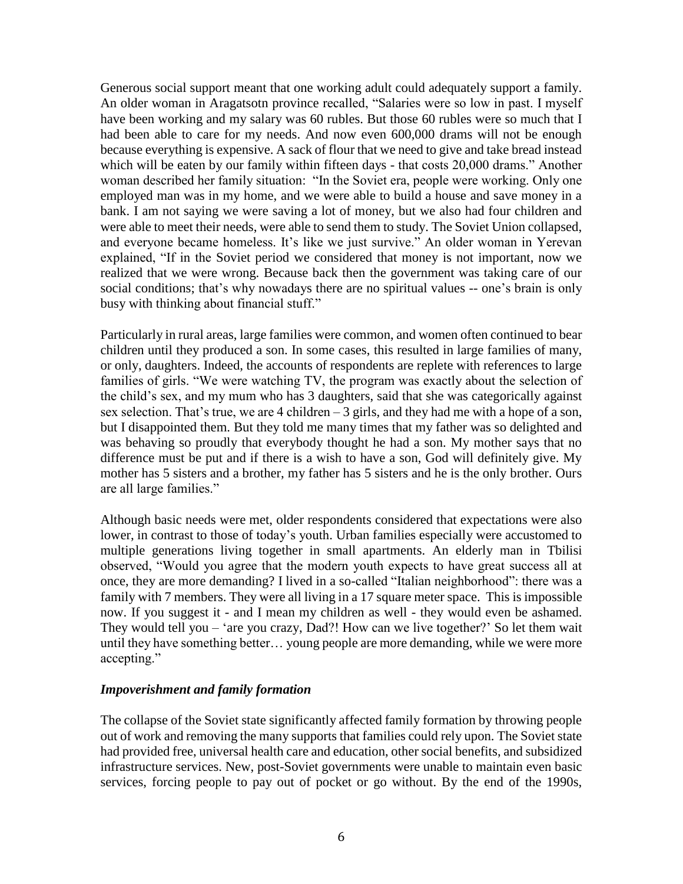Generous social support meant that one working adult could adequately support a family. An older woman in Aragatsotn province recalled, "Salaries were so low in past. I myself have been working and my salary was 60 rubles. But those 60 rubles were so much that I had been able to care for my needs. And now even 600,000 drams will not be enough because everything is expensive. A sack of flour that we need to give and take bread instead which will be eaten by our family within fifteen days - that costs 20,000 drams." Another woman described her family situation: "In the Soviet era, people were working. Only one employed man was in my home, and we were able to build a house and save money in a bank. I am not saying we were saving a lot of money, but we also had four children and were able to meet their needs, were able to send them to study. The Soviet Union collapsed, and everyone became homeless. It's like we just survive." An older woman in Yerevan explained, "If in the Soviet period we considered that money is not important, now we realized that we were wrong. Because back then the government was taking care of our social conditions; that's why nowadays there are no spiritual values -- one's brain is only busy with thinking about financial stuff."

Particularly in rural areas, large families were common, and women often continued to bear children until they produced a son. In some cases, this resulted in large families of many, or only, daughters. Indeed, the accounts of respondents are replete with references to large families of girls. "We were watching TV, the program was exactly about the selection of the child's sex, and my mum who has 3 daughters, said that she was categorically against sex selection. That's true, we are 4 children – 3 girls, and they had me with a hope of a son, but I disappointed them. But they told me many times that my father was so delighted and was behaving so proudly that everybody thought he had a son. My mother says that no difference must be put and if there is a wish to have a son, God will definitely give. My mother has 5 sisters and a brother, my father has 5 sisters and he is the only brother. Ours are all large families."

Although basic needs were met, older respondents considered that expectations were also lower, in contrast to those of today's youth. Urban families especially were accustomed to multiple generations living together in small apartments. An elderly man in Tbilisi observed, "Would you agree that the modern youth expects to have great success all at once, they are more demanding? I lived in a so-called "Italian neighborhood": there was a family with 7 members. They were all living in a 17 square meter space. This is impossible now. If you suggest it - and I mean my children as well - they would even be ashamed. They would tell you – 'are you crazy, Dad?! How can we live together?' So let them wait until they have something better… young people are more demanding, while we were more accepting."

### *Impoverishment and family formation*

The collapse of the Soviet state significantly affected family formation by throwing people out of work and removing the many supports that families could rely upon. The Soviet state had provided free, universal health care and education, other social benefits, and subsidized infrastructure services. New, post-Soviet governments were unable to maintain even basic services, forcing people to pay out of pocket or go without. By the end of the 1990s,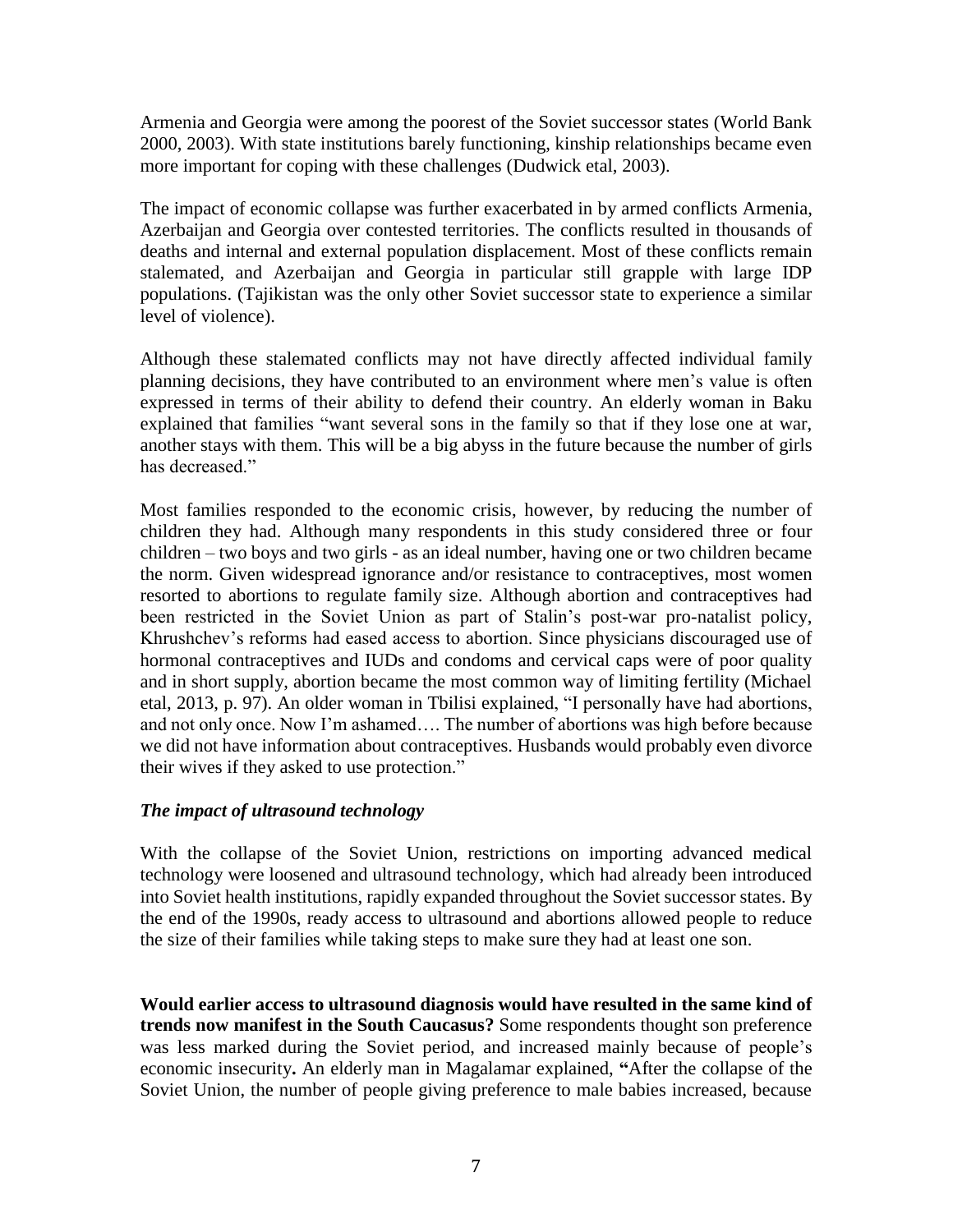Armenia and Georgia were among the poorest of the Soviet successor states (World Bank 2000, 2003). With state institutions barely functioning, kinship relationships became even more important for coping with these challenges (Dudwick etal, 2003).

The impact of economic collapse was further exacerbated in by armed conflicts Armenia, Azerbaijan and Georgia over contested territories. The conflicts resulted in thousands of deaths and internal and external population displacement. Most of these conflicts remain stalemated, and Azerbaijan and Georgia in particular still grapple with large IDP populations. (Tajikistan was the only other Soviet successor state to experience a similar level of violence).

Although these stalemated conflicts may not have directly affected individual family planning decisions, they have contributed to an environment where men's value is often expressed in terms of their ability to defend their country. An elderly woman in Baku explained that families "want several sons in the family so that if they lose one at war, another stays with them. This will be a big abyss in the future because the number of girls has decreased."

Most families responded to the economic crisis, however, by reducing the number of children they had. Although many respondents in this study considered three or four children – two boys and two girls - as an ideal number, having one or two children became the norm. Given widespread ignorance and/or resistance to contraceptives, most women resorted to abortions to regulate family size. Although abortion and contraceptives had been restricted in the Soviet Union as part of Stalin's post-war pro-natalist policy, Khrushchev's reforms had eased access to abortion. Since physicians discouraged use of hormonal contraceptives and IUDs and condoms and cervical caps were of poor quality and in short supply, abortion became the most common way of limiting fertility (Michael etal, 2013, p. 97). An older woman in Tbilisi explained, "I personally have had abortions, and not only once. Now I'm ashamed…. The number of abortions was high before because we did not have information about contraceptives. Husbands would probably even divorce their wives if they asked to use protection."

### *The impact of ultrasound technology*

With the collapse of the Soviet Union, restrictions on importing advanced medical technology were loosened and ultrasound technology, which had already been introduced into Soviet health institutions, rapidly expanded throughout the Soviet successor states. By the end of the 1990s, ready access to ultrasound and abortions allowed people to reduce the size of their families while taking steps to make sure they had at least one son.

**Would earlier access to ultrasound diagnosis would have resulted in the same kind of trends now manifest in the South Caucasus?** Some respondents thought son preference was less marked during the Soviet period, and increased mainly because of people's economic insecurity**.** An elderly man in Magalamar explained, **"**After the collapse of the Soviet Union, the number of people giving preference to male babies increased, because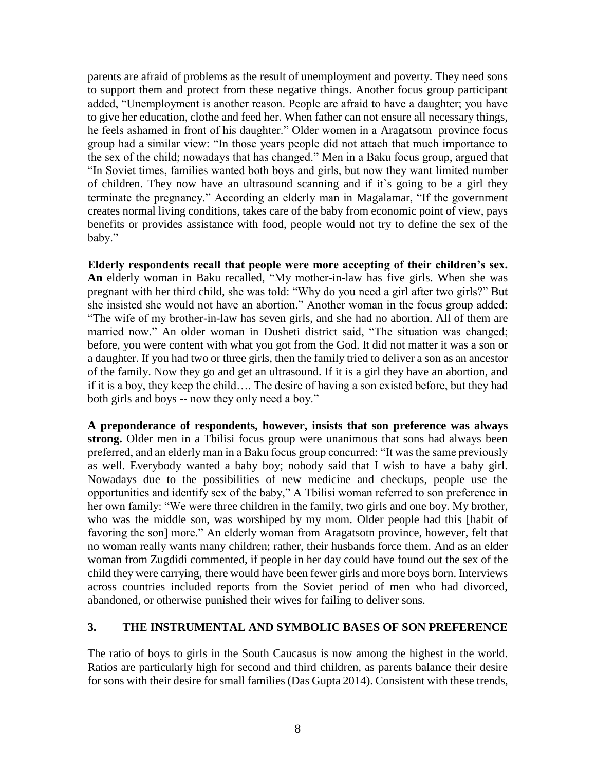parents are afraid of problems as the result of unemployment and poverty. They need sons to support them and protect from these negative things. Another focus group participant added, "Unemployment is another reason. People are afraid to have a daughter; you have to give her education, clothe and feed her. When father can not ensure all necessary things, he feels ashamed in front of his daughter." Older women in a Aragatsotn province focus group had a similar view: "In those years people did not attach that much importance to the sex of the child; nowadays that has changed." Men in a Baku focus group, argued that "In Soviet times, families wanted both boys and girls, but now they want limited number of children. They now have an ultrasound scanning and if it`s going to be a girl they terminate the pregnancy." According an elderly man in Magalamar, "If the government creates normal living conditions, takes care of the baby from economic point of view, pays benefits or provides assistance with food, people would not try to define the sex of the baby."

**Elderly respondents recall that people were more accepting of their children's sex. An** elderly woman in Baku recalled, "My mother-in-law has five girls. When she was pregnant with her third child, she was told: "Why do you need a girl after two girls?" But she insisted she would not have an abortion." Another woman in the focus group added: "The wife of my brother-in-law has seven girls, and she had no abortion. All of them are married now." An older woman in Dusheti district said, "The situation was changed; before, you were content with what you got from the God. It did not matter it was a son or a daughter. If you had two or three girls, then the family tried to deliver a son as an ancestor of the family. Now they go and get an ultrasound. If it is a girl they have an abortion, and if it is a boy, they keep the child…. The desire of having a son existed before, but they had both girls and boys -- now they only need a boy."

**A preponderance of respondents, however, insists that son preference was always strong.** Older men in a Tbilisi focus group were unanimous that sons had always been preferred, and an elderly man in a Baku focus group concurred: "It was the same previously as well. Everybody wanted a baby boy; nobody said that I wish to have a baby girl. Nowadays due to the possibilities of new medicine and checkups, people use the opportunities and identify sex of the baby," A Tbilisi woman referred to son preference in her own family: "We were three children in the family, two girls and one boy. My brother, who was the middle son, was worshiped by my mom. Older people had this [habit of favoring the son] more." An elderly woman from Aragatsotn province, however, felt that no woman really wants many children; rather, their husbands force them. And as an elder woman from Zugdidi commented, if people in her day could have found out the sex of the child they were carrying, there would have been fewer girls and more boys born. Interviews across countries included reports from the Soviet period of men who had divorced, abandoned, or otherwise punished their wives for failing to deliver sons.

## 3. THE INSTRUMENTAL AND SYMBOLIC BASES OF SON PREFERENCE

The ratio of boys to girls in the South Caucasus is now among the highest in the world. Ratios are particularly high for second and third children, as parents balance their desire for sons with their desire for small families (Das Gupta 2014). Consistent with these trends,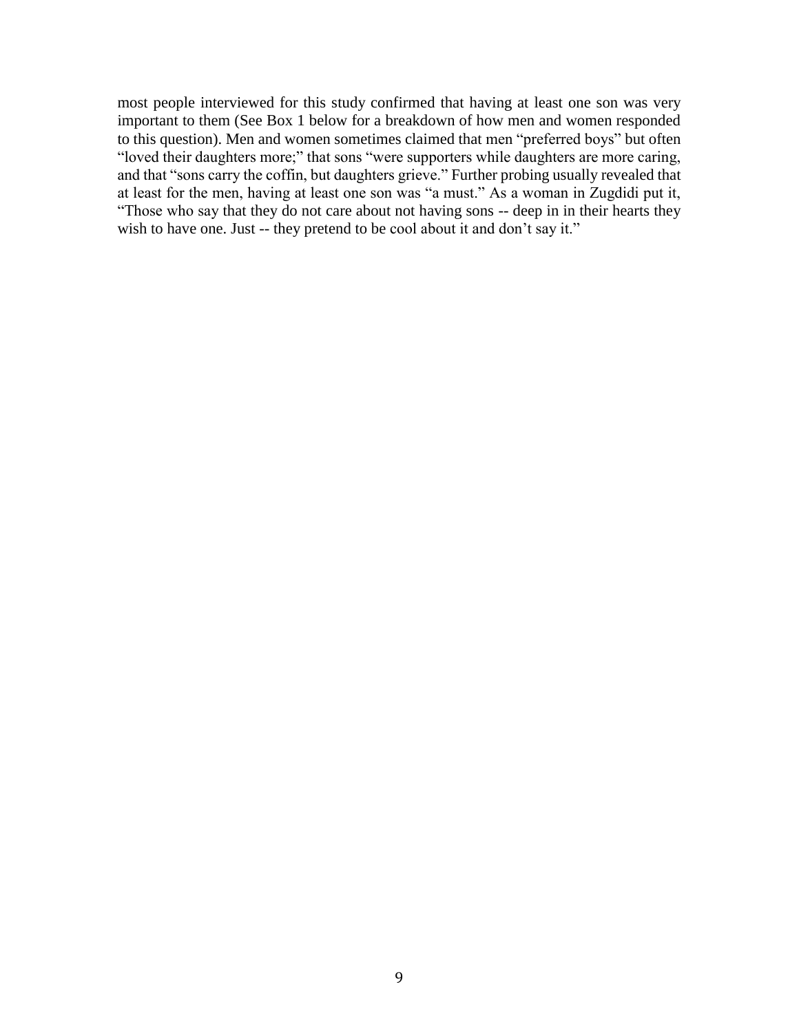most people interviewed for this study confirmed that having at least one son was very important to them (See Box 1 below for a breakdown of how men and women responded to this question). Men and women sometimes claimed that men "preferred boys" but often "loved their daughters more;" that sons "were supporters while daughters are more caring, and that "sons carry the coffin, but daughters grieve." Further probing usually revealed that at least for the men, having at least one son was "a must." As a woman in Zugdidi put it, "Those who say that they do not care about not having sons -- deep in in their hearts they wish to have one. Just -- they pretend to be cool about it and don't say it."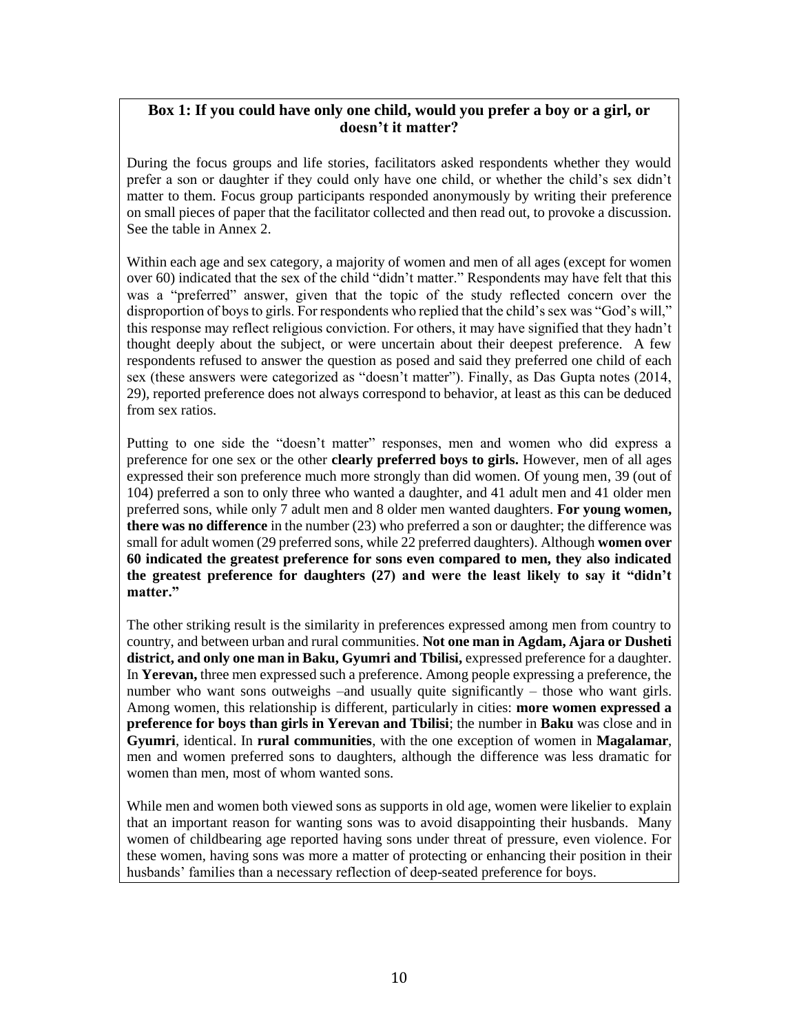### Box 1: If you could have only one child, would you prefer a boy or a girl, or doesn't it matter?

During the focus groups and life stories, facilitators asked respondents whether they would prefer a son or daughter if they could only have one child, or whether the child's sex didn't matter to them. Focus group participants responded anonymously by writing their preference on small pieces of paper that the facilitator collected and then read out, to provoke a discussion. See the table in Annex 2.

Within each age and sex category, a majority of women and men of all ages (except for women over 60) indicated that the sex of the child "didn't matter." Respondents may have felt that this was a "preferred" answer, given that the topic of the study reflected concern over the disproportion of boys to girls. For respondents who replied that the child's sex was "God's will," this response may reflect religious conviction. For others, it may have signified that they hadn't thought deeply about the subject, or were uncertain about their deepest preference. A few respondents refused to answer the question as posed and said they preferred one child of each sex (these answers were categorized as "doesn't matter"). Finally, as Das Gupta notes (2014, 29), reported preference does not always correspond to behavior, at least as this can be deduced from sex ratios.

Putting to one side the "doesn't matter" responses, men and women who did express a preference for one sex or the other **clearly preferred boys to girls.** However, men of all ages expressed their son preference much more strongly than did women. Of young men, 39 (out of 104) preferred a son to only three who wanted a daughter, and 41 adult men and 41 older men preferred sons, while only 7 adult men and 8 older men wanted daughters. **For young women, there was no difference** in the number (23) who preferred a son or daughter; the difference was small for adult women (29 preferred sons, while 22 preferred daughters). Although **women over 60 indicated the greatest preference for sons even compared to men, they also indicated the greatest preference for daughters (27) and were the least likely to say it "didn't matter."**

The other striking result is the similarity in preferences expressed among men from country to country, and between urban and rural communities. **Not one man in Agdam, Ajara or Dusheti district, and only one man in Baku, Gyumri and Tbilisi,** expressed preference for a daughter. In **Yerevan,** three men expressed such a preference. Among people expressing a preference, the number who want sons outweighs –and usually quite significantly – those who want girls. Among women, this relationship is different, particularly in cities: **more women expressed a preference for boys than girls in Yerevan and Tbilisi**; the number in **Baku** was close and in **Gyumri**, identical. In **rural communities**, with the one exception of women in **Magalamar**, men and women preferred sons to daughters, although the difference was less dramatic for women than men, most of whom wanted sons.

While men and women both viewed sons as supports in old age, women were likelier to explain that an important reason for wanting sons was to avoid disappointing their husbands. Many women of childbearing age reported having sons under threat of pressure, even violence. For these women, having sons was more a matter of protecting or enhancing their position in their husbands' families than a necessary reflection of deep-seated preference for boys.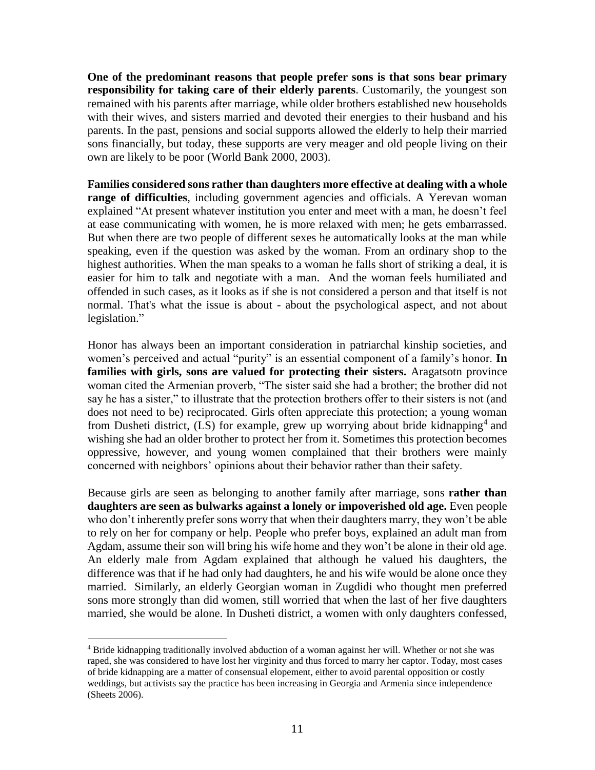**One of the predominant reasons that people prefer sons is that sons bear primary responsibility for taking care of their elderly parents**. Customarily, the youngest son remained with his parents after marriage, while older brothers established new households with their wives, and sisters married and devoted their energies to their husband and his parents. In the past, pensions and social supports allowed the elderly to help their married sons financially, but today, these supports are very meager and old people living on their own are likely to be poor (World Bank 2000, 2003).

**Families considered sons rather than daughters more effective at dealing with a whole range of difficulties**, including government agencies and officials. A Yerevan woman explained "At present whatever institution you enter and meet with a man, he doesn't feel at ease communicating with women, he is more relaxed with men; he gets embarrassed. But when there are two people of different sexes he automatically looks at the man while speaking, even if the question was asked by the woman. From an ordinary shop to the highest authorities. When the man speaks to a woman he falls short of striking a deal, it is easier for him to talk and negotiate with a man. And the woman feels humiliated and offended in such cases, as it looks as if she is not considered a person and that itself is not normal. That's what the issue is about - about the psychological aspect, and not about legislation."

Honor has always been an important consideration in patriarchal kinship societies, and women's perceived and actual "purity" is an essential component of a family's honor. **In families with girls, sons are valued for protecting their sisters.** Aragatsotn province woman cited the Armenian proverb, "The sister said she had a brother; the brother did not say he has a sister," to illustrate that the protection brothers offer to their sisters is not (and does not need to be) reciprocated. Girls often appreciate this protection; a young woman from Dusheti district, (LS) for example, grew up worrying about bride kidnapping[4] and wishing she had an older brother to protect her from it. Sometimes this protection becomes oppressive, however, and young women complained that their brothers were mainly concerned with neighbors' opinions about their behavior rather than their safety.

Because girls are seen as belonging to another family after marriage, sons **rather than daughters are seen as bulwarks against a lonely or impoverished old age.** Even people who don't inherently prefer sons worry that when their daughters marry, they won't be able to rely on her for company or help. People who prefer boys, explained an adult man from Agdam, assume their son will bring his wife home and they won't be alone in their old age. An elderly male from Agdam explained that although he valued his daughters, the difference was that if he had only had daughters, he and his wife would be alone once they married. Similarly, an elderly Georgian woman in Zugdidi who thought men preferred sons more strongly than did women, still worried that when the last of her five daughters married, she would be alone. In Dusheti district, a women with only daughters confessed,

[4] Bride kidnapping traditionally involved abduction of a woman against her will. Whether or not she was raped, she was considered to have lost her virginity and thus forced to marry her captor. Today, most cases of bride kidnapping are a matter of consensual elopement, either to avoid parental opposition or costly weddings, but activists say the practice has been increasing in Georgia and Armenia since independence (Sheets 2006).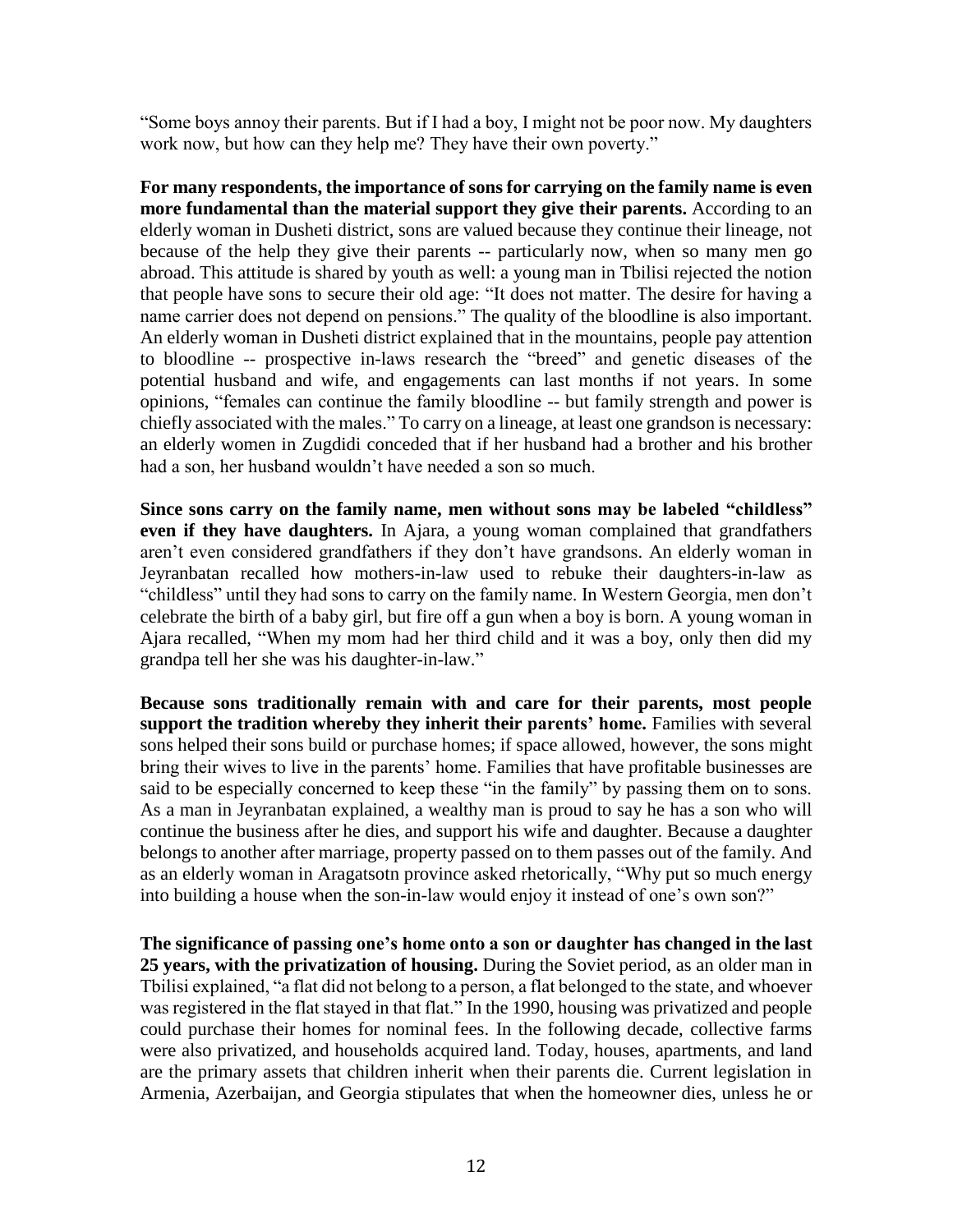"Some boys annoy their parents. But if I had a boy, I might not be poor now. My daughters work now, but how can they help me? They have their own poverty."

**For many respondents, the importance of sons for carrying on the family name is even more fundamental than the material support they give their parents.** According to an elderly woman in Dusheti district, sons are valued because they continue their lineage, not because of the help they give their parents -- particularly now, when so many men go abroad. This attitude is shared by youth as well: a young man in Tbilisi rejected the notion that people have sons to secure their old age: "It does not matter. The desire for having a name carrier does not depend on pensions." The quality of the bloodline is also important. An elderly woman in Dusheti district explained that in the mountains, people pay attention to bloodline -- prospective in-laws research the "breed" and genetic diseases of the potential husband and wife, and engagements can last months if not years. In some opinions, "females can continue the family bloodline -- but family strength and power is chiefly associated with the males." To carry on a lineage, at least one grandson is necessary: an elderly women in Zugdidi conceded that if her husband had a brother and his brother had a son, her husband wouldn't have needed a son so much.

**Since sons carry on the family name, men without sons may be labeled "childless" even if they have daughters.** In Ajara, a young woman complained that grandfathers aren't even considered grandfathers if they don't have grandsons. An elderly woman in Jeyranbatan recalled how mothers-in-law used to rebuke their daughters-in-law as "childless" until they had sons to carry on the family name. In Western Georgia, men don't celebrate the birth of a baby girl, but fire off a gun when a boy is born. A young woman in Ajara recalled, "When my mom had her third child and it was a boy, only then did my grandpa tell her she was his daughter-in-law."

**Because sons traditionally remain with and care for their parents, most people support the tradition whereby they inherit their parents' home.** Families with several sons helped their sons build or purchase homes; if space allowed, however, the sons might bring their wives to live in the parents' home. Families that have profitable businesses are said to be especially concerned to keep these "in the family" by passing them on to sons. As a man in Jeyranbatan explained, a wealthy man is proud to say he has a son who will continue the business after he dies, and support his wife and daughter. Because a daughter belongs to another after marriage, property passed on to them passes out of the family. And as an elderly woman in Aragatsotn province asked rhetorically, "Why put so much energy into building a house when the son-in-law would enjoy it instead of one's own son?"

**The significance of passing one's home onto a son or daughter has changed in the last 25 years, with the privatization of housing.** During the Soviet period, as an older man in Tbilisi explained, "a flat did not belong to a person, a flat belonged to the state, and whoever was registered in the flat stayed in that flat." In the 1990, housing was privatized and people could purchase their homes for nominal fees. In the following decade, collective farms were also privatized, and households acquired land. Today, houses, apartments, and land are the primary assets that children inherit when their parents die. Current legislation in Armenia, Azerbaijan, and Georgia stipulates that when the homeowner dies, unless he or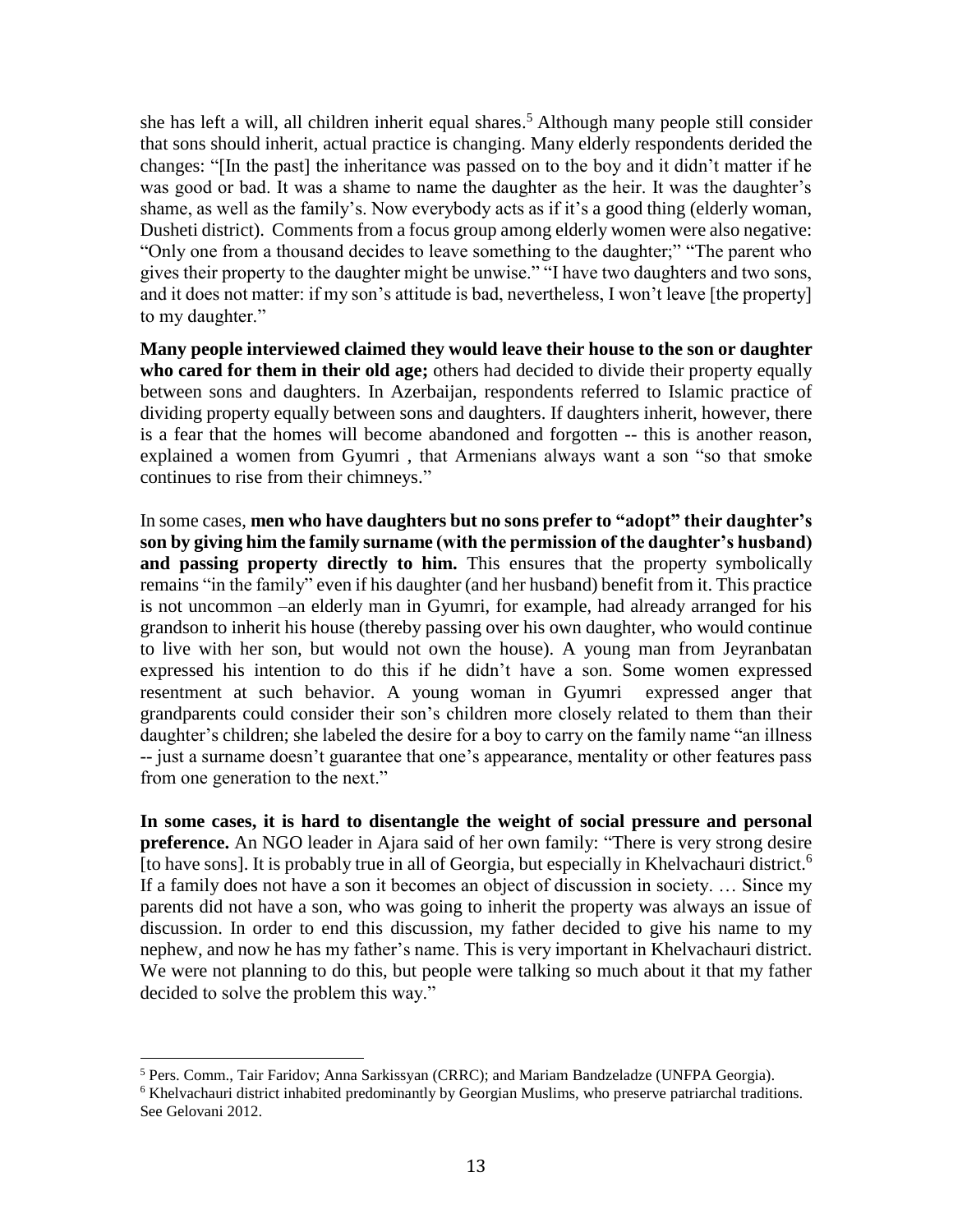she has left a will, all children inherit equal shares.[5] Although many people still consider that sons should inherit, actual practice is changing. Many elderly respondents derided the changes: "[In the past] the inheritance was passed on to the boy and it didn't matter if he was good or bad. It was a shame to name the daughter as the heir. It was the daughter's shame, as well as the family's. Now everybody acts as if it's a good thing (elderly woman, Dusheti district). Comments from a focus group among elderly women were also negative: "Only one from a thousand decides to leave something to the daughter;" "The parent who gives their property to the daughter might be unwise." "I have two daughters and two sons, and it does not matter: if my son's attitude is bad, nevertheless, I won't leave [the property] to my daughter."

**Many people interviewed claimed they would leave their house to the son or daughter who cared for them in their old age;** others had decided to divide their property equally between sons and daughters. In Azerbaijan, respondents referred to Islamic practice of dividing property equally between sons and daughters. If daughters inherit, however, there is a fear that the homes will become abandoned and forgotten -- this is another reason, explained a women from Gyumri , that Armenians always want a son "so that smoke continues to rise from their chimneys."

In some cases, **men who have daughters but no sons prefer to "adopt" their daughter's son by giving him the family surname (with the permission of the daughter's husband) and passing property directly to him.** This ensures that the property symbolically remains "in the family" even if his daughter (and her husband) benefit from it. This practice is not uncommon –an elderly man in Gyumri, for example, had already arranged for his grandson to inherit his house (thereby passing over his own daughter, who would continue to live with her son, but would not own the house). A young man from Jeyranbatan expressed his intention to do this if he didn't have a son. Some women expressed resentment at such behavior. A young woman in Gyumri expressed anger that grandparents could consider their son's children more closely related to them than their daughter's children; she labeled the desire for a boy to carry on the family name "an illness -- just a surname doesn't guarantee that one's appearance, mentality or other features pass from one generation to the next."

**In some cases, it is hard to disentangle the weight of social pressure and personal preference.** An NGO leader in Ajara said of her own family: "There is very strong desire [to have sons]. It is probably true in all of Georgia, but especially in Khelvachauri district.[6] If a family does not have a son it becomes an object of discussion in society. … Since my parents did not have a son, who was going to inherit the property was always an issue of discussion. In order to end this discussion, my father decided to give his name to my nephew, and now he has my father's name. This is very important in Khelvachauri district. We were not planning to do this, but people were talking so much about it that my father decided to solve the problem this way."

---

[5] Pers. Comm., Tair Faridov; Anna Sarkissyan (CRRC); and Mariam Bandzeladze (UNFPA Georgia).

[6] Khelvachauri district inhabited predominantly by Georgian Muslims, who preserve patriarchal traditions. See Gelovani 2012.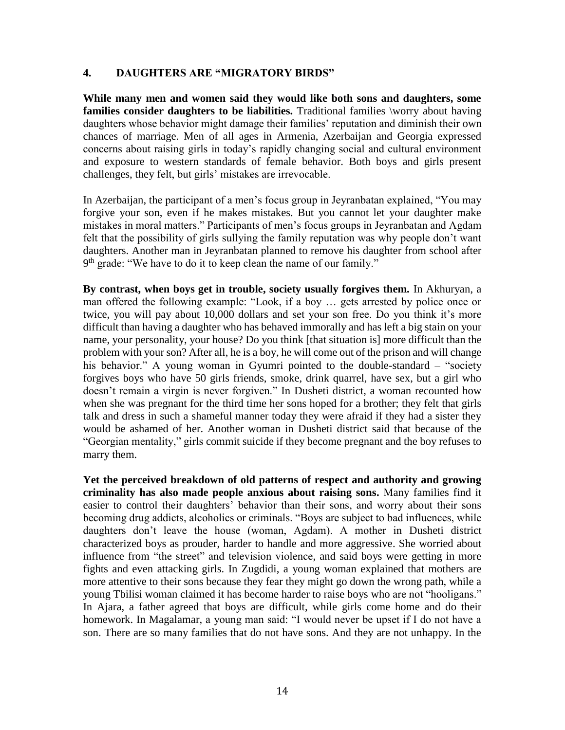## 4. DAUGHTERS ARE "MIGRATORY BIRDS"

**While many men and women said they would like both sons and daughters, some families consider daughters to be liabilities.** Traditional families \worry about having daughters whose behavior might damage their families' reputation and diminish their own chances of marriage. Men of all ages in Armenia, Azerbaijan and Georgia expressed concerns about raising girls in today's rapidly changing social and cultural environment and exposure to western standards of female behavior. Both boys and girls present challenges, they felt, but girls' mistakes are irrevocable.

In Azerbaijan, the participant of a men's focus group in Jeyranbatan explained, "You may forgive your son, even if he makes mistakes. But you cannot let your daughter make mistakes in moral matters." Participants of men's focus groups in Jeyranbatan and Agdam felt that the possibility of girls sullying the family reputation was why people don't want daughters. Another man in Jeyranbatan planned to remove his daughter from school after 9th grade: "We have to do it to keep clean the name of our family."

**By contrast, when boys get in trouble, society usually forgives them.** In Akhuryan, a man offered the following example: "Look, if a boy … gets arrested by police once or twice, you will pay about 10,000 dollars and set your son free. Do you think it's more difficult than having a daughter who has behaved immorally and has left a big stain on your name, your personality, your house? Do you think [that situation is] more difficult than the problem with your son? After all, he is a boy, he will come out of the prison and will change his behavior." A young woman in Gyumri pointed to the double-standard – "society forgives boys who have 50 girls friends, smoke, drink quarrel, have sex, but a girl who doesn't remain a virgin is never forgiven." In Dusheti district, a woman recounted how when she was pregnant for the third time her sons hoped for a brother; they felt that girls talk and dress in such a shameful manner today they were afraid if they had a sister they would be ashamed of her. Another woman in Dusheti district said that because of the "Georgian mentality," girls commit suicide if they become pregnant and the boy refuses to marry them.

**Yet the perceived breakdown of old patterns of respect and authority and growing criminality has also made people anxious about raising sons.** Many families find it easier to control their daughters' behavior than their sons, and worry about their sons becoming drug addicts, alcoholics or criminals. "Boys are subject to bad influences, while daughters don't leave the house (woman, Agdam). A mother in Dusheti district characterized boys as prouder, harder to handle and more aggressive. She worried about influence from "the street" and television violence, and said boys were getting in more fights and even attacking girls. In Zugdidi, a young woman explained that mothers are more attentive to their sons because they fear they might go down the wrong path, while a young Tbilisi woman claimed it has become harder to raise boys who are not "hooligans." In Ajara, a father agreed that boys are difficult, while girls come home and do their homework. In Magalamar, a young man said: "I would never be upset if I do not have a son. There are so many families that do not have sons. And they are not unhappy. In the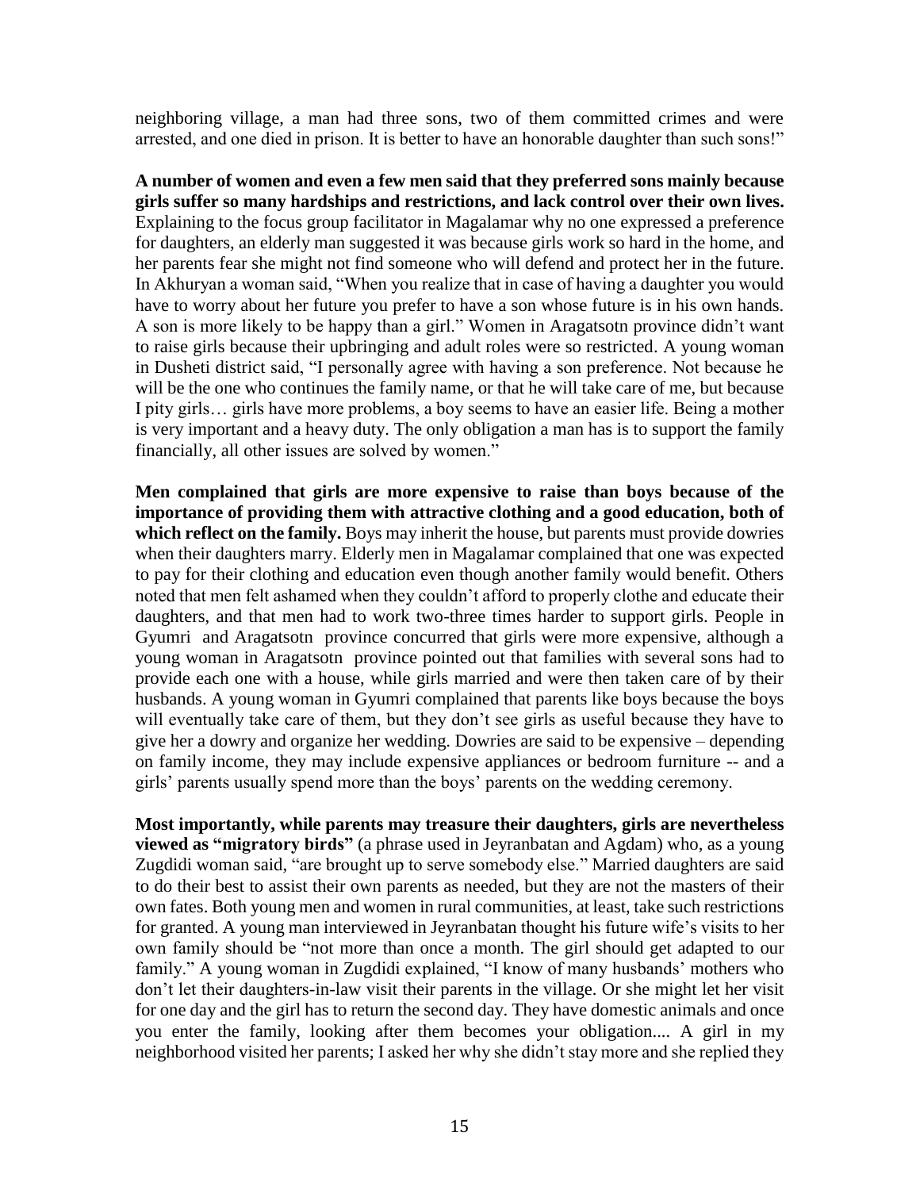neighboring village, a man had three sons, two of them committed crimes and were arrested, and one died in prison. It is better to have an honorable daughter than such sons!"

**A number of women and even a few men said that they preferred sons mainly because girls suffer so many hardships and restrictions, and lack control over their own lives.** Explaining to the focus group facilitator in Magalamar why no one expressed a preference for daughters, an elderly man suggested it was because girls work so hard in the home, and her parents fear she might not find someone who will defend and protect her in the future. In Akhuryan a woman said, "When you realize that in case of having a daughter you would have to worry about her future you prefer to have a son whose future is in his own hands. A son is more likely to be happy than a girl." Women in Aragatsotn province didn't want to raise girls because their upbringing and adult roles were so restricted. A young woman in Dusheti district said, "I personally agree with having a son preference. Not because he will be the one who continues the family name, or that he will take care of me, but because I pity girls… girls have more problems, a boy seems to have an easier life. Being a mother is very important and a heavy duty. The only obligation a man has is to support the family financially, all other issues are solved by women."

**Men complained that girls are more expensive to raise than boys because of the importance of providing them with attractive clothing and a good education, both of which reflect on the family.** Boys may inherit the house, but parents must provide dowries when their daughters marry. Elderly men in Magalamar complained that one was expected to pay for their clothing and education even though another family would benefit. Others noted that men felt ashamed when they couldn't afford to properly clothe and educate their daughters, and that men had to work two-three times harder to support girls. People in Gyumri and Aragatsotn province concurred that girls were more expensive, although a young woman in Aragatsotn province pointed out that families with several sons had to provide each one with a house, while girls married and were then taken care of by their husbands. A young woman in Gyumri complained that parents like boys because the boys will eventually take care of them, but they don't see girls as useful because they have to give her a dowry and organize her wedding. Dowries are said to be expensive – depending on family income, they may include expensive appliances or bedroom furniture -- and a girls' parents usually spend more than the boys' parents on the wedding ceremony.

**Most importantly, while parents may treasure their daughters, girls are nevertheless viewed as "migratory birds"** (a phrase used in Jeyranbatan and Agdam) who, as a young Zugdidi woman said, "are brought up to serve somebody else." Married daughters are said to do their best to assist their own parents as needed, but they are not the masters of their own fates. Both young men and women in rural communities, at least, take such restrictions for granted. A young man interviewed in Jeyranbatan thought his future wife's visits to her own family should be "not more than once a month. The girl should get adapted to our family." A young woman in Zugdidi explained, "I know of many husbands' mothers who don't let their daughters-in-law visit their parents in the village. Or she might let her visit for one day and the girl has to return the second day. They have domestic animals and once you enter the family, looking after them becomes your obligation.... A girl in my neighborhood visited her parents; I asked her why she didn't stay more and she replied they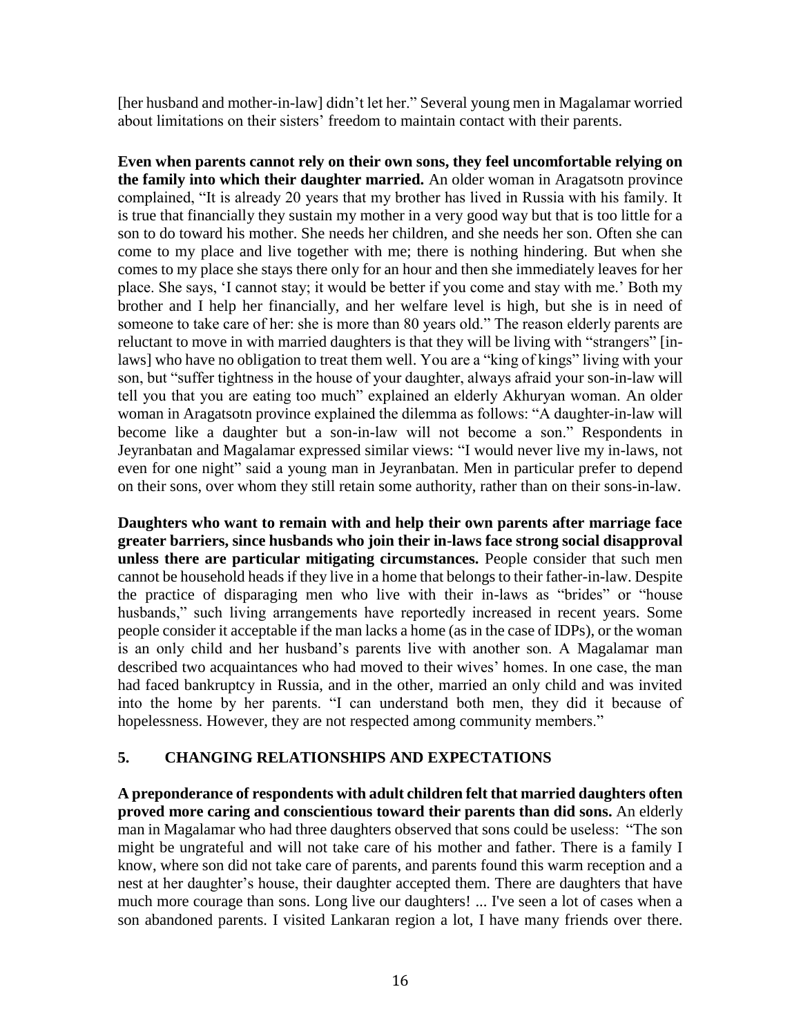[her husband and mother-in-law] didn't let her." Several young men in Magalamar worried about limitations on their sisters' freedom to maintain contact with their parents.

**Even when parents cannot rely on their own sons, they feel uncomfortable relying on the family into which their daughter married.** An older woman in Aragatsotn province complained, "It is already 20 years that my brother has lived in Russia with his family. It is true that financially they sustain my mother in a very good way but that is too little for a son to do toward his mother. She needs her children, and she needs her son. Often she can come to my place and live together with me; there is nothing hindering. But when she comes to my place she stays there only for an hour and then she immediately leaves for her place. She says, 'I cannot stay; it would be better if you come and stay with me.' Both my brother and I help her financially, and her welfare level is high, but she is in need of someone to take care of her: she is more than 80 years old." The reason elderly parents are reluctant to move in with married daughters is that they will be living with "strangers" [in-laws] who have no obligation to treat them well. You are a "king of kings" living with your son, but "suffer tightness in the house of your daughter, always afraid your son-in-law will tell you that you are eating too much" explained an elderly Akhuryan woman. An older woman in Aragatsotn province explained the dilemma as follows: "A daughter-in-law will become like a daughter but a son-in-law will not become a son." Respondents in Jeyranbatan and Magalamar expressed similar views: "I would never live my in-laws, not even for one night" said a young man in Jeyranbatan. Men in particular prefer to depend on their sons, over whom they still retain some authority, rather than on their sons-in-law.

**Daughters who want to remain with and help their own parents after marriage face greater barriers, since husbands who join their in-laws face strong social disapproval unless there are particular mitigating circumstances.** People consider that such men cannot be household heads if they live in a home that belongs to their father-in-law. Despite the practice of disparaging men who live with their in-laws as "brides" or "house husbands," such living arrangements have reportedly increased in recent years. Some people consider it acceptable if the man lacks a home (as in the case of IDPs), or the woman is an only child and her husband's parents live with another son. A Magalamar man described two acquaintances who had moved to their wives' homes. In one case, the man had faced bankruptcy in Russia, and in the other, married an only child and was invited into the home by her parents. "I can understand both men, they did it because of hopelessness. However, they are not respected among community members."

## 5. CHANGING RELATIONSHIPS AND EXPECTATIONS

**A preponderance of respondents with adult children felt that married daughters often proved more caring and conscientious toward their parents than did sons.** An elderly man in Magalamar who had three daughters observed that sons could be useless: "The son might be ungrateful and will not take care of his mother and father. There is a family I know, where son did not take care of parents, and parents found this warm reception and a nest at her daughter's house, their daughter accepted them. There are daughters that have much more courage than sons. Long live our daughters! ... I've seen a lot of cases when a son abandoned parents. I visited Lankaran region a lot, I have many friends over there.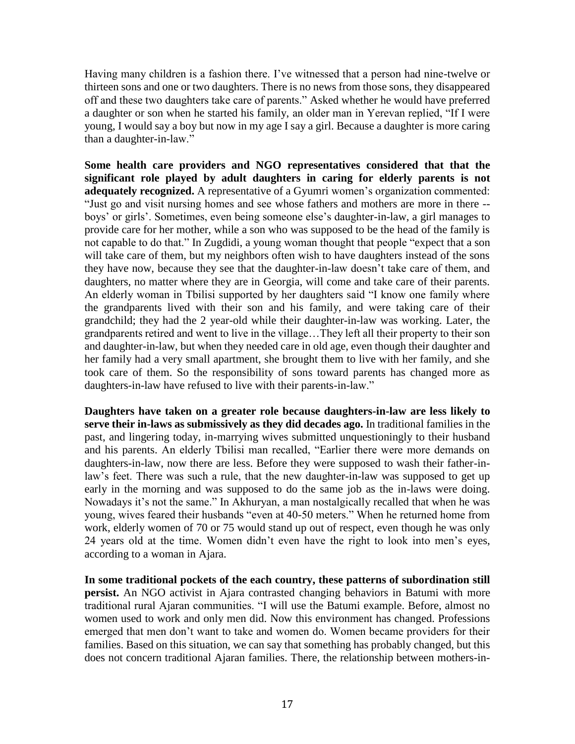Having many children is a fashion there. I've witnessed that a person had nine-twelve or thirteen sons and one or two daughters. There is no news from those sons, they disappeared off and these two daughters take care of parents." Asked whether he would have preferred a daughter or son when he started his family, an older man in Yerevan replied, "If I were young, I would say a boy but now in my age I say a girl. Because a daughter is more caring than a daughter-in-law."

**Some health care providers and NGO representatives considered that that the significant role played by adult daughters in caring for elderly parents is not adequately recognized.** A representative of a Gyumri women's organization commented: "Just go and visit nursing homes and see whose fathers and mothers are more in there -- boys' or girls'. Sometimes, even being someone else's daughter-in-law, a girl manages to provide care for her mother, while a son who was supposed to be the head of the family is not capable to do that." In Zugdidi, a young woman thought that people "expect that a son will take care of them, but my neighbors often wish to have daughters instead of the sons they have now, because they see that the daughter-in-law doesn't take care of them, and daughters, no matter where they are in Georgia, will come and take care of their parents. An elderly woman in Tbilisi supported by her daughters said "I know one family where the grandparents lived with their son and his family, and were taking care of their grandchild; they had the 2 year-old while their daughter-in-law was working. Later, the grandparents retired and went to live in the village…They left all their property to their son and daughter-in-law, but when they needed care in old age, even though their daughter and her family had a very small apartment, she brought them to live with her family, and she took care of them. So the responsibility of sons toward parents has changed more as daughters-in-law have refused to live with their parents-in-law."

**Daughters have taken on a greater role because daughters-in-law are less likely to serve their in-laws as submissively as they did decades ago.** In traditional families in the past, and lingering today, in-marrying wives submitted unquestioningly to their husband and his parents. An elderly Tbilisi man recalled, "Earlier there were more demands on daughters-in-law, now there are less. Before they were supposed to wash their father-in-law's feet. There was such a rule, that the new daughter-in-law was supposed to get up early in the morning and was supposed to do the same job as the in-laws were doing. Nowadays it's not the same." In Akhuryan, a man nostalgically recalled that when he was young, wives feared their husbands "even at 40-50 meters." When he returned home from work, elderly women of 70 or 75 would stand up out of respect, even though he was only 24 years old at the time. Women didn't even have the right to look into men's eyes, according to a woman in Ajara.

**In some traditional pockets of the each country, these patterns of subordination still persist.** An NGO activist in Ajara contrasted changing behaviors in Batumi with more traditional rural Ajaran communities. "I will use the Batumi example. Before, almost no women used to work and only men did. Now this environment has changed. Professions emerged that men don't want to take and women do. Women became providers for their families. Based on this situation, we can say that something has probably changed, but this does not concern traditional Ajaran families. There, the relationship between mothers-in-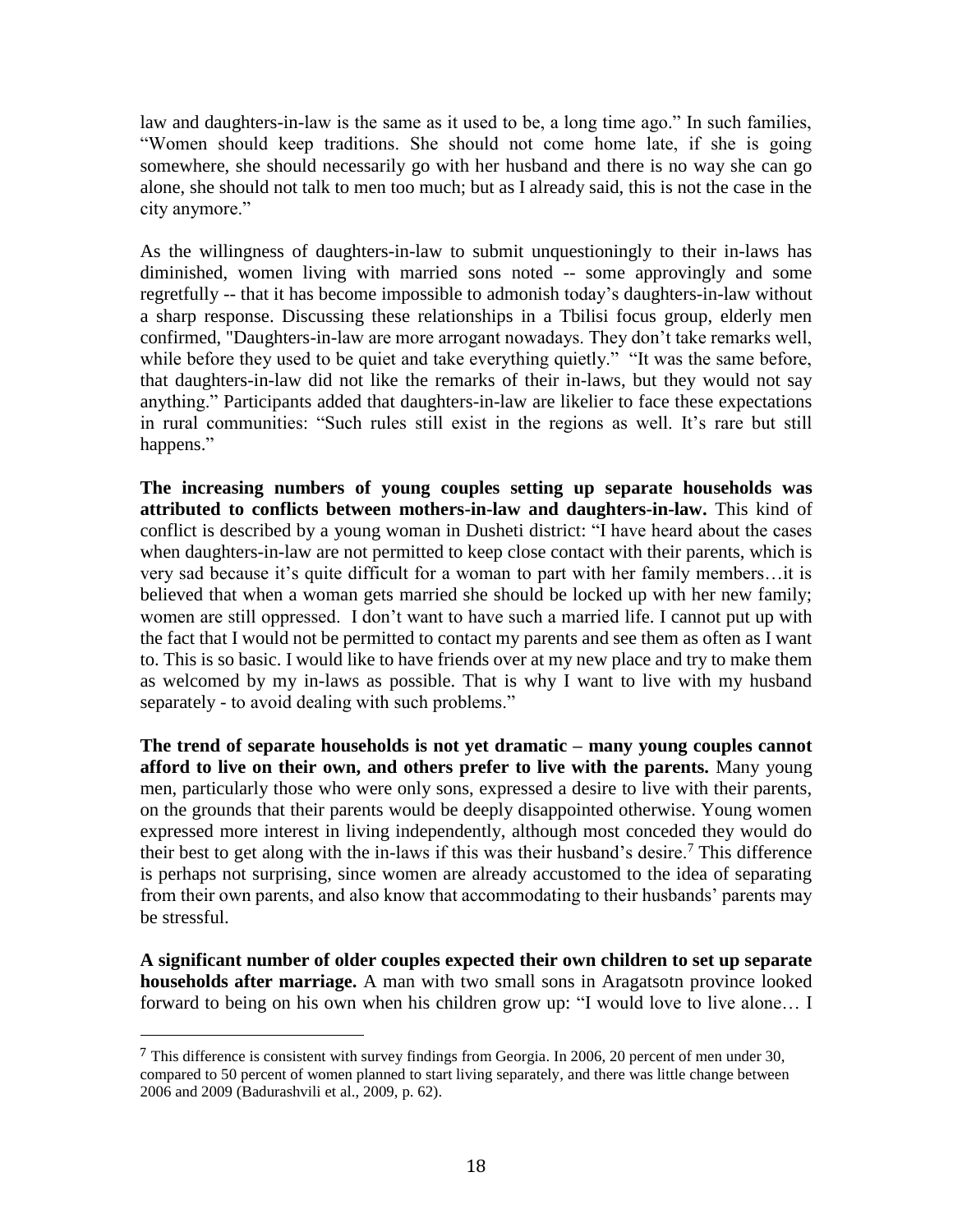law and daughters-in-law is the same as it used to be, a long time ago." In such families, "Women should keep traditions. She should not come home late, if she is going somewhere, she should necessarily go with her husband and there is no way she can go alone, she should not talk to men too much; but as I already said, this is not the case in the city anymore."

As the willingness of daughters-in-law to submit unquestioningly to their in-laws has diminished, women living with married sons noted -- some approvingly and some regretfully -- that it has become impossible to admonish today's daughters-in-law without a sharp response. Discussing these relationships in a Tbilisi focus group, elderly men confirmed, "Daughters-in-law are more arrogant nowadays. They don't take remarks well, while before they used to be quiet and take everything quietly." "It was the same before, that daughters-in-law did not like the remarks of their in-laws, but they would not say anything." Participants added that daughters-in-law are likelier to face these expectations in rural communities: "Such rules still exist in the regions as well. It's rare but still happens."

**The increasing numbers of young couples setting up separate households was attributed to conflicts between mothers-in-law and daughters-in-law.** This kind of conflict is described by a young woman in Dusheti district: "I have heard about the cases when daughters-in-law are not permitted to keep close contact with their parents, which is very sad because it's quite difficult for a woman to part with her family members…it is believed that when a woman gets married she should be locked up with her new family; women are still oppressed. I don't want to have such a married life. I cannot put up with the fact that I would not be permitted to contact my parents and see them as often as I want to. This is so basic. I would like to have friends over at my new place and try to make them as welcomed by my in-laws as possible. That is why I want to live with my husband separately - to avoid dealing with such problems."

**The trend of separate households is not yet dramatic – many young couples cannot afford to live on their own, and others prefer to live with the parents.** Many young men, particularly those who were only sons, expressed a desire to live with their parents, on the grounds that their parents would be deeply disappointed otherwise. Young women expressed more interest in living independently, although most conceded they would do their best to get along with the in-laws if this was their husband's desire.[7] This difference is perhaps not surprising, since women are already accustomed to the idea of separating from their own parents, and also know that accommodating to their husbands' parents may be stressful.

**A significant number of older couples expected their own children to set up separate households after marriage.** A man with two small sons in Aragatsotn province looked forward to being on his own when his children grow up: "I would love to live alone… I

[7] This difference is consistent with survey findings from Georgia. In 2006, 20 percent of men under 30, compared to 50 percent of women planned to start living separately, and there was little change between 2006 and 2009 (Badurashvili et al., 2009, p. 62).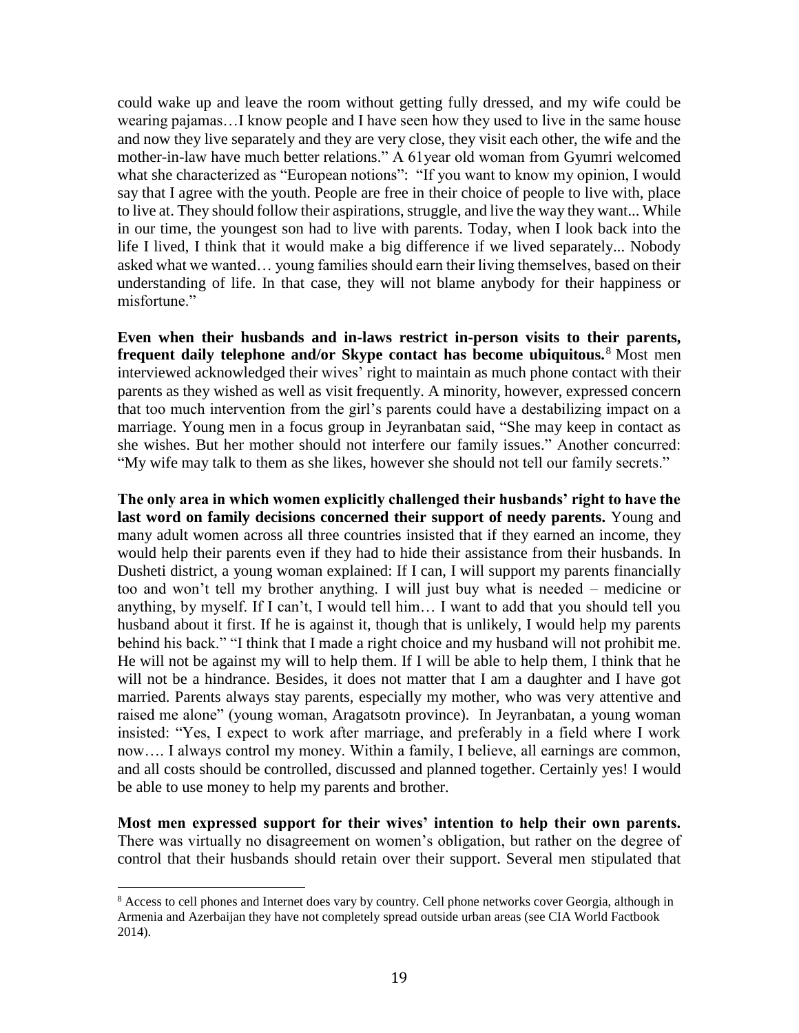could wake up and leave the room without getting fully dressed, and my wife could be wearing pajamas…I know people and I have seen how they used to live in the same house and now they live separately and they are very close, they visit each other, the wife and the mother-in-law have much better relations." A 61year old woman from Gyumri welcomed what she characterized as "European notions": "If you want to know my opinion, I would say that I agree with the youth. People are free in their choice of people to live with, place to live at. They should follow their aspirations, struggle, and live the way they want... While in our time, the youngest son had to live with parents. Today, when I look back into the life I lived, I think that it would make a big difference if we lived separately... Nobody asked what we wanted… young families should earn their living themselves, based on their understanding of life. In that case, they will not blame anybody for their happiness or misfortune."

**Even when their husbands and in-laws restrict in-person visits to their parents, frequent daily telephone and/or Skype contact has become ubiquitous.**[8] Most men interviewed acknowledged their wives' right to maintain as much phone contact with their parents as they wished as well as visit frequently. A minority, however, expressed concern that too much intervention from the girl's parents could have a destabilizing impact on a marriage. Young men in a focus group in Jeyranbatan said, "She may keep in contact as she wishes. But her mother should not interfere our family issues." Another concurred: "My wife may talk to them as she likes, however she should not tell our family secrets."

**The only area in which women explicitly challenged their husbands' right to have the last word on family decisions concerned their support of needy parents.** Young and many adult women across all three countries insisted that if they earned an income, they would help their parents even if they had to hide their assistance from their husbands. In Dusheti district, a young woman explained: If I can, I will support my parents financially too and won't tell my brother anything. I will just buy what is needed – medicine or anything, by myself. If I can't, I would tell him… I want to add that you should tell you husband about it first. If he is against it, though that is unlikely, I would help my parents behind his back." "I think that I made a right choice and my husband will not prohibit me. He will not be against my will to help them. If I will be able to help them, I think that he will not be a hindrance. Besides, it does not matter that I am a daughter and I have got married. Parents always stay parents, especially my mother, who was very attentive and raised me alone" (young woman, Aragatsotn province). In Jeyranbatan, a young woman insisted: "Yes, I expect to work after marriage, and preferably in a field where I work now…. I always control my money. Within a family, I believe, all earnings are common, and all costs should be controlled, discussed and planned together. Certainly yes! I would be able to use money to help my parents and brother.

**Most men expressed support for their wives' intention to help their own parents.** There was virtually no disagreement on women's obligation, but rather on the degree of control that their husbands should retain over their support. Several men stipulated that

---

[8] Access to cell phones and Internet does vary by country. Cell phone networks cover Georgia, although in Armenia and Azerbaijan they have not completely spread outside urban areas (see CIA World Factbook 2014).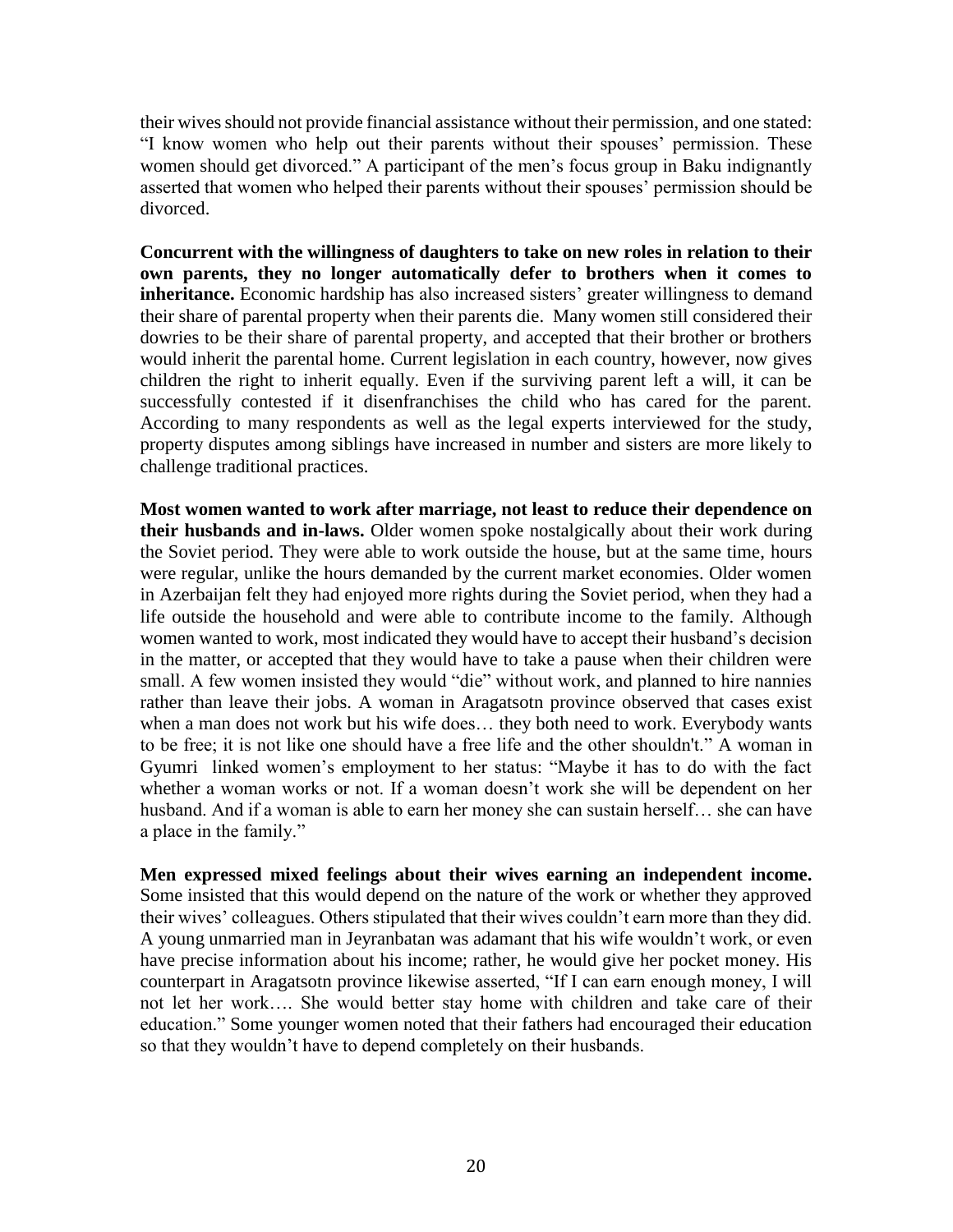their wives should not provide financial assistance without their permission, and one stated: "I know women who help out their parents without their spouses' permission. These women should get divorced." A participant of the men's focus group in Baku indignantly asserted that women who helped their parents without their spouses' permission should be divorced.

**Concurrent with the willingness of daughters to take on new roles in relation to their own parents, they no longer automatically defer to brothers when it comes to inheritance.** Economic hardship has also increased sisters' greater willingness to demand their share of parental property when their parents die. Many women still considered their dowries to be their share of parental property, and accepted that their brother or brothers would inherit the parental home. Current legislation in each country, however, now gives children the right to inherit equally. Even if the surviving parent left a will, it can be successfully contested if it disenfranchises the child who has cared for the parent. According to many respondents as well as the legal experts interviewed for the study, property disputes among siblings have increased in number and sisters are more likely to challenge traditional practices.

**Most women wanted to work after marriage, not least to reduce their dependence on their husbands and in-laws.** Older women spoke nostalgically about their work during the Soviet period. They were able to work outside the house, but at the same time, hours were regular, unlike the hours demanded by the current market economies. Older women in Azerbaijan felt they had enjoyed more rights during the Soviet period, when they had a life outside the household and were able to contribute income to the family. Although women wanted to work, most indicated they would have to accept their husband's decision in the matter, or accepted that they would have to take a pause when their children were small. A few women insisted they would "die" without work, and planned to hire nannies rather than leave their jobs. A woman in Aragatsotn province observed that cases exist when a man does not work but his wife does… they both need to work. Everybody wants to be free; it is not like one should have a free life and the other shouldn't." A woman in Gyumri linked women's employment to her status: "Maybe it has to do with the fact whether a woman works or not. If a woman doesn't work she will be dependent on her husband. And if a woman is able to earn her money she can sustain herself… she can have a place in the family."

**Men expressed mixed feelings about their wives earning an independent income.** Some insisted that this would depend on the nature of the work or whether they approved their wives' colleagues. Others stipulated that their wives couldn't earn more than they did. A young unmarried man in Jeyranbatan was adamant that his wife wouldn't work, or even have precise information about his income; rather, he would give her pocket money. His counterpart in Aragatsotn province likewise asserted, "If I can earn enough money, I will not let her work…. She would better stay home with children and take care of their education." Some younger women noted that their fathers had encouraged their education so that they wouldn't have to depend completely on their husbands.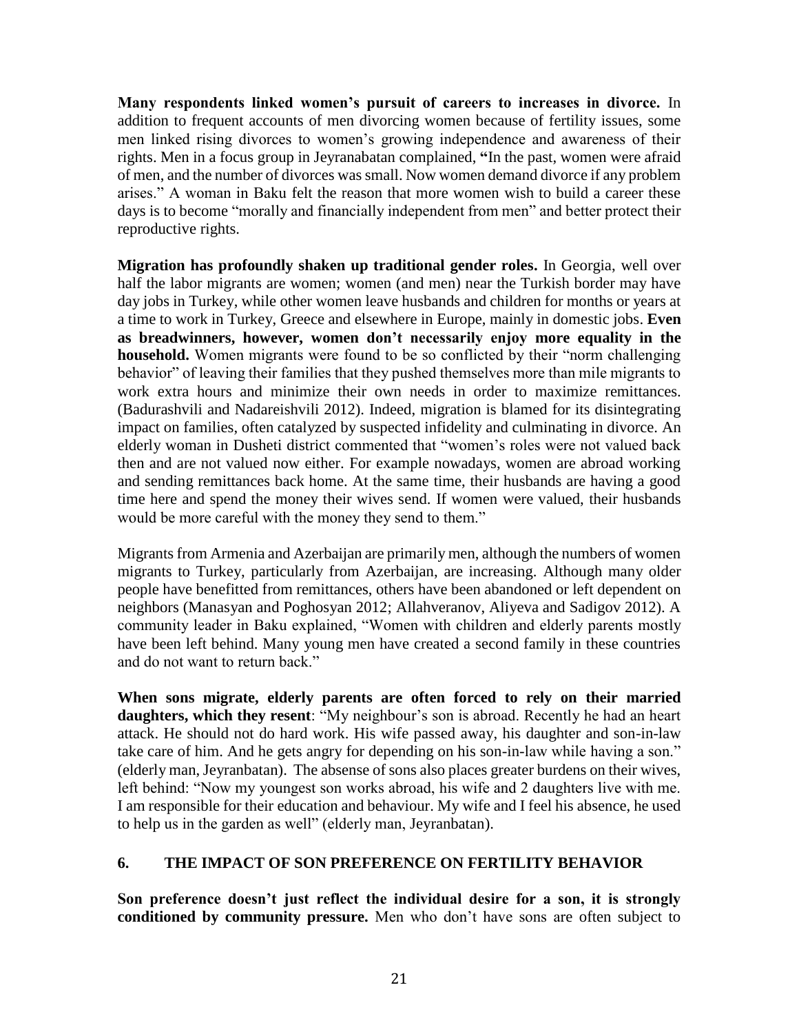**Many respondents linked women's pursuit of careers to increases in divorce.** In addition to frequent accounts of men divorcing women because of fertility issues, some men linked rising divorces to women's growing independence and awareness of their rights. Men in a focus group in Jeyranabatan complained, **"**In the past, women were afraid of men, and the number of divorces was small. Now women demand divorce if any problem arises." A woman in Baku felt the reason that more women wish to build a career these days is to become "morally and financially independent from men" and better protect their reproductive rights.

**Migration has profoundly shaken up traditional gender roles.** In Georgia, well over half the labor migrants are women; women (and men) near the Turkish border may have day jobs in Turkey, while other women leave husbands and children for months or years at a time to work in Turkey, Greece and elsewhere in Europe, mainly in domestic jobs. **Even as breadwinners, however, women don't necessarily enjoy more equality in the household.** Women migrants were found to be so conflicted by their "norm challenging behavior" of leaving their families that they pushed themselves more than mile migrants to work extra hours and minimize their own needs in order to maximize remittances. (Badurashvili and Nadareishvili 2012). Indeed, migration is blamed for its disintegrating impact on families, often catalyzed by suspected infidelity and culminating in divorce. An elderly woman in Dusheti district commented that "women's roles were not valued back then and are not valued now either. For example nowadays, women are abroad working and sending remittances back home. At the same time, their husbands are having a good time here and spend the money their wives send. If women were valued, their husbands would be more careful with the money they send to them."

Migrants from Armenia and Azerbaijan are primarily men, although the numbers of women migrants to Turkey, particularly from Azerbaijan, are increasing. Although many older people have benefitted from remittances, others have been abandoned or left dependent on neighbors (Manasyan and Poghosyan 2012; Allahveranov, Aliyeva and Sadigov 2012). A community leader in Baku explained, "Women with children and elderly parents mostly have been left behind. Many young men have created a second family in these countries and do not want to return back."

**When sons migrate, elderly parents are often forced to rely on their married daughters, which they resent**: "My neighbour's son is abroad. Recently he had an heart attack. He should not do hard work. His wife passed away, his daughter and son-in-law take care of him. And he gets angry for depending on his son-in-law while having a son." (elderly man, Jeyranbatan). The absense of sons also places greater burdens on their wives, left behind: "Now my youngest son works abroad, his wife and 2 daughters live with me. I am responsible for their education and behaviour. My wife and I feel his absence, he used to help us in the garden as well" (elderly man, Jeyranbatan).

## 6. THE IMPACT OF SON PREFERENCE ON FERTILITY BEHAVIOR

**Son preference doesn't just reflect the individual desire for a son, it is strongly conditioned by community pressure.** Men who don't have sons are often subject to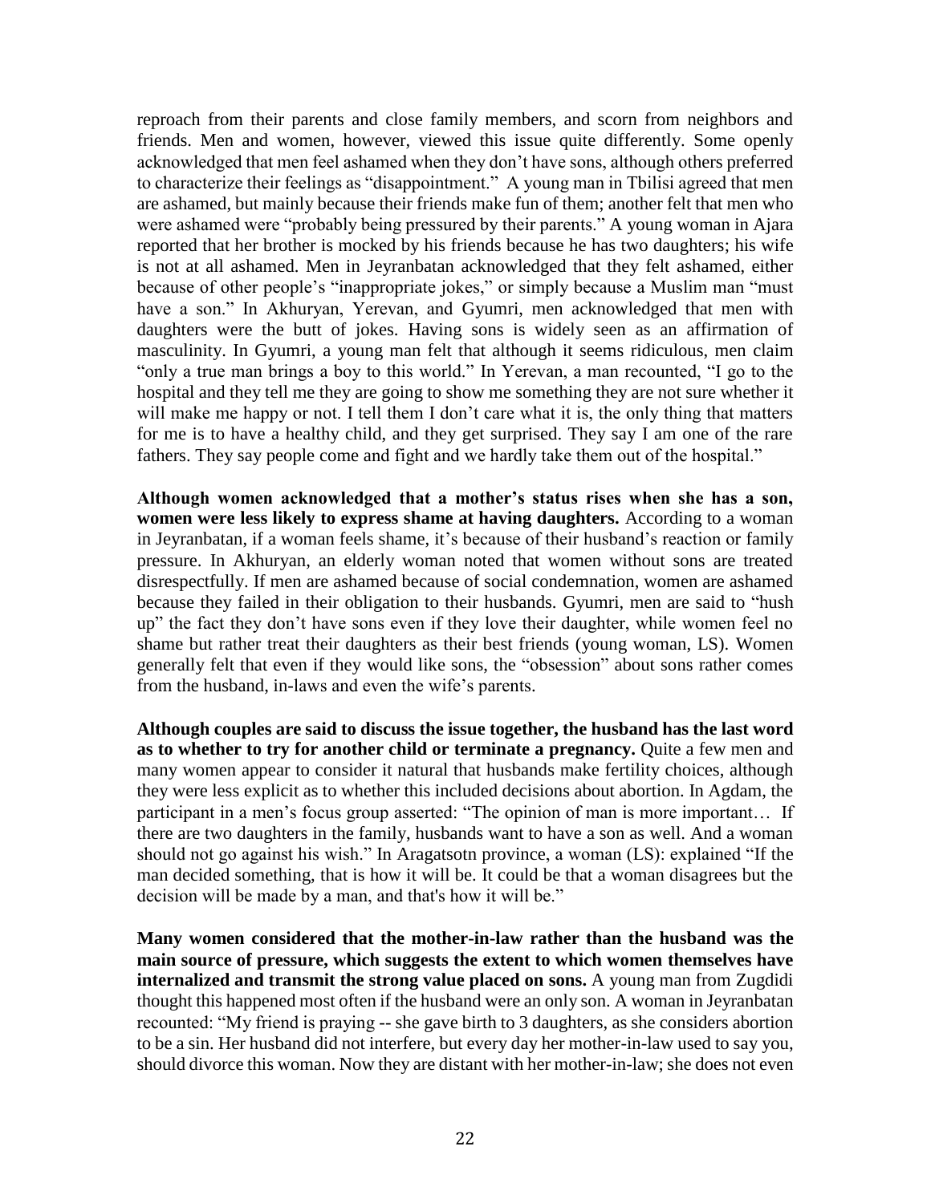reproach from their parents and close family members, and scorn from neighbors and friends. Men and women, however, viewed this issue quite differently. Some openly acknowledged that men feel ashamed when they don't have sons, although others preferred to characterize their feelings as "disappointment." A young man in Tbilisi agreed that men are ashamed, but mainly because their friends make fun of them; another felt that men who were ashamed were "probably being pressured by their parents." A young woman in Ajara reported that her brother is mocked by his friends because he has two daughters; his wife is not at all ashamed. Men in Jeyranbatan acknowledged that they felt ashamed, either because of other people's "inappropriate jokes," or simply because a Muslim man "must have a son." In Akhuryan, Yerevan, and Gyumri, men acknowledged that men with daughters were the butt of jokes. Having sons is widely seen as an affirmation of masculinity. In Gyumri, a young man felt that although it seems ridiculous, men claim "only a true man brings a boy to this world." In Yerevan, a man recounted, "I go to the hospital and they tell me they are going to show me something they are not sure whether it will make me happy or not. I tell them I don't care what it is, the only thing that matters for me is to have a healthy child, and they get surprised. They say I am one of the rare fathers. They say people come and fight and we hardly take them out of the hospital."

**Although women acknowledged that a mother's status rises when she has a son, women were less likely to express shame at having daughters.** According to a woman in Jeyranbatan, if a woman feels shame, it's because of their husband's reaction or family pressure. In Akhuryan, an elderly woman noted that women without sons are treated disrespectfully. If men are ashamed because of social condemnation, women are ashamed because they failed in their obligation to their husbands. Gyumri, men are said to "hush up" the fact they don't have sons even if they love their daughter, while women feel no shame but rather treat their daughters as their best friends (young woman, LS). Women generally felt that even if they would like sons, the "obsession" about sons rather comes from the husband, in-laws and even the wife's parents.

**Although couples are said to discuss the issue together, the husband has the last word as to whether to try for another child or terminate a pregnancy.** Quite a few men and many women appear to consider it natural that husbands make fertility choices, although they were less explicit as to whether this included decisions about abortion. In Agdam, the participant in a men's focus group asserted: "The opinion of man is more important… If there are two daughters in the family, husbands want to have a son as well. And a woman should not go against his wish." In Aragatsotn province, a woman (LS): explained "If the man decided something, that is how it will be. It could be that a woman disagrees but the decision will be made by a man, and that's how it will be."

**Many women considered that the mother-in-law rather than the husband was the main source of pressure, which suggests the extent to which women themselves have internalized and transmit the strong value placed on sons.** A young man from Zugdidi thought this happened most often if the husband were an only son. A woman in Jeyranbatan recounted: "My friend is praying -- she gave birth to 3 daughters, as she considers abortion to be a sin. Her husband did not interfere, but every day her mother-in-law used to say you, should divorce this woman. Now they are distant with her mother-in-law; she does not even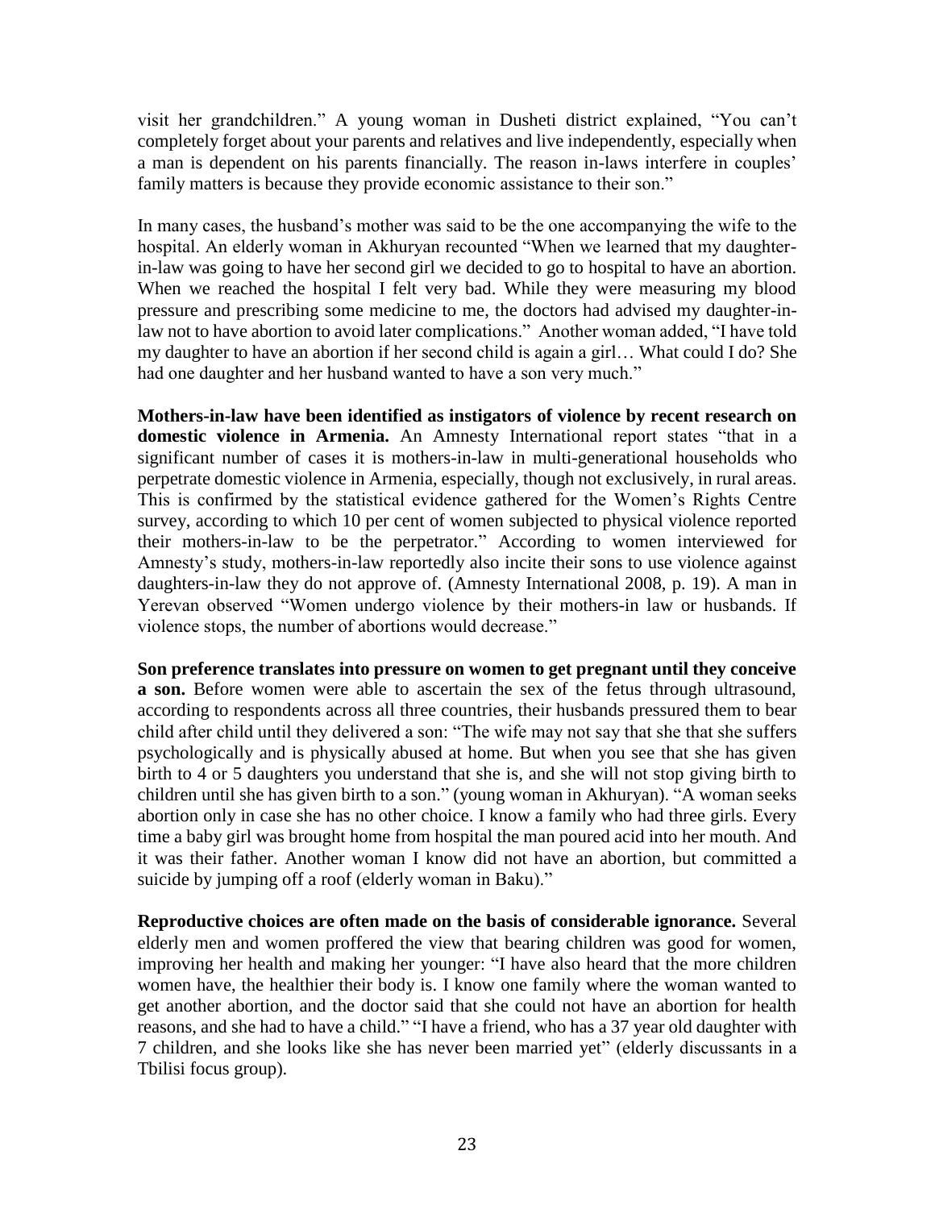visit her grandchildren." A young woman in Dusheti district explained, "You can't completely forget about your parents and relatives and live independently, especially when a man is dependent on his parents financially. The reason in-laws interfere in couples' family matters is because they provide economic assistance to their son."

In many cases, the husband's mother was said to be the one accompanying the wife to the hospital. An elderly woman in Akhuryan recounted "When we learned that my daughter-in-law was going to have her second girl we decided to go to hospital to have an abortion. When we reached the hospital I felt very bad. While they were measuring my blood pressure and prescribing some medicine to me, the doctors had advised my daughter-in-law not to have abortion to avoid later complications." Another woman added, "I have told my daughter to have an abortion if her second child is again a girl… What could I do? She had one daughter and her husband wanted to have a son very much."

**Mothers-in-law have been identified as instigators of violence by recent research on domestic violence in Armenia.** An Amnesty International report states "that in a significant number of cases it is mothers-in-law in multi-generational households who perpetrate domestic violence in Armenia, especially, though not exclusively, in rural areas. This is confirmed by the statistical evidence gathered for the Women's Rights Centre survey, according to which 10 per cent of women subjected to physical violence reported their mothers-in-law to be the perpetrator." According to women interviewed for Amnesty's study, mothers-in-law reportedly also incite their sons to use violence against daughters-in-law they do not approve of. (Amnesty International 2008, p. 19). A man in Yerevan observed "Women undergo violence by their mothers-in law or husbands. If violence stops, the number of abortions would decrease."

**Son preference translates into pressure on women to get pregnant until they conceive a son.** Before women were able to ascertain the sex of the fetus through ultrasound, according to respondents across all three countries, their husbands pressured them to bear child after child until they delivered a son: "The wife may not say that she that she suffers psychologically and is physically abused at home. But when you see that she has given birth to 4 or 5 daughters you understand that she is, and she will not stop giving birth to children until she has given birth to a son." (young woman in Akhuryan). "A woman seeks abortion only in case she has no other choice. I know a family who had three girls. Every time a baby girl was brought home from hospital the man poured acid into her mouth. And it was their father. Another woman I know did not have an abortion, but committed a suicide by jumping off a roof (elderly woman in Baku)."

**Reproductive choices are often made on the basis of considerable ignorance.** Several elderly men and women proffered the view that bearing children was good for women, improving her health and making her younger: "I have also heard that the more children women have, the healthier their body is. I know one family where the woman wanted to get another abortion, and the doctor said that she could not have an abortion for health reasons, and she had to have a child." "I have a friend, who has a 37 year old daughter with 7 children, and she looks like she has never been married yet" (elderly discussants in a Tbilisi focus group).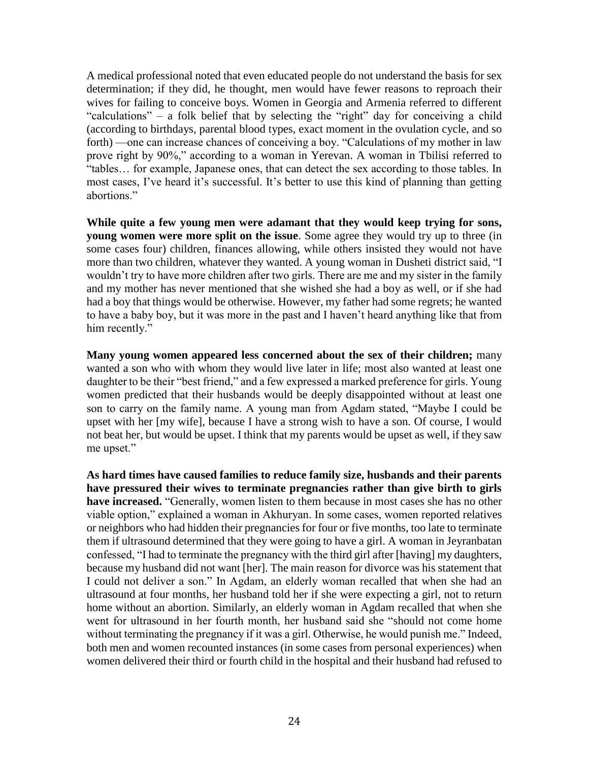A medical professional noted that even educated people do not understand the basis for sex determination; if they did, he thought, men would have fewer reasons to reproach their wives for failing to conceive boys. Women in Georgia and Armenia referred to different "calculations" – a folk belief that by selecting the "right" day for conceiving a child (according to birthdays, parental blood types, exact moment in the ovulation cycle, and so forth) —one can increase chances of conceiving a boy. "Calculations of my mother in law prove right by 90%," according to a woman in Yerevan. A woman in Tbilisi referred to "tables… for example, Japanese ones, that can detect the sex according to those tables. In most cases, I've heard it's successful. It's better to use this kind of planning than getting abortions."

**While quite a few young men were adamant that they would keep trying for sons, young women were more split on the issue**. Some agree they would try up to three (in some cases four) children, finances allowing, while others insisted they would not have more than two children, whatever they wanted. A young woman in Dusheti district said, "I wouldn't try to have more children after two girls. There are me and my sister in the family and my mother has never mentioned that she wished she had a boy as well, or if she had had a boy that things would be otherwise. However, my father had some regrets; he wanted to have a baby boy, but it was more in the past and I haven't heard anything like that from him recently."

**Many young women appeared less concerned about the sex of their children;** many wanted a son who with whom they would live later in life; most also wanted at least one daughter to be their "best friend," and a few expressed a marked preference for girls. Young women predicted that their husbands would be deeply disappointed without at least one son to carry on the family name. A young man from Agdam stated, "Maybe I could be upset with her [my wife], because I have a strong wish to have a son. Of course, I would not beat her, but would be upset. I think that my parents would be upset as well, if they saw me upset."

**As hard times have caused families to reduce family size, husbands and their parents have pressured their wives to terminate pregnancies rather than give birth to girls have increased.** "Generally, women listen to them because in most cases she has no other viable option," explained a woman in Akhuryan. In some cases, women reported relatives or neighbors who had hidden their pregnancies for four or five months, too late to terminate them if ultrasound determined that they were going to have a girl. A woman in Jeyranbatan confessed, "I had to terminate the pregnancy with the third girl after [having] my daughters, because my husband did not want [her]. The main reason for divorce was his statement that I could not deliver a son." In Agdam, an elderly woman recalled that when she had an ultrasound at four months, her husband told her if she were expecting a girl, not to return home without an abortion. Similarly, an elderly woman in Agdam recalled that when she went for ultrasound in her fourth month, her husband said she "should not come home without terminating the pregnancy if it was a girl. Otherwise, he would punish me." Indeed, both men and women recounted instances (in some cases from personal experiences) when women delivered their third or fourth child in the hospital and their husband had refused to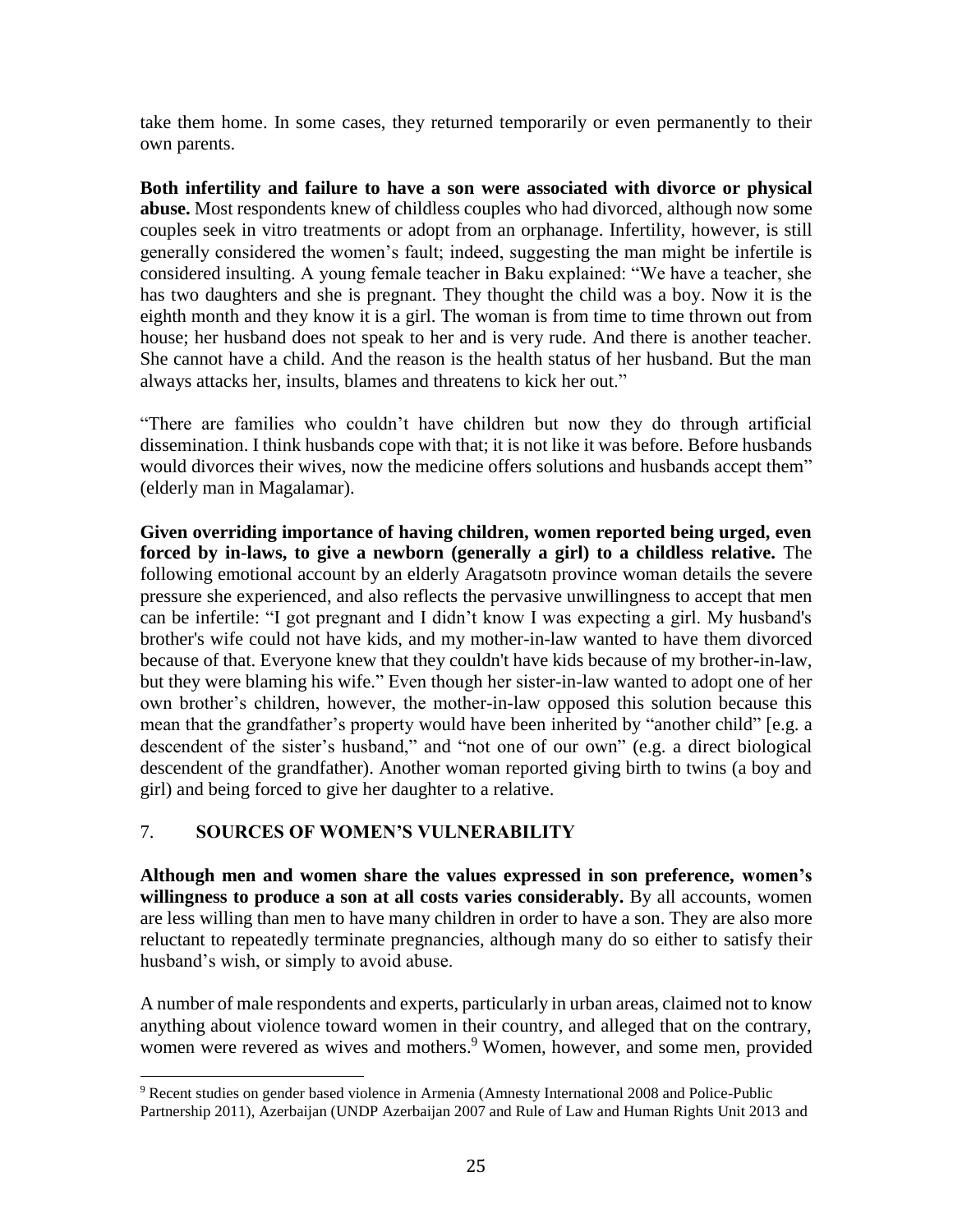take them home. In some cases, they returned temporarily or even permanently to their own parents.

**Both infertility and failure to have a son were associated with divorce or physical abuse.** Most respondents knew of childless couples who had divorced, although now some couples seek in vitro treatments or adopt from an orphanage. Infertility, however, is still generally considered the women's fault; indeed, suggesting the man might be infertile is considered insulting. A young female teacher in Baku explained: "We have a teacher, she has two daughters and she is pregnant. They thought the child was a boy. Now it is the eighth month and they know it is a girl. The woman is from time to time thrown out from house; her husband does not speak to her and is very rude. And there is another teacher. She cannot have a child. And the reason is the health status of her husband. But the man always attacks her, insults, blames and threatens to kick her out."

"There are families who couldn't have children but now they do through artificial dissemination. I think husbands cope with that; it is not like it was before. Before husbands would divorces their wives, now the medicine offers solutions and husbands accept them" (elderly man in Magalamar).

**Given overriding importance of having children, women reported being urged, even forced by in-laws, to give a newborn (generally a girl) to a childless relative.** The following emotional account by an elderly Aragatsotn province woman details the severe pressure she experienced, and also reflects the pervasive unwillingness to accept that men can be infertile: "I got pregnant and I didn't know I was expecting a girl. My husband's brother's wife could not have kids, and my mother-in-law wanted to have them divorced because of that. Everyone knew that they couldn't have kids because of my brother-in-law, but they were blaming his wife." Even though her sister-in-law wanted to adopt one of her own brother's children, however, the mother-in-law opposed this solution because this mean that the grandfather's property would have been inherited by "another child" [e.g. a descendent of the sister's husband," and "not one of our own" (e.g. a direct biological descendent of the grandfather). Another woman reported giving birth to twins (a boy and girl) and being forced to give her daughter to a relative.

## 7. SOURCES OF WOMEN'S VULNERABILITY

**Although men and women share the values expressed in son preference, women's willingness to produce a son at all costs varies considerably.** By all accounts, women are less willing than men to have many children in order to have a son. They are also more reluctant to repeatedly terminate pregnancies, although many do so either to satisfy their husband's wish, or simply to avoid abuse.

A number of male respondents and experts, particularly in urban areas, claimed not to know anything about violence toward women in their country, and alleged that on the contrary, women were revered as wives and mothers.[9] Women, however, and some men, provided

[9] Recent studies on gender based violence in Armenia (Amnesty International 2008 and Police-Public Partnership 2011), Azerbaijan (UNDP Azerbaijan 2007 and Rule of Law and Human Rights Unit 2013 and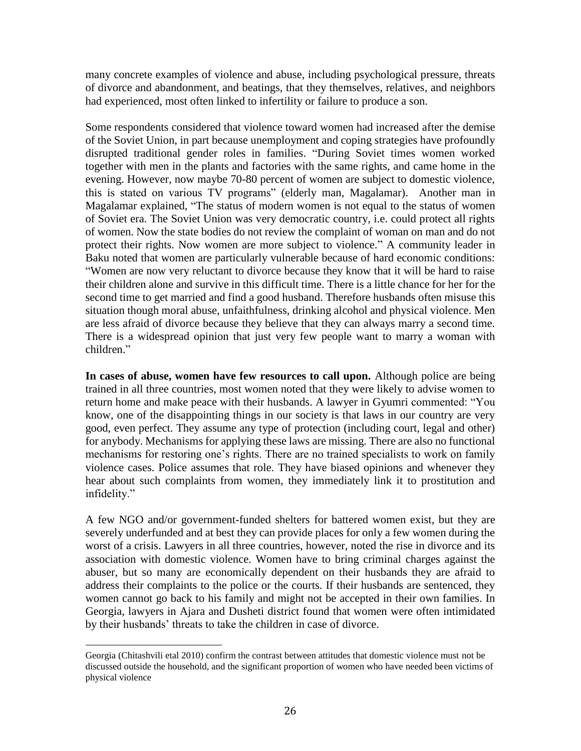many concrete examples of violence and abuse, including psychological pressure, threats of divorce and abandonment, and beatings, that they themselves, relatives, and neighbors had experienced, most often linked to infertility or failure to produce a son.

Some respondents considered that violence toward women had increased after the demise of the Soviet Union, in part because unemployment and coping strategies have profoundly disrupted traditional gender roles in families. "During Soviet times women worked together with men in the plants and factories with the same rights, and came home in the evening. However, now maybe 70-80 percent of women are subject to domestic violence, this is stated on various TV programs" (elderly man, Magalamar). Another man in Magalamar explained, "The status of modern women is not equal to the status of women of Soviet era. The Soviet Union was very democratic country, i.e. could protect all rights of women. Now the state bodies do not review the complaint of woman on man and do not protect their rights. Now women are more subject to violence." A community leader in Baku noted that women are particularly vulnerable because of hard economic conditions: "Women are now very reluctant to divorce because they know that it will be hard to raise their children alone and survive in this difficult time. There is a little chance for her for the second time to get married and find a good husband. Therefore husbands often misuse this situation though moral abuse, unfaithfulness, drinking alcohol and physical violence. Men are less afraid of divorce because they believe that they can always marry a second time. There is a widespread opinion that just very few people want to marry a woman with children."

**In cases of abuse, women have few resources to call upon.** Although police are being trained in all three countries, most women noted that they were likely to advise women to return home and make peace with their husbands. A lawyer in Gyumri commented: "You know, one of the disappointing things in our society is that laws in our country are very good, even perfect. They assume any type of protection (including court, legal and other) for anybody. Mechanisms for applying these laws are missing. There are also no functional mechanisms for restoring one's rights. There are no trained specialists to work on family violence cases. Police assumes that role. They have biased opinions and whenever they hear about such complaints from women, they immediately link it to prostitution and infidelity."

A few NGO and/or government-funded shelters for battered women exist, but they are severely underfunded and at best they can provide places for only a few women during the worst of a crisis. Lawyers in all three countries, however, noted the rise in divorce and its association with domestic violence. Women have to bring criminal charges against the abuser, but so many are economically dependent on their husbands they are afraid to address their complaints to the police or the courts. If their husbands are sentenced, they women cannot go back to his family and might not be accepted in their own families. In Georgia, lawyers in Ajara and Dusheti district found that women were often intimidated by their husbands' threats to take the children in case of divorce.

Georgia (Chitashvili etal 2010) confirm the contrast between attitudes that domestic violence must not be discussed outside the household, and the significant proportion of women who have needed been victims of physical violence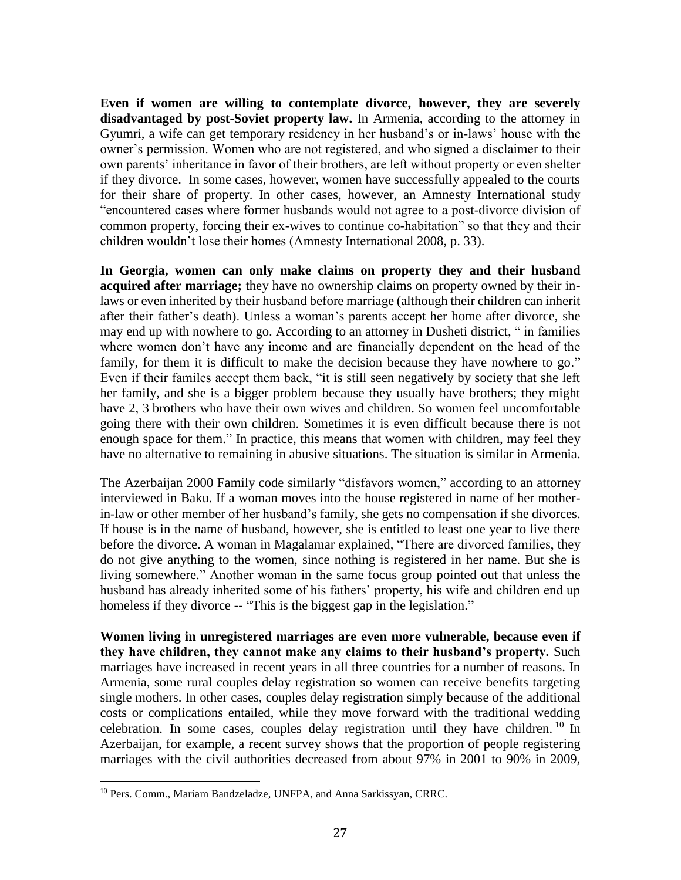**Even if women are willing to contemplate divorce, however, they are severely disadvantaged by post-Soviet property law.** In Armenia, according to the attorney in Gyumri, a wife can get temporary residency in her husband's or in-laws' house with the owner's permission. Women who are not registered, and who signed a disclaimer to their own parents' inheritance in favor of their brothers, are left without property or even shelter if they divorce. In some cases, however, women have successfully appealed to the courts for their share of property. In other cases, however, an Amnesty International study "encountered cases where former husbands would not agree to a post-divorce division of common property, forcing their ex-wives to continue co-habitation" so that they and their children wouldn't lose their homes (Amnesty International 2008, p. 33).

**In Georgia, women can only make claims on property they and their husband acquired after marriage;** they have no ownership claims on property owned by their in-laws or even inherited by their husband before marriage (although their children can inherit after their father's death). Unless a woman's parents accept her home after divorce, she may end up with nowhere to go. According to an attorney in Dusheti district, " in families where women don't have any income and are financially dependent on the head of the family, for them it is difficult to make the decision because they have nowhere to go." Even if their familes accept them back, "it is still seen negatively by society that she left her family, and she is a bigger problem because they usually have brothers; they might have 2, 3 brothers who have their own wives and children. So women feel uncomfortable going there with their own children. Sometimes it is even difficult because there is not enough space for them." In practice, this means that women with children, may feel they have no alternative to remaining in abusive situations. The situation is similar in Armenia.

The Azerbaijan 2000 Family code similarly "disfavors women," according to an attorney interviewed in Baku. If a woman moves into the house registered in name of her mother-in-law or other member of her husband's family, she gets no compensation if she divorces. If house is in the name of husband, however, she is entitled to least one year to live there before the divorce. A woman in Magalamar explained, "There are divorced families, they do not give anything to the women, since nothing is registered in her name. But she is living somewhere." Another woman in the same focus group pointed out that unless the husband has already inherited some of his fathers' property, his wife and children end up homeless if they divorce -- "This is the biggest gap in the legislation."

**Women living in unregistered marriages are even more vulnerable, because even if they have children, they cannot make any claims to their husband's property.** Such marriages have increased in recent years in all three countries for a number of reasons. In Armenia, some rural couples delay registration so women can receive benefits targeting single mothers. In other cases, couples delay registration simply because of the additional costs or complications entailed, while they move forward with the traditional wedding celebration. In some cases, couples delay registration until they have children.[10] In Azerbaijan, for example, a recent survey shows that the proportion of people registering marriages with the civil authorities decreased from about 97% in 2001 to 90% in 2009,

[10] Pers. Comm., Mariam Bandzeladze, UNFPA, and Anna Sarkissyan, CRRC.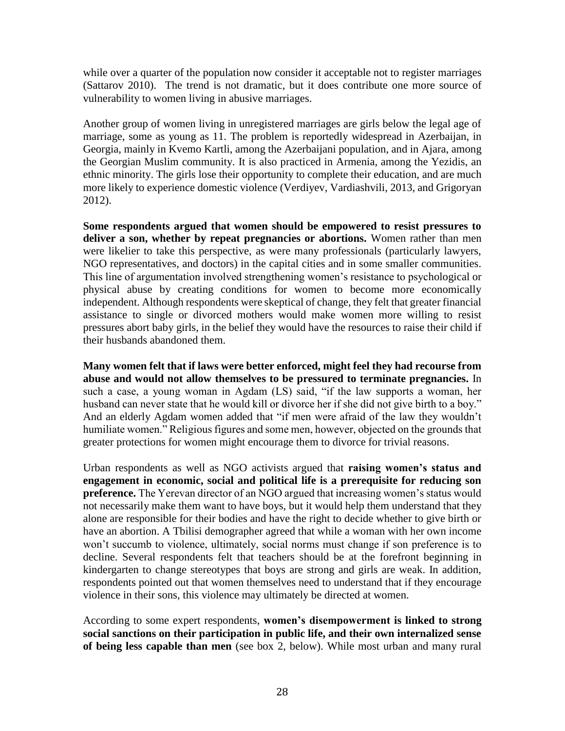while over a quarter of the population now consider it acceptable not to register marriages (Sattarov 2010). The trend is not dramatic, but it does contribute one more source of vulnerability to women living in abusive marriages.

Another group of women living in unregistered marriages are girls below the legal age of marriage, some as young as 11. The problem is reportedly widespread in Azerbaijan, in Georgia, mainly in Kvemo Kartli, among the Azerbaijani population, and in Ajara, among the Georgian Muslim community. It is also practiced in Armenia, among the Yezidis, an ethnic minority. The girls lose their opportunity to complete their education, and are much more likely to experience domestic violence (Verdiyev, Vardiashvili, 2013, and Grigoryan 2012).

**Some respondents argued that women should be empowered to resist pressures to deliver a son, whether by repeat pregnancies or abortions.** Women rather than men were likelier to take this perspective, as were many professionals (particularly lawyers, NGO representatives, and doctors) in the capital cities and in some smaller communities. This line of argumentation involved strengthening women's resistance to psychological or physical abuse by creating conditions for women to become more economically independent. Although respondents were skeptical of change, they felt that greater financial assistance to single or divorced mothers would make women more willing to resist pressures abort baby girls, in the belief they would have the resources to raise their child if their husbands abandoned them.

**Many women felt that if laws were better enforced, might feel they had recourse from abuse and would not allow themselves to be pressured to terminate pregnancies.** In such a case, a young woman in Agdam (LS) said, "if the law supports a woman, her husband can never state that he would kill or divorce her if she did not give birth to a boy." And an elderly Agdam women added that "if men were afraid of the law they wouldn't humiliate women." Religious figures and some men, however, objected on the grounds that greater protections for women might encourage them to divorce for trivial reasons.

Urban respondents as well as NGO activists argued that **raising women's status and engagement in economic, social and political life is a prerequisite for reducing son preference.** The Yerevan director of an NGO argued that increasing women's status would not necessarily make them want to have boys, but it would help them understand that they alone are responsible for their bodies and have the right to decide whether to give birth or have an abortion. A Tbilisi demographer agreed that while a woman with her own income won't succumb to violence, ultimately, social norms must change if son preference is to decline. Several respondents felt that teachers should be at the forefront beginning in kindergarten to change stereotypes that boys are strong and girls are weak. In addition, respondents pointed out that women themselves need to understand that if they encourage violence in their sons, this violence may ultimately be directed at women.

According to some expert respondents, **women's disempowerment is linked to strong social sanctions on their participation in public life, and their own internalized sense of being less capable than men** (see box 2, below). While most urban and many rural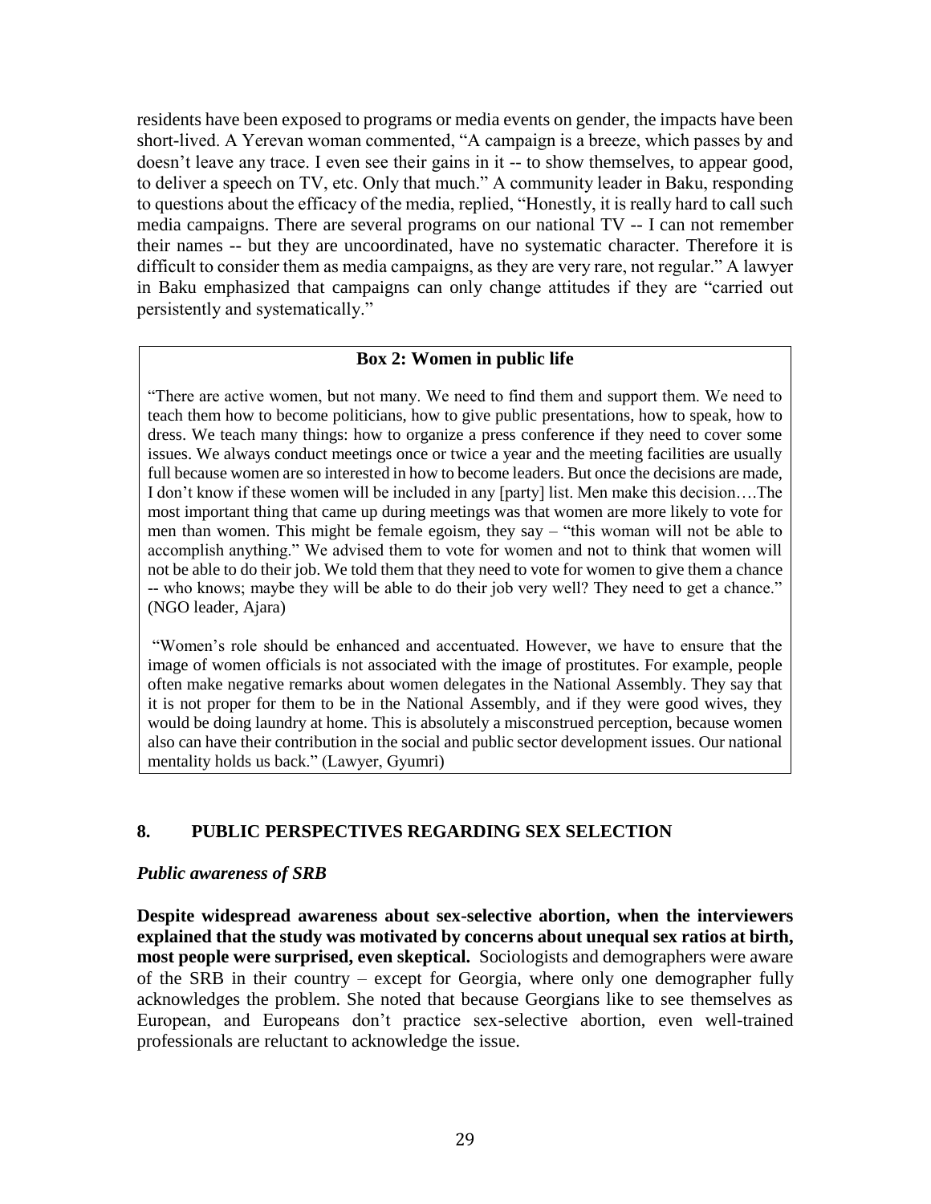residents have been exposed to programs or media events on gender, the impacts have been short-lived. A Yerevan woman commented, “A campaign is a breeze, which passes by and doesn’t leave any trace. I even see their gains in it -- to show themselves, to appear good, to deliver a speech on TV, etc. Only that much.” A community leader in Baku, responding to questions about the efficacy of the media, replied, “Honestly, it is really hard to call such media campaigns. There are several programs on our national TV -- I can not remember their names -- but they are uncoordinated, have no systematic character. Therefore it is difficult to consider them as media campaigns, as they are very rare, not regular.” A lawyer in Baku emphasized that campaigns can only change attitudes if they are “carried out persistently and systematically.”

> **Box 2: Women in public life**
>
> “There are active women, but not many. We need to find them and support them. We need to teach them how to become politicians, how to give public presentations, how to speak, how to dress. We teach many things: how to organize a press conference if they need to cover some issues. We always conduct meetings once or twice a year and the meeting facilities are usually full because women are so interested in how to become leaders. But once the decisions are made, I don’t know if these women will be included in any [party] list. Men make this decision….The most important thing that came up during meetings was that women are more likely to vote for men than women. This might be female egoism, they say – “this woman will not be able to accomplish anything.” We advised them to vote for women and not to think that women will not be able to do their job. We told them that they need to vote for women to give them a chance -- who knows; maybe they will be able to do their job very well? They need to get a chance.” (NGO leader, Ajara)
>
> “Women’s role should be enhanced and accentuated. However, we have to ensure that the image of women officials is not associated with the image of prostitutes. For example, people often make negative remarks about women delegates in the National Assembly. They say that it is not proper for them to be in the National Assembly, and if they were good wives, they would be doing laundry at home. This is absolutely a misconstrued perception, because women also can have their contribution in the social and public sector development issues. Our national mentality holds us back.” (Lawyer, Gyumri)

## 8. PUBLIC PERSPECTIVES REGARDING SEX SELECTION

### *Public awareness of SRB*

**Despite widespread awareness about sex-selective abortion, when the interviewers explained that the study was motivated by concerns about unequal sex ratios at birth, most people were surprised, even skeptical.** Sociologists and demographers were aware of the SRB in their country – except for Georgia, where only one demographer fully acknowledges the problem. She noted that because Georgians like to see themselves as European, and Europeans don’t practice sex-selective abortion, even well-trained professionals are reluctant to acknowledge the issue.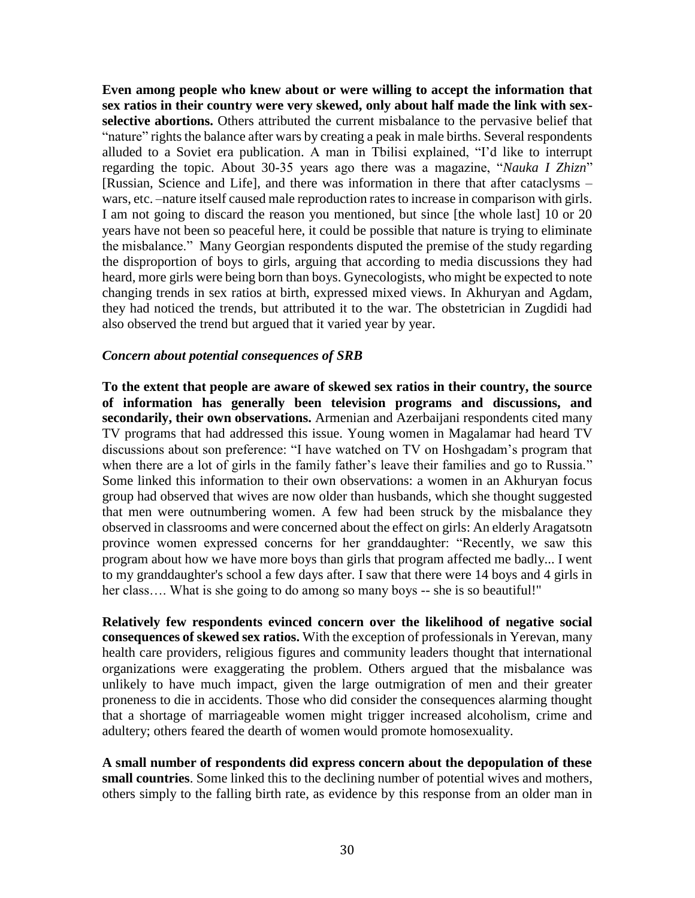**Even among people who knew about or were willing to accept the information that sex ratios in their country were very skewed, only about half made the link with sex-selective abortions.** Others attributed the current misbalance to the pervasive belief that "nature" rights the balance after wars by creating a peak in male births. Several respondents alluded to a Soviet era publication. A man in Tbilisi explained, "I'd like to interrupt regarding the topic. About 30-35 years ago there was a magazine, "*Nauka I Zhizn*" [Russian, Science and Life], and there was information in there that after cataclysms – wars, etc. –nature itself caused male reproduction rates to increase in comparison with girls. I am not going to discard the reason you mentioned, but since [the whole last] 10 or 20 years have not been so peaceful here, it could be possible that nature is trying to eliminate the misbalance." Many Georgian respondents disputed the premise of the study regarding the disproportion of boys to girls, arguing that according to media discussions they had heard, more girls were being born than boys. Gynecologists, who might be expected to note changing trends in sex ratios at birth, expressed mixed views. In Akhuryan and Agdam, they had noticed the trends, but attributed it to the war. The obstetrician in Zugdidi had also observed the trend but argued that it varied year by year.

### *Concern about potential consequences of SRB*

**To the extent that people are aware of skewed sex ratios in their country, the source of information has generally been television programs and discussions, and secondarily, their own observations.** Armenian and Azerbaijani respondents cited many TV programs that had addressed this issue. Young women in Magalamar had heard TV discussions about son preference: "I have watched on TV on Hoshgadam's program that when there are a lot of girls in the family father's leave their families and go to Russia." Some linked this information to their own observations: a women in an Akhuryan focus group had observed that wives are now older than husbands, which she thought suggested that men were outnumbering women. A few had been struck by the misbalance they observed in classrooms and were concerned about the effect on girls: An elderly Aragatsotn province women expressed concerns for her granddaughter: "Recently, we saw this program about how we have more boys than girls that program affected me badly... I went to my granddaughter's school a few days after. I saw that there were 14 boys and 4 girls in her class…. What is she going to do among so many boys -- she is so beautiful!"

**Relatively few respondents evinced concern over the likelihood of negative social consequences of skewed sex ratios.** With the exception of professionals in Yerevan, many health care providers, religious figures and community leaders thought that international organizations were exaggerating the problem. Others argued that the misbalance was unlikely to have much impact, given the large outmigration of men and their greater proneness to die in accidents. Those who did consider the consequences alarming thought that a shortage of marriageable women might trigger increased alcoholism, crime and adultery; others feared the dearth of women would promote homosexuality.

**A small number of respondents did express concern about the depopulation of these small countries**. Some linked this to the declining number of potential wives and mothers, others simply to the falling birth rate, as evidence by this response from an older man in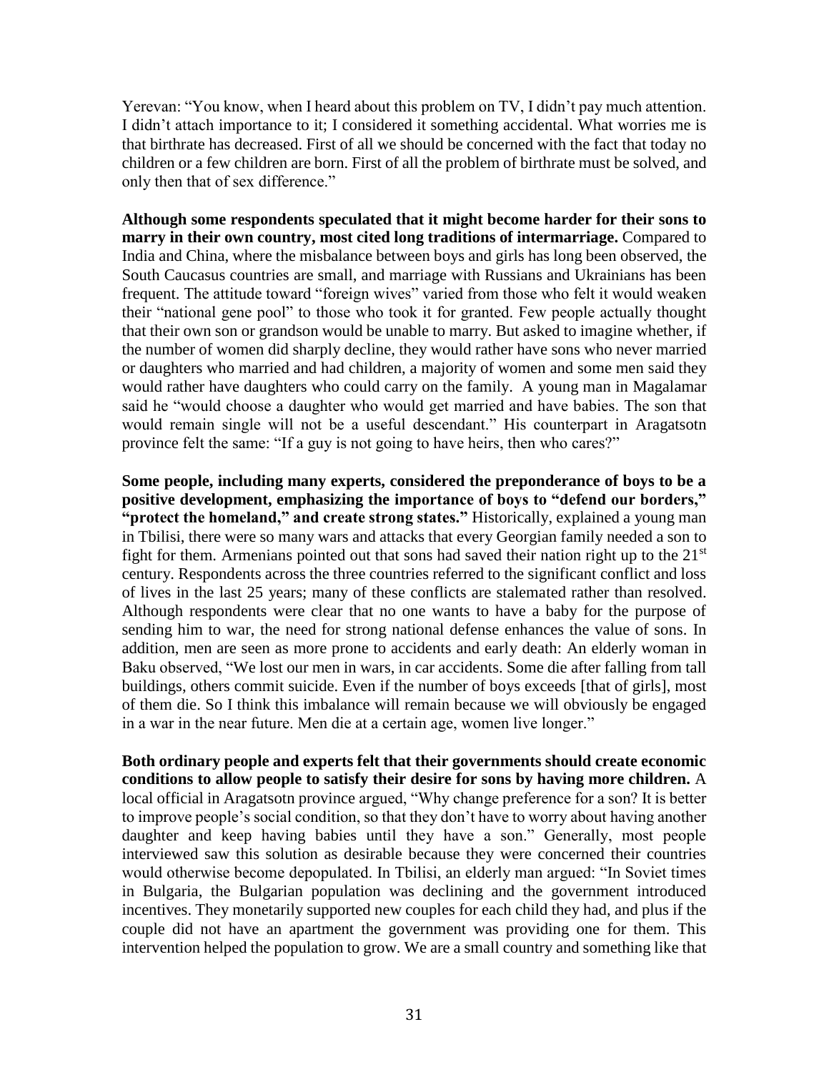Yerevan: “You know, when I heard about this problem on TV, I didn’t pay much attention. I didn’t attach importance to it; I considered it something accidental. What worries me is that birthrate has decreased. First of all we should be concerned with the fact that today no children or a few children are born. First of all the problem of birthrate must be solved, and only then that of sex difference.”

**Although some respondents speculated that it might become harder for their sons to marry in their own country, most cited long traditions of intermarriage.** Compared to India and China, where the misbalance between boys and girls has long been observed, the South Caucasus countries are small, and marriage with Russians and Ukrainians has been frequent. The attitude toward “foreign wives” varied from those who felt it would weaken their “national gene pool” to those who took it for granted. Few people actually thought that their own son or grandson would be unable to marry. But asked to imagine whether, if the number of women did sharply decline, they would rather have sons who never married or daughters who married and had children, a majority of women and some men said they would rather have daughters who could carry on the family. A young man in Magalamar said he “would choose a daughter who would get married and have babies. The son that would remain single will not be a useful descendant.” His counterpart in Aragatsotn province felt the same: “If a guy is not going to have heirs, then who cares?”

**Some people, including many experts, considered the preponderance of boys to be a positive development, emphasizing the importance of boys to “defend our borders,” “protect the homeland,” and create strong states.”** Historically, explained a young man in Tbilisi, there were so many wars and attacks that every Georgian family needed a son to fight for them. Armenians pointed out that sons had saved their nation right up to the 21st century. Respondents across the three countries referred to the significant conflict and loss of lives in the last 25 years; many of these conflicts are stalemated rather than resolved. Although respondents were clear that no one wants to have a baby for the purpose of sending him to war, the need for strong national defense enhances the value of sons. In addition, men are seen as more prone to accidents and early death: An elderly woman in Baku observed, “We lost our men in wars, in car accidents. Some die after falling from tall buildings, others commit suicide. Even if the number of boys exceeds [that of girls], most of them die. So I think this imbalance will remain because we will obviously be engaged in a war in the near future. Men die at a certain age, women live longer.”

**Both ordinary people and experts felt that their governments should create economic conditions to allow people to satisfy their desire for sons by having more children.** A local official in Aragatsotn province argued, “Why change preference for a son? It is better to improve people’s social condition, so that they don’t have to worry about having another daughter and keep having babies until they have a son.” Generally, most people interviewed saw this solution as desirable because they were concerned their countries would otherwise become depopulated. In Tbilisi, an elderly man argued: “In Soviet times in Bulgaria, the Bulgarian population was declining and the government introduced incentives. They monetarily supported new couples for each child they had, and plus if the couple did not have an apartment the government was providing one for them. This intervention helped the population to grow. We are a small country and something like that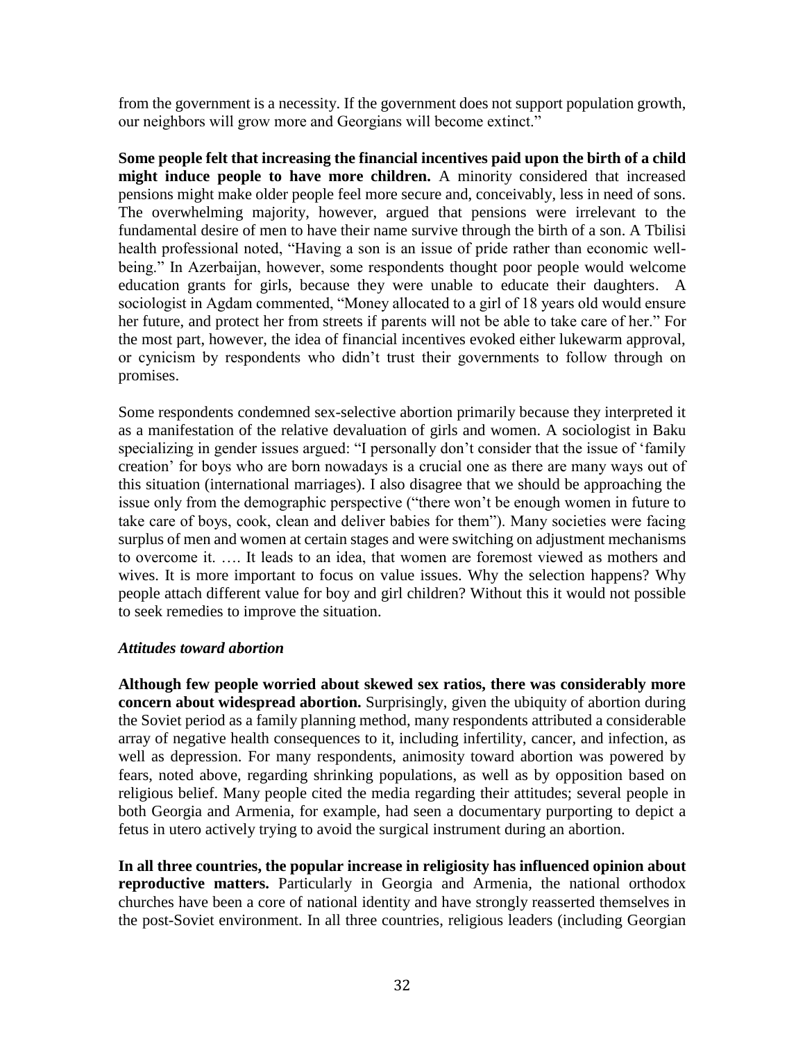from the government is a necessity. If the government does not support population growth, our neighbors will grow more and Georgians will become extinct."

**Some people felt that increasing the financial incentives paid upon the birth of a child might induce people to have more children.** A minority considered that increased pensions might make older people feel more secure and, conceivably, less in need of sons. The overwhelming majority, however, argued that pensions were irrelevant to the fundamental desire of men to have their name survive through the birth of a son. A Tbilisi health professional noted, "Having a son is an issue of pride rather than economic well-being." In Azerbaijan, however, some respondents thought poor people would welcome education grants for girls, because they were unable to educate their daughters. A sociologist in Agdam commented, "Money allocated to a girl of 18 years old would ensure her future, and protect her from streets if parents will not be able to take care of her." For the most part, however, the idea of financial incentives evoked either lukewarm approval, or cynicism by respondents who didn't trust their governments to follow through on promises.

Some respondents condemned sex-selective abortion primarily because they interpreted it as a manifestation of the relative devaluation of girls and women. A sociologist in Baku specializing in gender issues argued: "I personally don't consider that the issue of 'family creation' for boys who are born nowadays is a crucial one as there are many ways out of this situation (international marriages). I also disagree that we should be approaching the issue only from the demographic perspective ("there won't be enough women in future to take care of boys, cook, clean and deliver babies for them"). Many societies were facing surplus of men and women at certain stages and were switching on adjustment mechanisms to overcome it. …. It leads to an idea, that women are foremost viewed as mothers and wives. It is more important to focus on value issues. Why the selection happens? Why people attach different value for boy and girl children? Without this it would not possible to seek remedies to improve the situation.

### *Attitudes toward abortion*

**Although few people worried about skewed sex ratios, there was considerably more concern about widespread abortion.** Surprisingly, given the ubiquity of abortion during the Soviet period as a family planning method, many respondents attributed a considerable array of negative health consequences to it, including infertility, cancer, and infection, as well as depression. For many respondents, animosity toward abortion was powered by fears, noted above, regarding shrinking populations, as well as by opposition based on religious belief. Many people cited the media regarding their attitudes; several people in both Georgia and Armenia, for example, had seen a documentary purporting to depict a fetus in utero actively trying to avoid the surgical instrument during an abortion.

**In all three countries, the popular increase in religiosity has influenced opinion about reproductive matters.** Particularly in Georgia and Armenia, the national orthodox churches have been a core of national identity and have strongly reasserted themselves in the post-Soviet environment. In all three countries, religious leaders (including Georgian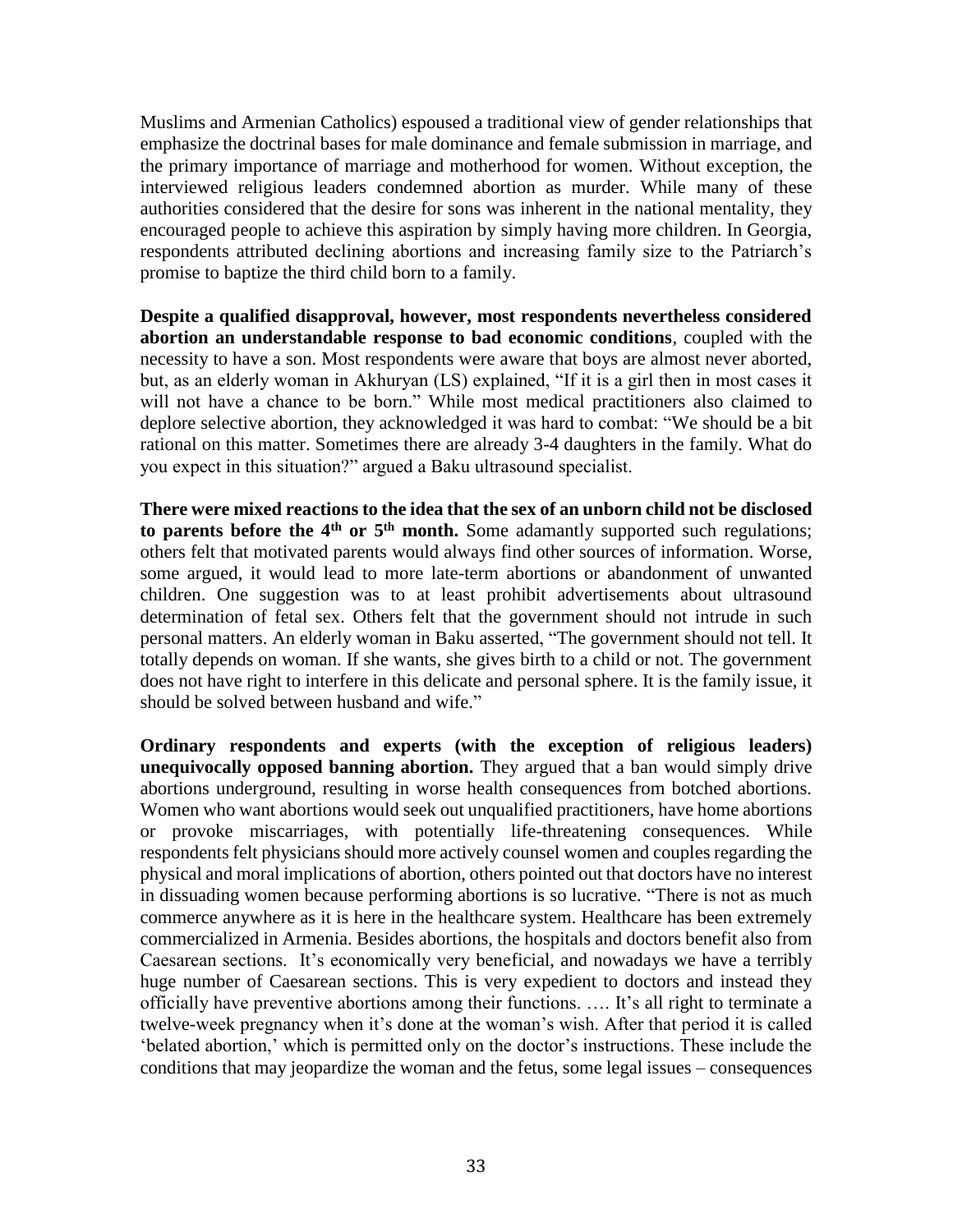Muslims and Armenian Catholics) espoused a traditional view of gender relationships that emphasize the doctrinal bases for male dominance and female submission in marriage, and the primary importance of marriage and motherhood for women. Without exception, the interviewed religious leaders condemned abortion as murder. While many of these authorities considered that the desire for sons was inherent in the national mentality, they encouraged people to achieve this aspiration by simply having more children. In Georgia, respondents attributed declining abortions and increasing family size to the Patriarch's promise to baptize the third child born to a family.

**Despite a qualified disapproval, however, most respondents nevertheless considered abortion an understandable response to bad economic conditions**, coupled with the necessity to have a son. Most respondents were aware that boys are almost never aborted, but, as an elderly woman in Akhuryan (LS) explained, "If it is a girl then in most cases it will not have a chance to be born." While most medical practitioners also claimed to deplore selective abortion, they acknowledged it was hard to combat: "We should be a bit rational on this matter. Sometimes there are already 3-4 daughters in the family. What do you expect in this situation?" argued a Baku ultrasound specialist.

**There were mixed reactions to the idea that the sex of an unborn child not be disclosed to parents before the 4th or 5th month.** Some adamantly supported such regulations; others felt that motivated parents would always find other sources of information. Worse, some argued, it would lead to more late-term abortions or abandonment of unwanted children. One suggestion was to at least prohibit advertisements about ultrasound determination of fetal sex. Others felt that the government should not intrude in such personal matters. An elderly woman in Baku asserted, "The government should not tell. It totally depends on woman. If she wants, she gives birth to a child or not. The government does not have right to interfere in this delicate and personal sphere. It is the family issue, it should be solved between husband and wife."

**Ordinary respondents and experts (with the exception of religious leaders) unequivocally opposed banning abortion.** They argued that a ban would simply drive abortions underground, resulting in worse health consequences from botched abortions. Women who want abortions would seek out unqualified practitioners, have home abortions or provoke miscarriages, with potentially life-threatening consequences. While respondents felt physicians should more actively counsel women and couples regarding the physical and moral implications of abortion, others pointed out that doctors have no interest in dissuading women because performing abortions is so lucrative. "There is not as much commerce anywhere as it is here in the healthcare system. Healthcare has been extremely commercialized in Armenia. Besides abortions, the hospitals and doctors benefit also from Caesarean sections. It's economically very beneficial, and nowadays we have a terribly huge number of Caesarean sections. This is very expedient to doctors and instead they officially have preventive abortions among their functions. …. It's all right to terminate a twelve-week pregnancy when it's done at the woman's wish. After that period it is called 'belated abortion,' which is permitted only on the doctor's instructions. These include the conditions that may jeopardize the woman and the fetus, some legal issues – consequences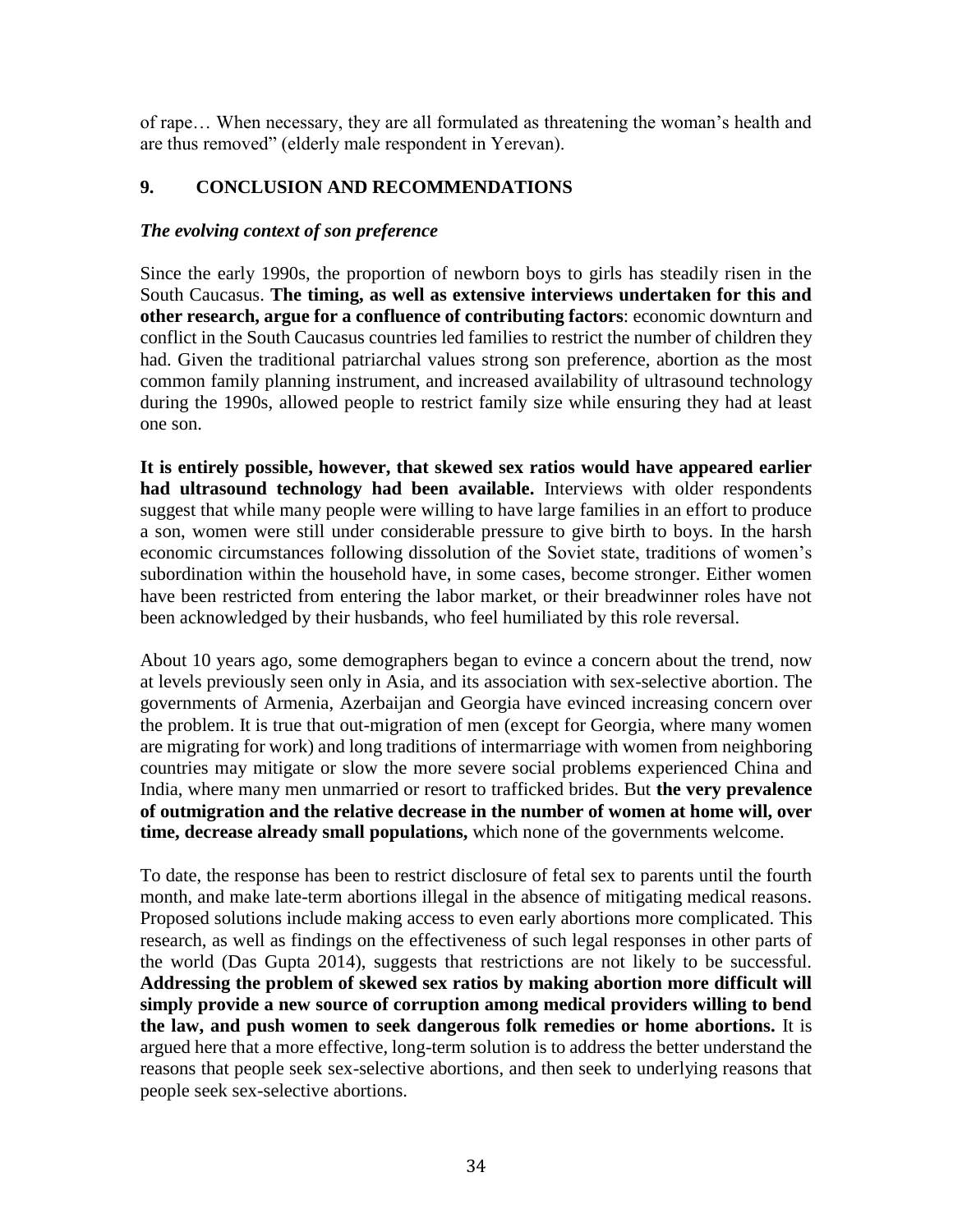of rape… When necessary, they are all formulated as threatening the woman's health and are thus removed" (elderly male respondent in Yerevan).

## 9. CONCLUSION AND RECOMMENDATIONS

### *The evolving context of son preference*

Since the early 1990s, the proportion of newborn boys to girls has steadily risen in the South Caucasus. **The timing, as well as extensive interviews undertaken for this and other research, argue for a confluence of contributing factors**: economic downturn and conflict in the South Caucasus countries led families to restrict the number of children they had. Given the traditional patriarchal values strong son preference, abortion as the most common family planning instrument, and increased availability of ultrasound technology during the 1990s, allowed people to restrict family size while ensuring they had at least one son.

**It is entirely possible, however, that skewed sex ratios would have appeared earlier had ultrasound technology had been available.** Interviews with older respondents suggest that while many people were willing to have large families in an effort to produce a son, women were still under considerable pressure to give birth to boys. In the harsh economic circumstances following dissolution of the Soviet state, traditions of women's subordination within the household have, in some cases, become stronger. Either women have been restricted from entering the labor market, or their breadwinner roles have not been acknowledged by their husbands, who feel humiliated by this role reversal.

About 10 years ago, some demographers began to evince a concern about the trend, now at levels previously seen only in Asia, and its association with sex-selective abortion. The governments of Armenia, Azerbaijan and Georgia have evinced increasing concern over the problem. It is true that out-migration of men (except for Georgia, where many women are migrating for work) and long traditions of intermarriage with women from neighboring countries may mitigate or slow the more severe social problems experienced China and India, where many men unmarried or resort to trafficked brides. But **the very prevalence of outmigration and the relative decrease in the number of women at home will, over time, decrease already small populations,** which none of the governments welcome.

To date, the response has been to restrict disclosure of fetal sex to parents until the fourth month, and make late-term abortions illegal in the absence of mitigating medical reasons. Proposed solutions include making access to even early abortions more complicated. This research, as well as findings on the effectiveness of such legal responses in other parts of the world (Das Gupta 2014), suggests that restrictions are not likely to be successful. **Addressing the problem of skewed sex ratios by making abortion more difficult will simply provide a new source of corruption among medical providers willing to bend the law, and push women to seek dangerous folk remedies or home abortions.** It is argued here that a more effective, long-term solution is to address the better understand the reasons that people seek sex-selective abortions, and then seek to underlying reasons that people seek sex-selective abortions.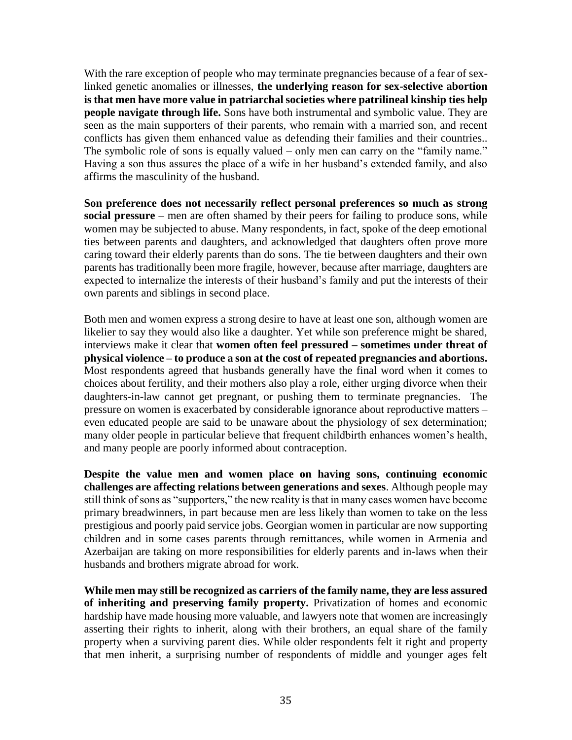With the rare exception of people who may terminate pregnancies because of a fear of sex-linked genetic anomalies or illnesses, **the underlying reason for sex-selective abortion is that men have more value in patriarchal societies where patrilineal kinship ties help people navigate through life.** Sons have both instrumental and symbolic value. They are seen as the main supporters of their parents, who remain with a married son, and recent conflicts has given them enhanced value as defending their families and their countries.. The symbolic role of sons is equally valued – only men can carry on the "family name." Having a son thus assures the place of a wife in her husband's extended family, and also affirms the masculinity of the husband.

**Son preference does not necessarily reflect personal preferences so much as strong social pressure** – men are often shamed by their peers for failing to produce sons, while women may be subjected to abuse. Many respondents, in fact, spoke of the deep emotional ties between parents and daughters, and acknowledged that daughters often prove more caring toward their elderly parents than do sons. The tie between daughters and their own parents has traditionally been more fragile, however, because after marriage, daughters are expected to internalize the interests of their husband's family and put the interests of their own parents and siblings in second place.

Both men and women express a strong desire to have at least one son, although women are likelier to say they would also like a daughter. Yet while son preference might be shared, interviews make it clear that **women often feel pressured – sometimes under threat of physical violence – to produce a son at the cost of repeated pregnancies and abortions.** Most respondents agreed that husbands generally have the final word when it comes to choices about fertility, and their mothers also play a role, either urging divorce when their daughters-in-law cannot get pregnant, or pushing them to terminate pregnancies. The pressure on women is exacerbated by considerable ignorance about reproductive matters – even educated people are said to be unaware about the physiology of sex determination; many older people in particular believe that frequent childbirth enhances women's health, and many people are poorly informed about contraception.

**Despite the value men and women place on having sons, continuing economic challenges are affecting relations between generations and sexes**. Although people may still think of sons as "supporters," the new reality is that in many cases women have become primary breadwinners, in part because men are less likely than women to take on the less prestigious and poorly paid service jobs. Georgian women in particular are now supporting children and in some cases parents through remittances, while women in Armenia and Azerbaijan are taking on more responsibilities for elderly parents and in-laws when their husbands and brothers migrate abroad for work.

**While men may still be recognized as carriers of the family name, they are less assured of inheriting and preserving family property.** Privatization of homes and economic hardship have made housing more valuable, and lawyers note that women are increasingly asserting their rights to inherit, along with their brothers, an equal share of the family property when a surviving parent dies. While older respondents felt it right and property that men inherit, a surprising number of respondents of middle and younger ages felt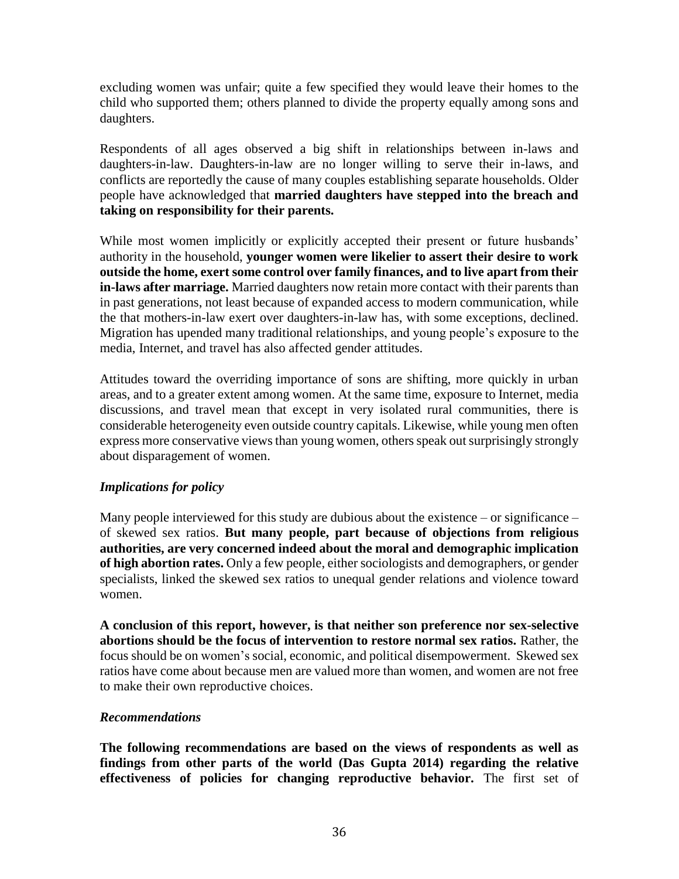excluding women was unfair; quite a few specified they would leave their homes to the child who supported them; others planned to divide the property equally among sons and daughters.

Respondents of all ages observed a big shift in relationships between in-laws and daughters-in-law. Daughters-in-law are no longer willing to serve their in-laws, and conflicts are reportedly the cause of many couples establishing separate households. Older people have acknowledged that **married daughters have stepped into the breach and taking on responsibility for their parents.**

While most women implicitly or explicitly accepted their present or future husbands' authority in the household, **younger women were likelier to assert their desire to work outside the home, exert some control over family finances, and to live apart from their in-laws after marriage.** Married daughters now retain more contact with their parents than in past generations, not least because of expanded access to modern communication, while the that mothers-in-law exert over daughters-in-law has, with some exceptions, declined. Migration has upended many traditional relationships, and young people's exposure to the media, Internet, and travel has also affected gender attitudes.

Attitudes toward the overriding importance of sons are shifting, more quickly in urban areas, and to a greater extent among women. At the same time, exposure to Internet, media discussions, and travel mean that except in very isolated rural communities, there is considerable heterogeneity even outside country capitals. Likewise, while young men often express more conservative views than young women, others speak out surprisingly strongly about disparagement of women.

### *Implications for policy*

Many people interviewed for this study are dubious about the existence – or significance – of skewed sex ratios. **But many people, part because of objections from religious authorities, are very concerned indeed about the moral and demographic implication of high abortion rates.** Only a few people, either sociologists and demographers, or gender specialists, linked the skewed sex ratios to unequal gender relations and violence toward women.

**A conclusion of this report, however, is that neither son preference nor sex-selective abortions should be the focus of intervention to restore normal sex ratios.** Rather, the focus should be on women's social, economic, and political disempowerment. Skewed sex ratios have come about because men are valued more than women, and women are not free to make their own reproductive choices.

### *Recommendations*

**The following recommendations are based on the views of respondents as well as findings from other parts of the world (Das Gupta 2014) regarding the relative effectiveness of policies for changing reproductive behavior.** The first set of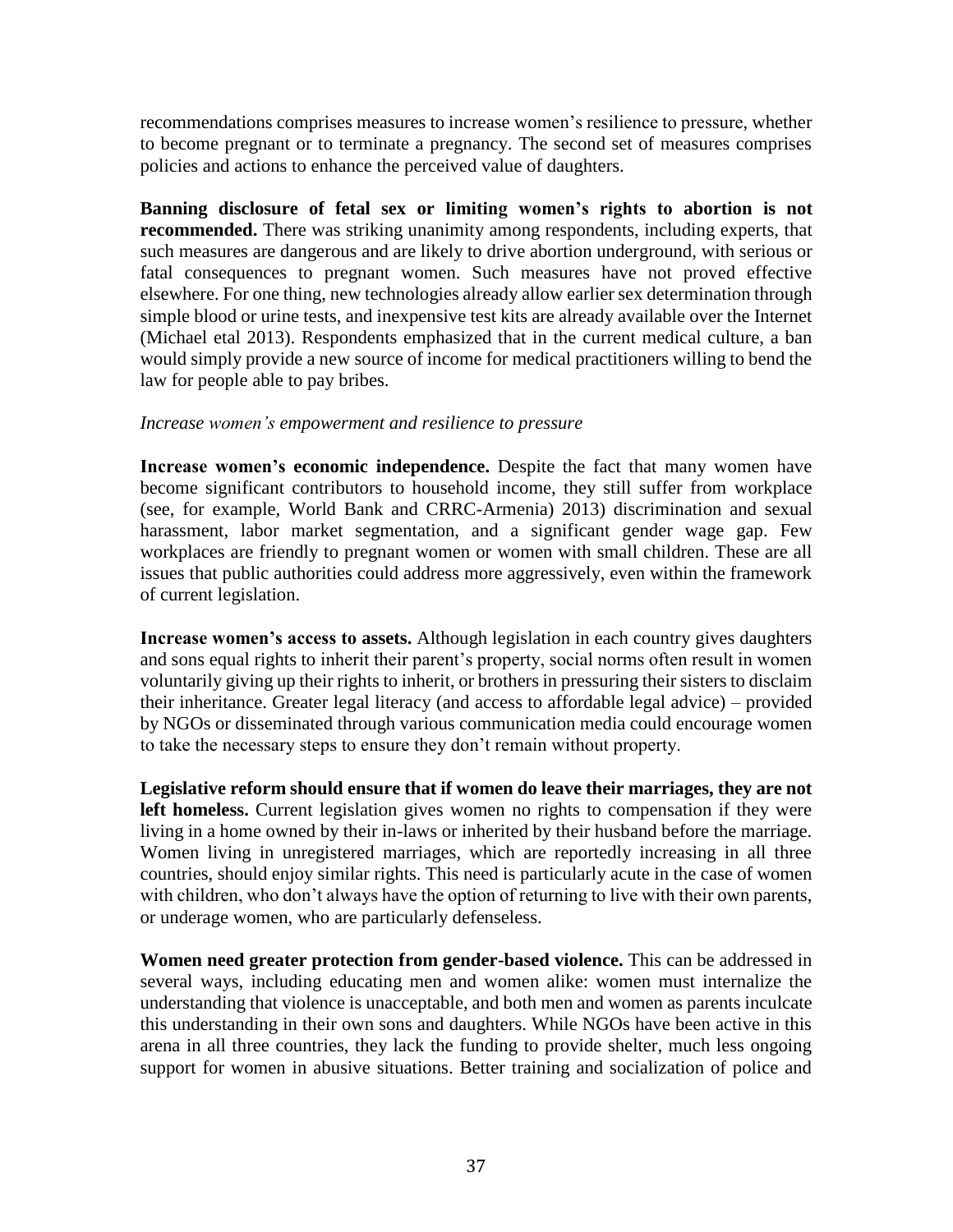recommendations comprises measures to increase women's resilience to pressure, whether to become pregnant or to terminate a pregnancy. The second set of measures comprises policies and actions to enhance the perceived value of daughters.

**Banning disclosure of fetal sex or limiting women's rights to abortion is not recommended.** There was striking unanimity among respondents, including experts, that such measures are dangerous and are likely to drive abortion underground, with serious or fatal consequences to pregnant women. Such measures have not proved effective elsewhere. For one thing, new technologies already allow earlier sex determination through simple blood or urine tests, and inexpensive test kits are already available over the Internet (Michael etal 2013). Respondents emphasized that in the current medical culture, a ban would simply provide a new source of income for medical practitioners willing to bend the law for people able to pay bribes.

*Increase women's empowerment and resilience to pressure*

**Increase women's economic independence.** Despite the fact that many women have become significant contributors to household income, they still suffer from workplace (see, for example, World Bank and CRRC-Armenia) 2013) discrimination and sexual harassment, labor market segmentation, and a significant gender wage gap. Few workplaces are friendly to pregnant women or women with small children. These are all issues that public authorities could address more aggressively, even within the framework of current legislation.

**Increase women's access to assets.** Although legislation in each country gives daughters and sons equal rights to inherit their parent's property, social norms often result in women voluntarily giving up their rights to inherit, or brothers in pressuring their sisters to disclaim their inheritance. Greater legal literacy (and access to affordable legal advice) – provided by NGOs or disseminated through various communication media could encourage women to take the necessary steps to ensure they don't remain without property.

**Legislative reform should ensure that if women do leave their marriages, they are not left homeless.** Current legislation gives women no rights to compensation if they were living in a home owned by their in-laws or inherited by their husband before the marriage. Women living in unregistered marriages, which are reportedly increasing in all three countries, should enjoy similar rights. This need is particularly acute in the case of women with children, who don't always have the option of returning to live with their own parents, or underage women, who are particularly defenseless.

**Women need greater protection from gender-based violence.** This can be addressed in several ways, including educating men and women alike: women must internalize the understanding that violence is unacceptable, and both men and women as parents inculcate this understanding in their own sons and daughters. While NGOs have been active in this arena in all three countries, they lack the funding to provide shelter, much less ongoing support for women in abusive situations. Better training and socialization of police and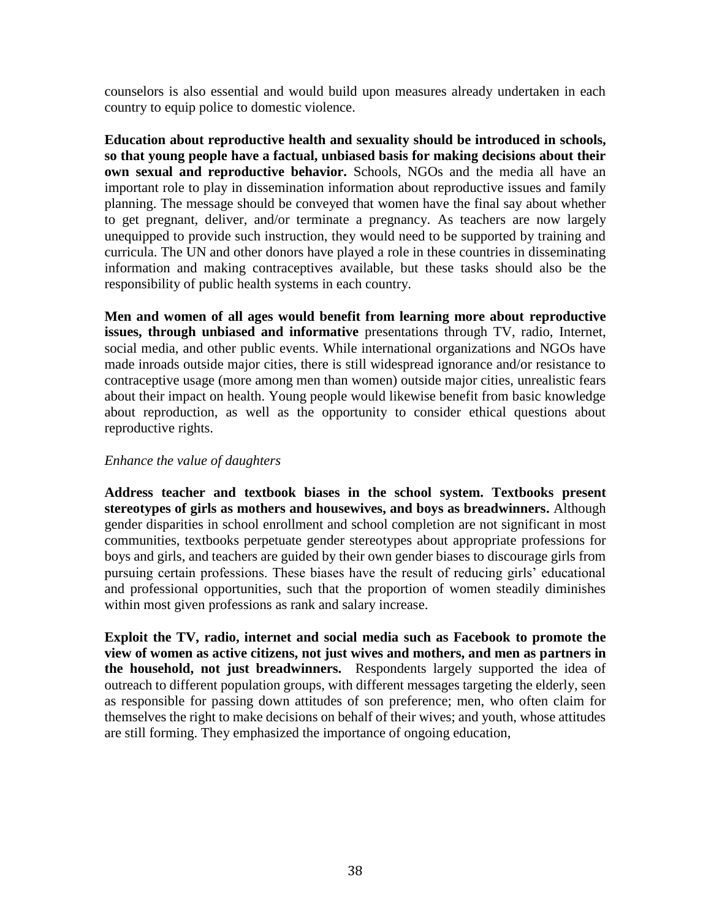counselors is also essential and would build upon measures already undertaken in each country to equip police to domestic violence.

**Education about reproductive health and sexuality should be introduced in schools, so that young people have a factual, unbiased basis for making decisions about their own sexual and reproductive behavior.** Schools, NGOs and the media all have an important role to play in dissemination information about reproductive issues and family planning. The message should be conveyed that women have the final say about whether to get pregnant, deliver, and/or terminate a pregnancy. As teachers are now largely unequipped to provide such instruction, they would need to be supported by training and curricula. The UN and other donors have played a role in these countries in disseminating information and making contraceptives available, but these tasks should also be the responsibility of public health systems in each country.

**Men and women of all ages would benefit from learning more about reproductive issues, through unbiased and informative** presentations through TV, radio, Internet, social media, and other public events. While international organizations and NGOs have made inroads outside major cities, there is still widespread ignorance and/or resistance to contraceptive usage (more among men than women) outside major cities, unrealistic fears about their impact on health. Young people would likewise benefit from basic knowledge about reproduction, as well as the opportunity to consider ethical questions about reproductive rights.

*Enhance the value of daughters*

**Address teacher and textbook biases in the school system. Textbooks present stereotypes of girls as mothers and housewives, and boys as breadwinners.** Although gender disparities in school enrollment and school completion are not significant in most communities, textbooks perpetuate gender stereotypes about appropriate professions for boys and girls, and teachers are guided by their own gender biases to discourage girls from pursuing certain professions. These biases have the result of reducing girls' educational and professional opportunities, such that the proportion of women steadily diminishes within most given professions as rank and salary increase.

**Exploit the TV, radio, internet and social media such as Facebook to promote the view of women as active citizens, not just wives and mothers, and men as partners in the household, not just breadwinners.** Respondents largely supported the idea of outreach to different population groups, with different messages targeting the elderly, seen as responsible for passing down attitudes of son preference; men, who often claim for themselves the right to make decisions on behalf of their wives; and youth, whose attitudes are still forming. They emphasized the importance of ongoing education,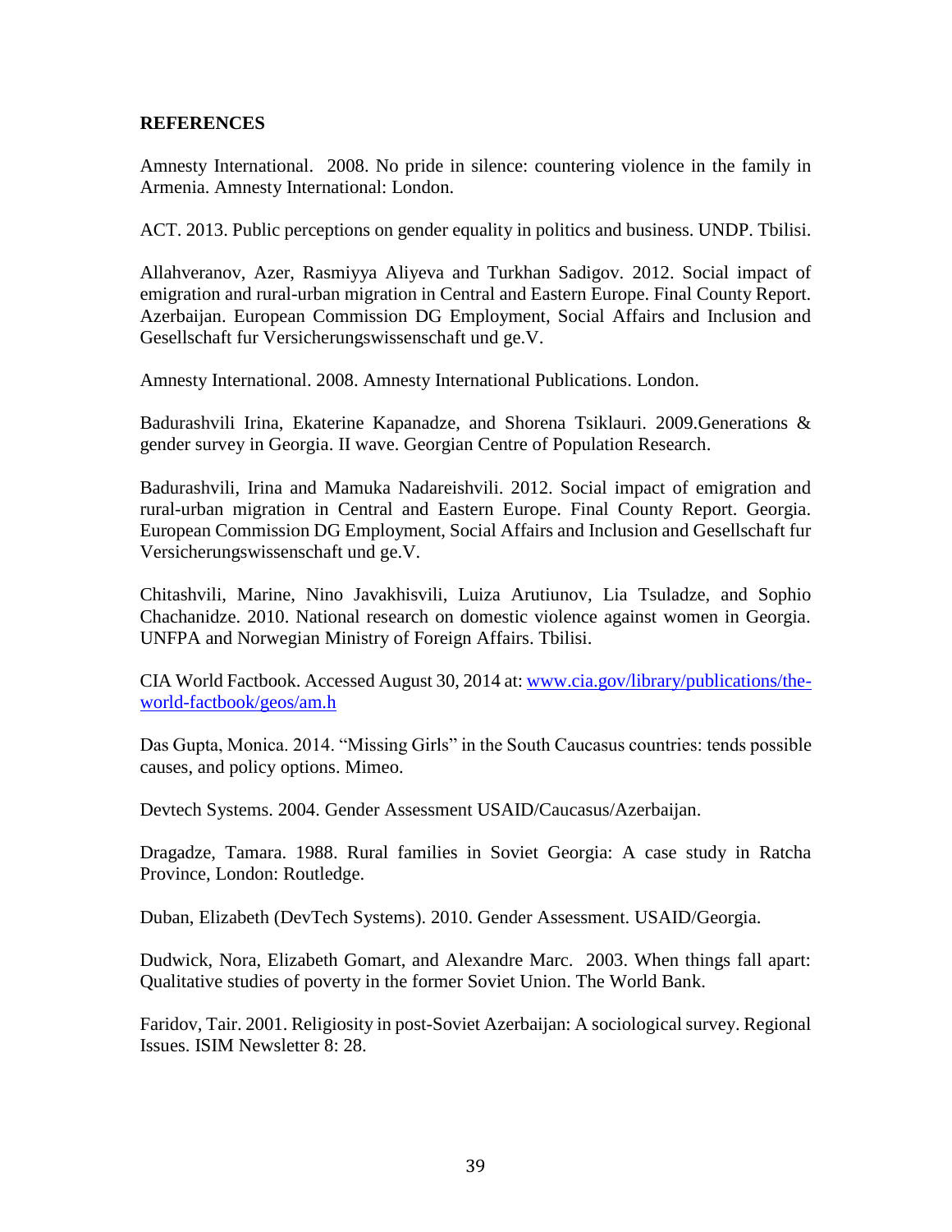**REFERENCES**

Amnesty International. 2008. No pride in silence: countering violence in the family in Armenia. Amnesty International: London.

ACT. 2013. Public perceptions on gender equality in politics and business. UNDP. Tbilisi.

Allahveranov, Azer, Rasmiyya Aliyeva and Turkhan Sadigov. 2012. Social impact of emigration and rural-urban migration in Central and Eastern Europe. Final County Report. Azerbaijan. European Commission DG Employment, Social Affairs and Inclusion and Gesellschaft fur Versicherungswissenschaft und ge.V.

Amnesty International. 2008. Amnesty International Publications. London.

Badurashvili Irina, Ekaterine Kapanadze, and Shorena Tsiklauri. 2009.Generations & gender survey in Georgia. II wave. Georgian Centre of Population Research.

Badurashvili, Irina and Mamuka Nadareishvili. 2012. Social impact of emigration and rural-urban migration in Central and Eastern Europe. Final County Report. Georgia. European Commission DG Employment, Social Affairs and Inclusion and Gesellschaft fur Versicherungswissenschaft und ge.V.

Chitashvili, Marine, Nino Javakhisvili, Luiza Arutiunov, Lia Tsuladze, and Sophio Chachanidze. 2010. National research on domestic violence against women in Georgia. UNFPA and Norwegian Ministry of Foreign Affairs. Tbilisi.

CIA World Factbook. Accessed August 30, 2014 at: [www.cia.gov/library/publications/the-world-factbook/geos/am.h](www.cia.gov/library/publications/the-world-factbook/geos/am.h)

Das Gupta, Monica. 2014. "Missing Girls" in the South Caucasus countries: tends possible causes, and policy options. Mimeo.

Devtech Systems. 2004. Gender Assessment USAID/Caucasus/Azerbaijan.

Dragadze, Tamara. 1988. Rural families in Soviet Georgia: A case study in Ratcha Province, London: Routledge.

Duban, Elizabeth (DevTech Systems). 2010. Gender Assessment. USAID/Georgia.

Dudwick, Nora, Elizabeth Gomart, and Alexandre Marc. 2003. When things fall apart: Qualitative studies of poverty in the former Soviet Union. The World Bank.

Faridov, Tair. 2001. Religiosity in post-Soviet Azerbaijan: A sociological survey. Regional Issues. ISIM Newsletter 8: 28.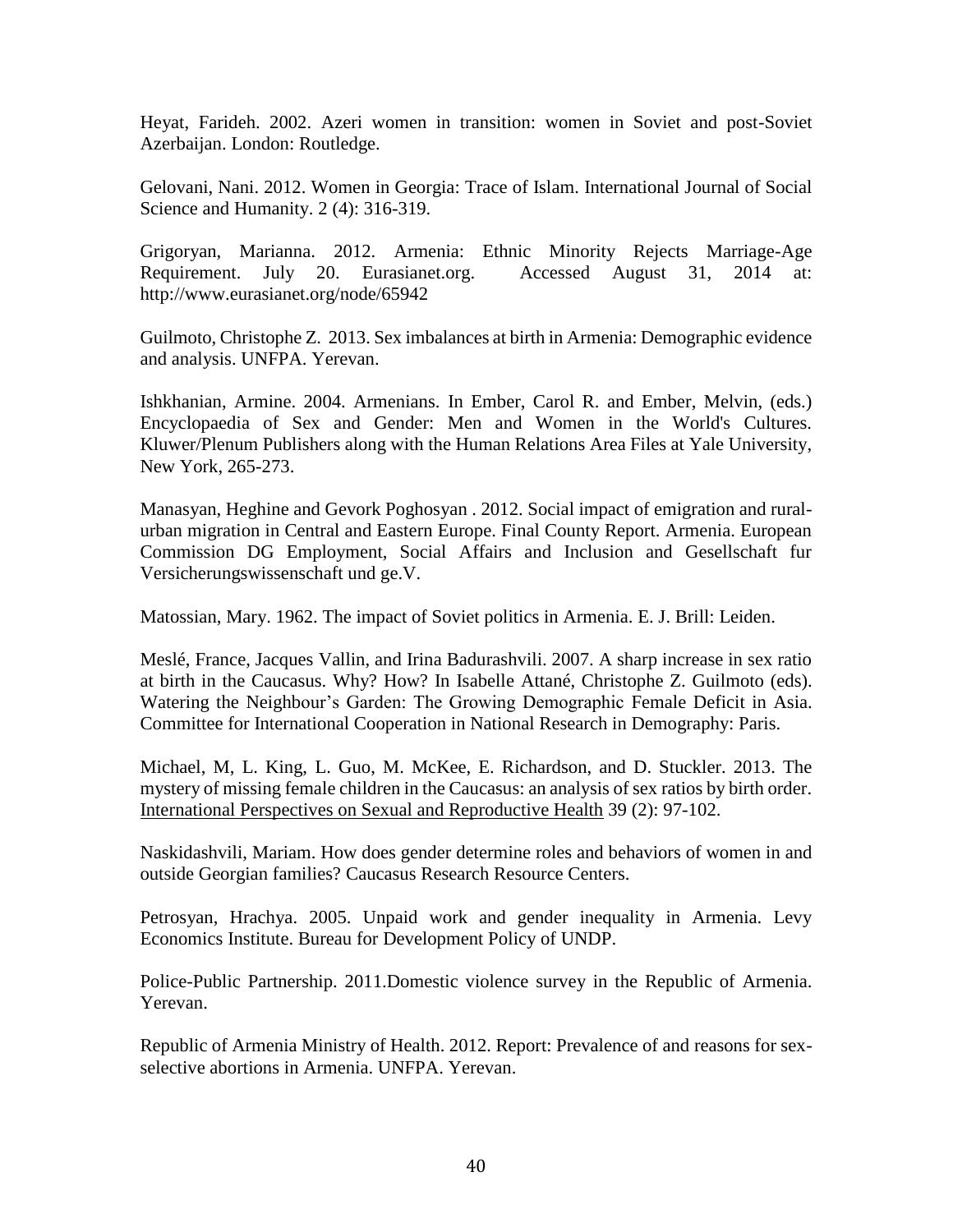Heyat, Farideh. 2002. Azeri women in transition: women in Soviet and post-Soviet Azerbaijan. London: Routledge.

Gelovani, Nani. 2012. Women in Georgia: Trace of Islam. International Journal of Social Science and Humanity. 2 (4): 316-319.

Grigoryan, Marianna. 2012. Armenia: Ethnic Minority Rejects Marriage-Age Requirement. July 20. Eurasianet.org. Accessed August 31, 2014 at: http://www.eurasianet.org/node/65942

Guilmoto, Christophe Z. 2013. Sex imbalances at birth in Armenia: Demographic evidence and analysis. UNFPA. Yerevan.

Ishkhanian, Armine. 2004. Armenians. In Ember, Carol R. and Ember, Melvin, (eds.) Encyclopaedia of Sex and Gender: Men and Women in the World's Cultures. Kluwer/Plenum Publishers along with the Human Relations Area Files at Yale University, New York, 265-273.

Manasyan, Heghine and Gevork Poghosyan . 2012. Social impact of emigration and rural-urban migration in Central and Eastern Europe. Final County Report. Armenia. European Commission DG Employment, Social Affairs and Inclusion and Gesellschaft fur Versicherungswissenschaft und ge.V.

Matossian, Mary. 1962. The impact of Soviet politics in Armenia. E. J. Brill: Leiden.

Meslé, France, Jacques Vallin, and Irina Badurashvili. 2007. A sharp increase in sex ratio at birth in the Caucasus. Why? How? In Isabelle Attané, Christophe Z. Guilmoto (eds). Watering the Neighbour's Garden: The Growing Demographic Female Deficit in Asia. Committee for International Cooperation in National Research in Demography: Paris.

Michael, M, L. King, L. Guo, M. McKee, E. Richardson, and D. Stuckler. 2013. The mystery of missing female children in the Caucasus: an analysis of sex ratios by birth order. International Perspectives on Sexual and Reproductive Health 39 (2): 97-102.

Naskidashvili, Mariam. How does gender determine roles and behaviors of women in and outside Georgian families? Caucasus Research Resource Centers.

Petrosyan, Hrachya. 2005. Unpaid work and gender inequality in Armenia. Levy Economics Institute. Bureau for Development Policy of UNDP.

Police-Public Partnership. 2011.Domestic violence survey in the Republic of Armenia. Yerevan.

Republic of Armenia Ministry of Health. 2012. Report: Prevalence of and reasons for sex-selective abortions in Armenia. UNFPA. Yerevan.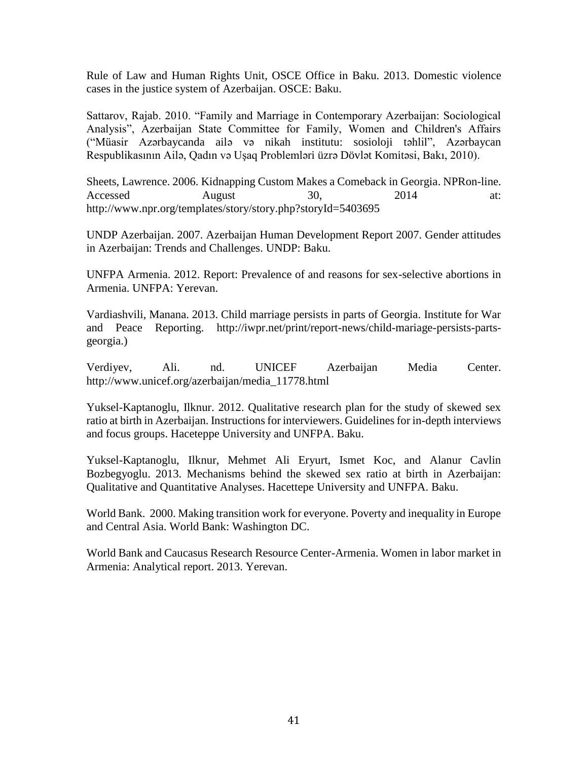Rule of Law and Human Rights Unit, OSCE Office in Baku. 2013. Domestic violence cases in the justice system of Azerbaijan. OSCE: Baku.

Sattarov, Rajab. 2010. "Family and Marriage in Contemporary Azerbaijan: Sociological Analysis", Azerbaijan State Committee for Family, Women and Children's Affairs ("Müasir Azərbaycanda ailə və nikah institutu: sosioloji təhlil", Azərbaycan Respublikasının Ailə, Qadın və Uşaq Problemləri üzrə Dövlət Komitəsi, Bakı, 2010).

Sheets, Lawrence. 2006. Kidnapping Custom Makes a Comeback in Georgia. NPRon-line. Accessed August 30, 2014 at: http://www.npr.org/templates/story/story.php?storyId=5403695

UNDP Azerbaijan. 2007. Azerbaijan Human Development Report 2007. Gender attitudes in Azerbaijan: Trends and Challenges. UNDP: Baku.

UNFPA Armenia. 2012. Report: Prevalence of and reasons for sex-selective abortions in Armenia. UNFPA: Yerevan.

Vardiashvili, Manana. 2013. Child marriage persists in parts of Georgia. Institute for War and Peace Reporting. http://iwpr.net/print/report-news/child-mariage-persists-parts-georgia.)

Verdiyev, Ali. nd. UNICEF Azerbaijan Media Center. http://www.unicef.org/azerbaijan/media_11778.html

Yuksel-Kaptanoglu, Ilknur. 2012. Qualitative research plan for the study of skewed sex ratio at birth in Azerbaijan. Instructions for interviewers. Guidelines for in-depth interviews and focus groups. Haceteppe University and UNFPA. Baku.

Yuksel-Kaptanoglu, Ilknur, Mehmet Ali Eryurt, Ismet Koc, and Alanur Cavlin Bozbegyoglu. 2013. Mechanisms behind the skewed sex ratio at birth in Azerbaijan: Qualitative and Quantitative Analyses. Hacettepe University and UNFPA. Baku.

World Bank. 2000. Making transition work for everyone. Poverty and inequality in Europe and Central Asia. World Bank: Washington DC.

World Bank and Caucasus Research Resource Center-Armenia. Women in labor market in Armenia: Analytical report. 2013. Yerevan.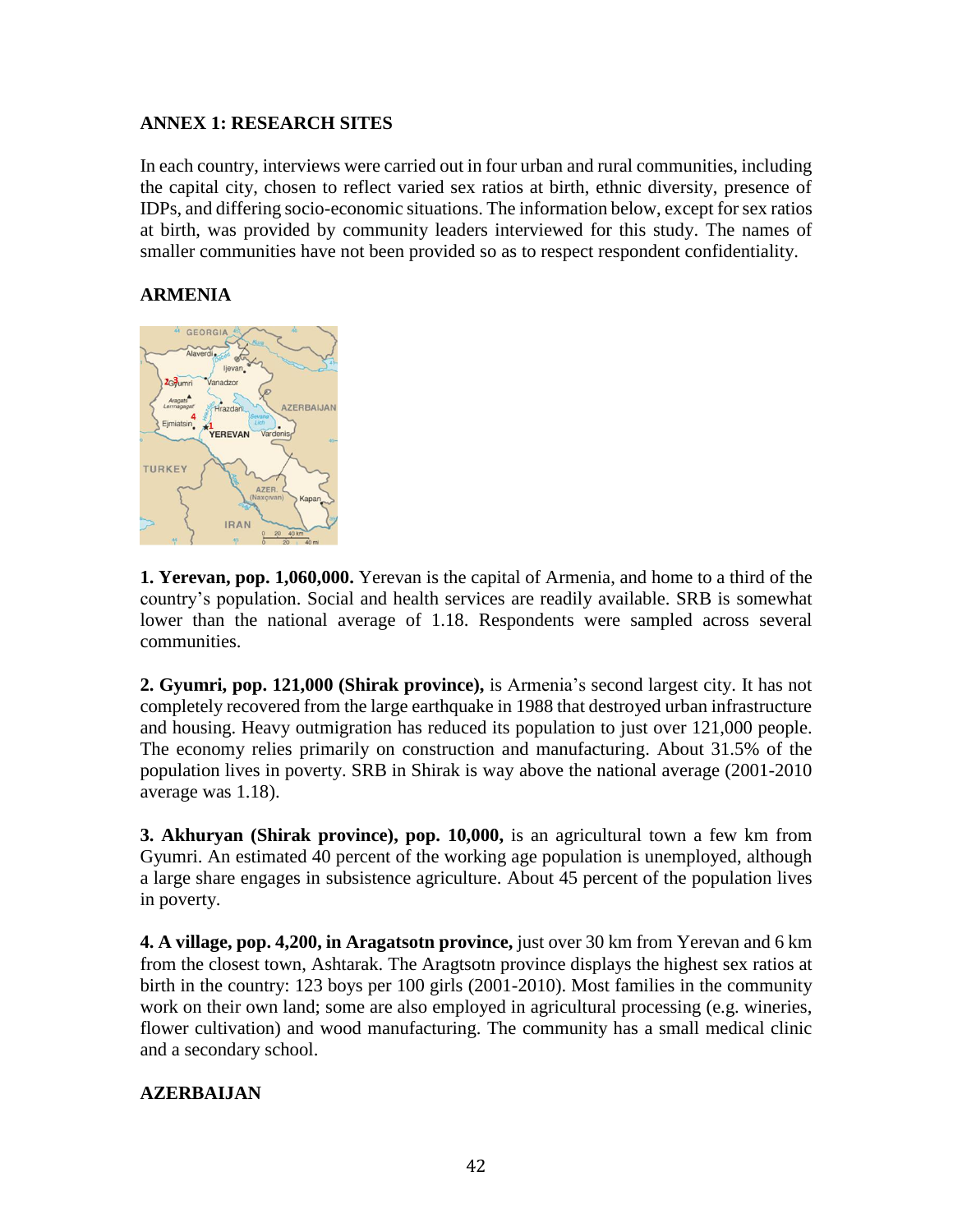## ANNEX 1: RESEARCH SITES

In each country, interviews were carried out in four urban and rural communities, including the capital city, chosen to reflect varied sex ratios at birth, ethnic diversity, presence of IDPs, and differing socio-economic situations. The information below, except for sex ratios at birth, was provided by community leaders interviewed for this study. The names of smaller communities have not been provided so as to respect respondent confidentiality.

### ARMENIA

**1. Yerevan, pop. 1,060,000.** Yerevan is the capital of Armenia, and home to a third of the country's population. Social and health services are readily available. SRB is somewhat lower than the national average of 1.18. Respondents were sampled across several communities.

**2. Gyumri, pop. 121,000 (Shirak province),** is Armenia's second largest city. It has not completely recovered from the large earthquake in 1988 that destroyed urban infrastructure and housing. Heavy outmigration has reduced its population to just over 121,000 people. The economy relies primarily on construction and manufacturing. About 31.5% of the population lives in poverty. SRB in Shirak is way above the national average (2001-2010 average was 1.18).

**3. Akhuryan (Shirak province), pop. 10,000,** is an agricultural town a few km from Gyumri. An estimated 40 percent of the working age population is unemployed, although a large share engages in subsistence agriculture. About 45 percent of the population lives in poverty.

**4. A village, pop. 4,200, in Aragatsotn province,** just over 30 km from Yerevan and 6 km from the closest town, Ashtarak. The Aragtsotn province displays the highest sex ratios at birth in the country: 123 boys per 100 girls (2001-2010). Most families in the community work on their own land; some are also employed in agricultural processing (e.g. wineries, flower cultivation) and wood manufacturing. The community has a small medical clinic and a secondary school.

### AZERBAIJAN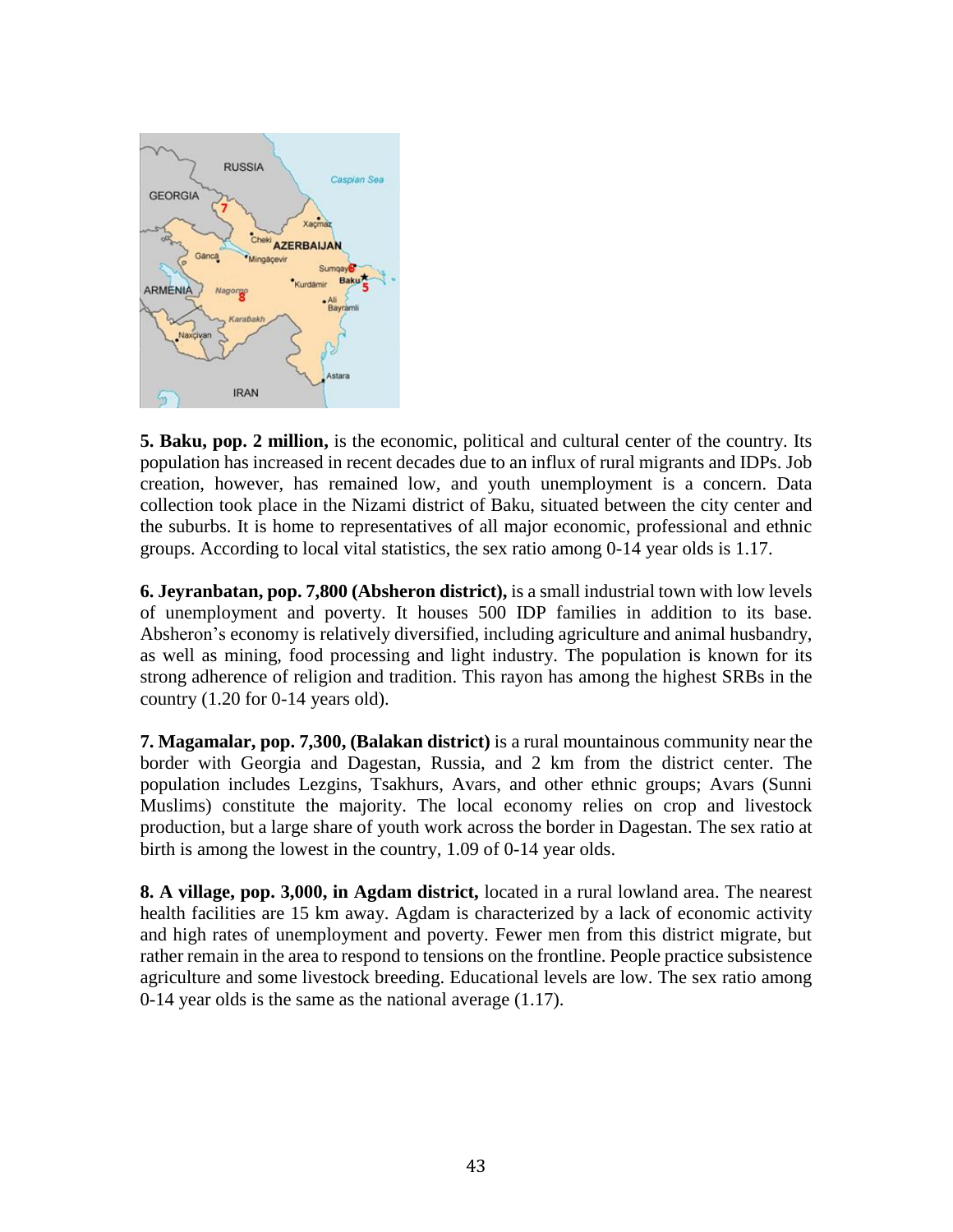**5. Baku, pop. 2 million,** is the economic, political and cultural center of the country. Its population has increased in recent decades due to an influx of rural migrants and IDPs. Job creation, however, has remained low, and youth unemployment is a concern. Data collection took place in the Nizami district of Baku, situated between the city center and the suburbs. It is home to representatives of all major economic, professional and ethnic groups. According to local vital statistics, the sex ratio among 0-14 year olds is 1.17.

**6. Jeyranbatan, pop. 7,800 (Absheron district),** is a small industrial town with low levels of unemployment and poverty. It houses 500 IDP families in addition to its base. Absheron's economy is relatively diversified, including agriculture and animal husbandry, as well as mining, food processing and light industry. The population is known for its strong adherence of religion and tradition. This rayon has among the highest SRBs in the country (1.20 for 0-14 years old).

**7. Magamalar, pop. 7,300, (Balakan district)** is a rural mountainous community near the border with Georgia and Dagestan, Russia, and 2 km from the district center. The population includes Lezgins, Tsakhurs, Avars, and other ethnic groups; Avars (Sunni Muslims) constitute the majority. The local economy relies on crop and livestock production, but a large share of youth work across the border in Dagestan. The sex ratio at birth is among the lowest in the country, 1.09 of 0-14 year olds.

**8. A village, pop. 3,000, in Agdam district,** located in a rural lowland area. The nearest health facilities are 15 km away. Agdam is characterized by a lack of economic activity and high rates of unemployment and poverty. Fewer men from this district migrate, but rather remain in the area to respond to tensions on the frontline. People practice subsistence agriculture and some livestock breeding. Educational levels are low. The sex ratio among 0-14 year olds is the same as the national average (1.17).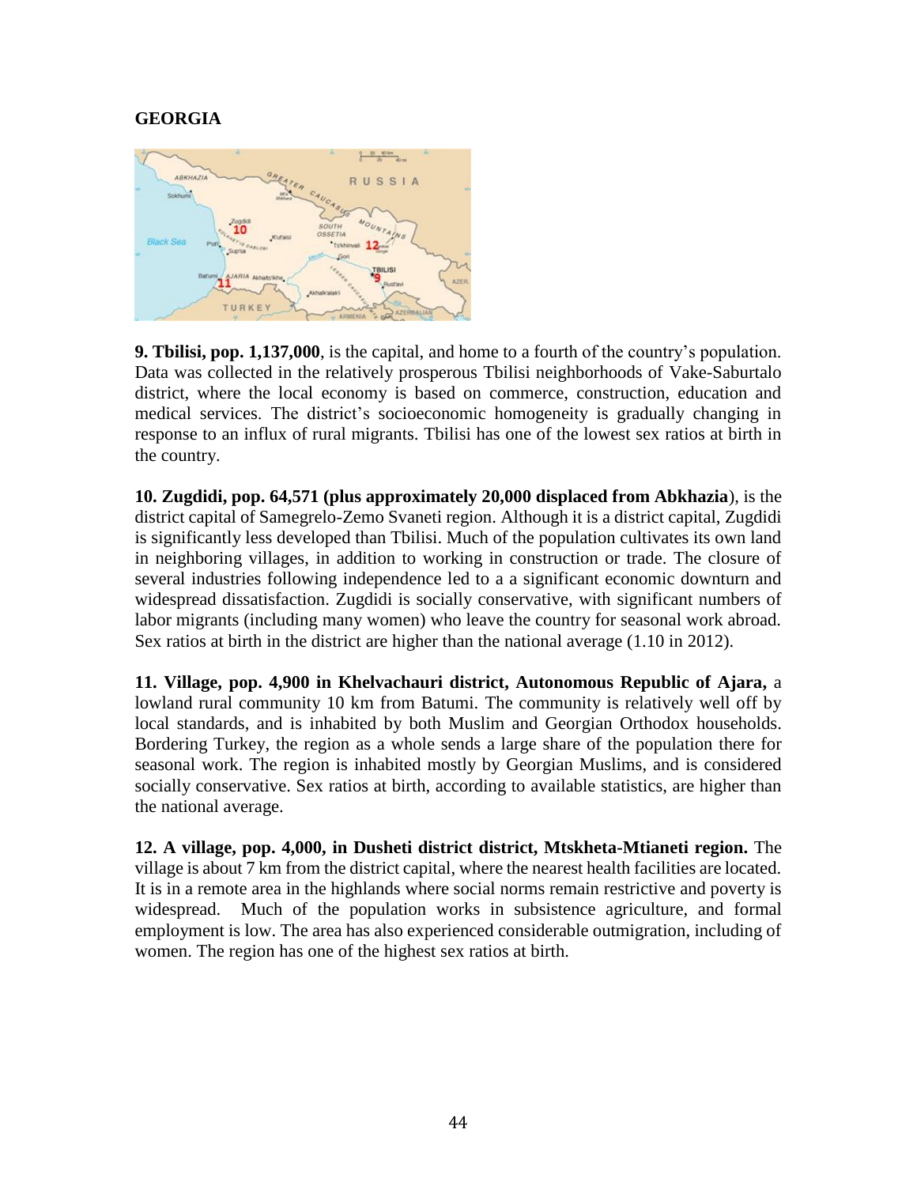**GEORGIA**

**9. Tbilisi, pop. 1,137,000**, is the capital, and home to a fourth of the country's population. Data was collected in the relatively prosperous Tbilisi neighborhoods of Vake-Saburtalo district, where the local economy is based on commerce, construction, education and medical services. The district's socioeconomic homogeneity is gradually changing in response to an influx of rural migrants. Tbilisi has one of the lowest sex ratios at birth in the country.

**10. Zugdidi, pop. 64,571 (plus approximately 20,000 displaced from Abkhazia**), is the district capital of Samegrelo-Zemo Svaneti region. Although it is a district capital, Zugdidi is significantly less developed than Tbilisi. Much of the population cultivates its own land in neighboring villages, in addition to working in construction or trade. The closure of several industries following independence led to a a significant economic downturn and widespread dissatisfaction. Zugdidi is socially conservative, with significant numbers of labor migrants (including many women) who leave the country for seasonal work abroad. Sex ratios at birth in the district are higher than the national average (1.10 in 2012).

**11. Village, pop. 4,900 in Khelvachauri district, Autonomous Republic of Ajara,** a lowland rural community 10 km from Batumi. The community is relatively well off by local standards, and is inhabited by both Muslim and Georgian Orthodox households. Bordering Turkey, the region as a whole sends a large share of the population there for seasonal work. The region is inhabited mostly by Georgian Muslims, and is considered socially conservative. Sex ratios at birth, according to available statistics, are higher than the national average.

**12. A village, pop. 4,000, in Dusheti district district, Mtskheta-Mtianeti region.** The village is about 7 km from the district capital, where the nearest health facilities are located. It is in a remote area in the highlands where social norms remain restrictive and poverty is widespread. Much of the population works in subsistence agriculture, and formal employment is low. The area has also experienced considerable outmigration, including of women. The region has one of the highest sex ratios at birth.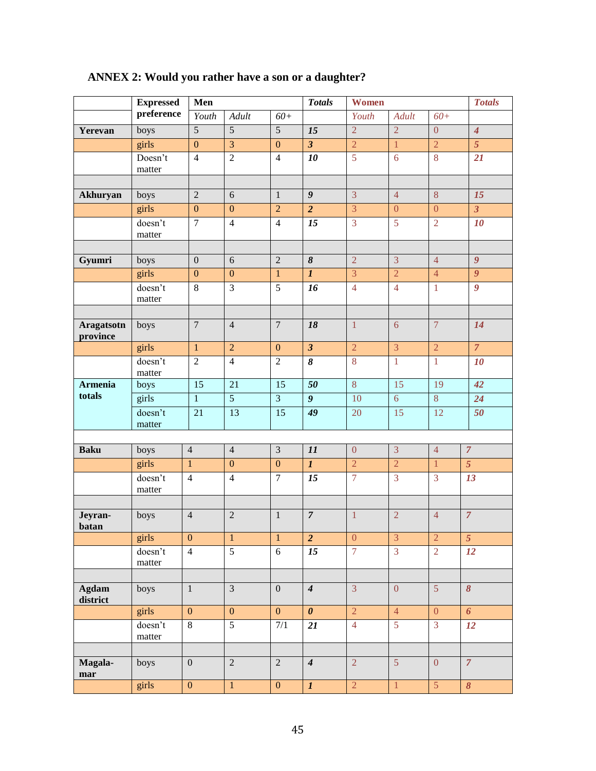## ANNEX 2: Would you rather have a son or a daughter?

| | Expressed preference | Men | | | Totals | Women | | | Totals |
|---|---|---|---|---|---|---|---|---|---|
| | | Youth | Adult | 60+ | | Youth | Adult | 60+ | |
| **Yerevan** | boys | 5 | 5 | 5 | ***15*** | 2 | 2 | 0 | ***4*** |
| | girls | 0 | 3 | 0 | ***3*** | 2 | 1 | 2 | ***5*** |
| | Doesn't matter | 4 | 2 | 4 | ***10*** | 5 | 6 | 8 | ***21*** |
| | | | | | | | | | |
| **Akhuryan** | boys | 2 | 6 | 1 | ***9*** | 3 | 4 | 8 | ***15*** |
| | girls | 0 | 0 | 2 | ***2*** | 3 | 0 | 0 | ***3*** |
| | doesn't matter | 7 | 4 | 4 | ***15*** | 3 | 5 | 2 | ***10*** |
| | | | | | | | | | |
| **Gyumri** | boys | 0 | 6 | 2 | ***8*** | 2 | 3 | 4 | ***9*** |
| | girls | 0 | 0 | 1 | ***1*** | 3 | 2 | 4 | ***9*** |
| | doesn't matter | 8 | 3 | 5 | ***16*** | 4 | 4 | 1 | ***9*** |
| | | | | | | | | | |
| **Aragatsotn province** | boys | 7 | 4 | 7 | ***18*** | 1 | 6 | 7 | ***14*** |
| | girls | 1 | 2 | 0 | ***3*** | 2 | 3 | 2 | ***7*** |
| | doesn't matter | 2 | 4 | 2 | ***8*** | 8 | 1 | 1 | ***10*** |
| **Armenia totals** | boys | 15 | 21 | 15 | ***50*** | 8 | 15 | 19 | ***42*** |
| | girls | 1 | 5 | 3 | ***9*** | 10 | 6 | 8 | ***24*** |
| | doesn't matter | 21 | 13 | 15 | ***49*** | 20 | 15 | 12 | ***50*** |
| | | | | | | | | | |
| **Baku** | boys | 4 | 4 | 3 | ***11*** | 0 | 3 | 4 | ***7*** |
| | girls | 1 | 0 | 0 | ***1*** | 2 | 2 | 1 | ***5*** |
| | doesn't matter | 4 | 4 | 7 | ***15*** | 7 | 3 | 3 | ***13*** |
| | | | | | | | | | |
| **Jeyran-batan** | boys | 4 | 2 | 1 | ***7*** | 1 | 2 | 4 | ***7*** |
| | girls | 0 | 1 | 1 | ***2*** | 0 | 3 | 2 | ***5*** |
| | doesn't matter | 4 | 5 | 6 | ***15*** | 7 | 3 | 2 | ***12*** |
| | | | | | | | | | |
| **Agdam district** | boys | 1 | 3 | 0 | ***4*** | 3 | 0 | 5 | ***8*** |
| | girls | 0 | 0 | 0 | ***0*** | 2 | 4 | 0 | ***6*** |
| | doesn't matter | 8 | 5 | 7/1 | ***21*** | 4 | 5 | 3 | ***12*** |
| | | | | | | | | | |
| **Magala-mar** | boys | 0 | 2 | 2 | ***4*** | 2 | 5 | 0 | ***7*** |
| | girls | 0 | 1 | 0 | ***1*** | 2 | 1 | 5 | ***8*** |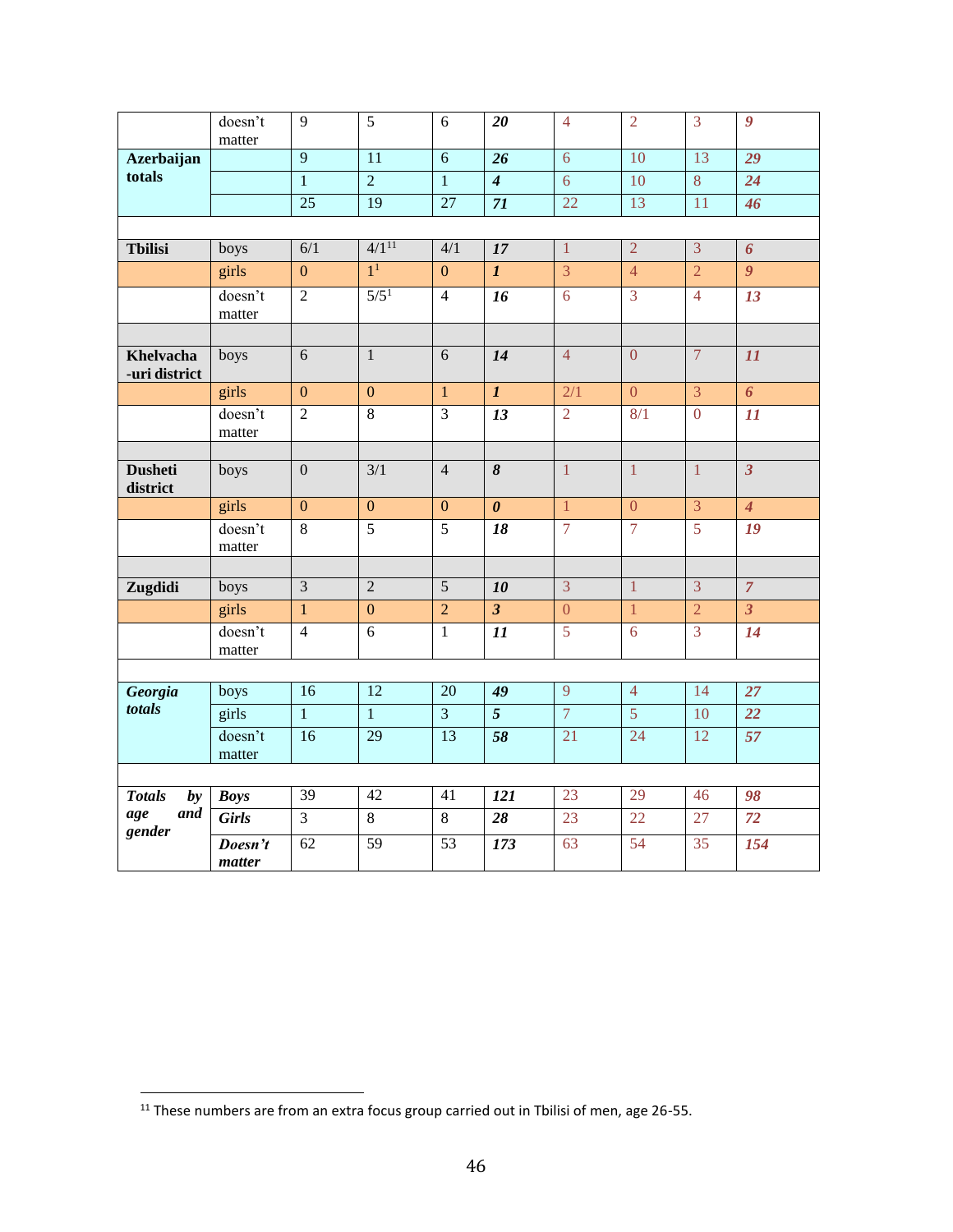| | | | | | | | | | |
|---|---|---|---|---|---|---|---|---|---|
| | doesn't matter | 9 | 5 | 6 | ***20*** | 4 | 2 | 3 | ***9*** |
| **Azerbaijan totals** | | 9 | 11 | 6 | ***26*** | 6 | 10 | 13 | ***29*** |
| | | 1 | 2 | 1 | ***4*** | 6 | 10 | 8 | ***24*** |
| | | 25 | 19 | 27 | ***71*** | 22 | 13 | 11 | ***46*** |
| | | | | | | | | | |
| **Tbilisi** | boys | 6/1 | 4/1[11] | 4/1 | ***17*** | 1 | 2 | 3 | ***6*** |
| | girls | 0 | 1[1] | 0 | ***1*** | 3 | 4 | 2 | ***9*** |
| | doesn't matter | 2 | 5/5[1] | 4 | ***16*** | 6 | 3 | 4 | ***13*** |
| | | | | | | | | | |
| **Khelvacha -uri district** | boys | 6 | 1 | 6 | ***14*** | 4 | 0 | 7 | ***11*** |
| | girls | 0 | 0 | 1 | ***1*** | 2/1 | 0 | 3 | ***6*** |
| | doesn't matter | 2 | 8 | 3 | ***13*** | 2 | 8/1 | 0 | ***11*** |
| | | | | | | | | | |
| **Dusheti district** | boys | 0 | 3/1 | 4 | ***8*** | 1 | 1 | 1 | ***3*** |
| | girls | 0 | 0 | 0 | ***0*** | 1 | 0 | 3 | ***4*** |
| | doesn't matter | 8 | 5 | 5 | ***18*** | 7 | 7 | 5 | ***19*** |
| | | | | | | | | | |
| **Zugdidi** | boys | 3 | 2 | 5 | ***10*** | 3 | 1 | 3 | ***7*** |
| | girls | 1 | 0 | 2 | ***3*** | 0 | 1 | 2 | ***3*** |
| | doesn't matter | 4 | 6 | 1 | ***11*** | 5 | 6 | 3 | ***14*** |
| | | | | | | | | | |
| ***Georgia totals*** | boys | 16 | 12 | 20 | ***49*** | 9 | 4 | 14 | ***27*** |
| | girls | 1 | 1 | 3 | ***5*** | 7 | 5 | 10 | ***22*** |
| | doesn't matter | 16 | 29 | 13 | ***58*** | 21 | 24 | 12 | ***57*** |
| | | | | | | | | | |
| ***Totals by age and gender*** | ***Boys*** | 39 | 42 | 41 | ***121*** | 23 | 29 | 46 | ***98*** |
| | ***Girls*** | 3 | 8 | 8 | ***28*** | 23 | 22 | 27 | ***72*** |
| | ***Doesn't matter*** | 62 | 59 | 53 | ***173*** | 63 | 54 | 35 | ***154*** |

[11] These numbers are from an extra focus group carried out in Tbilisi of men, age 26-55.